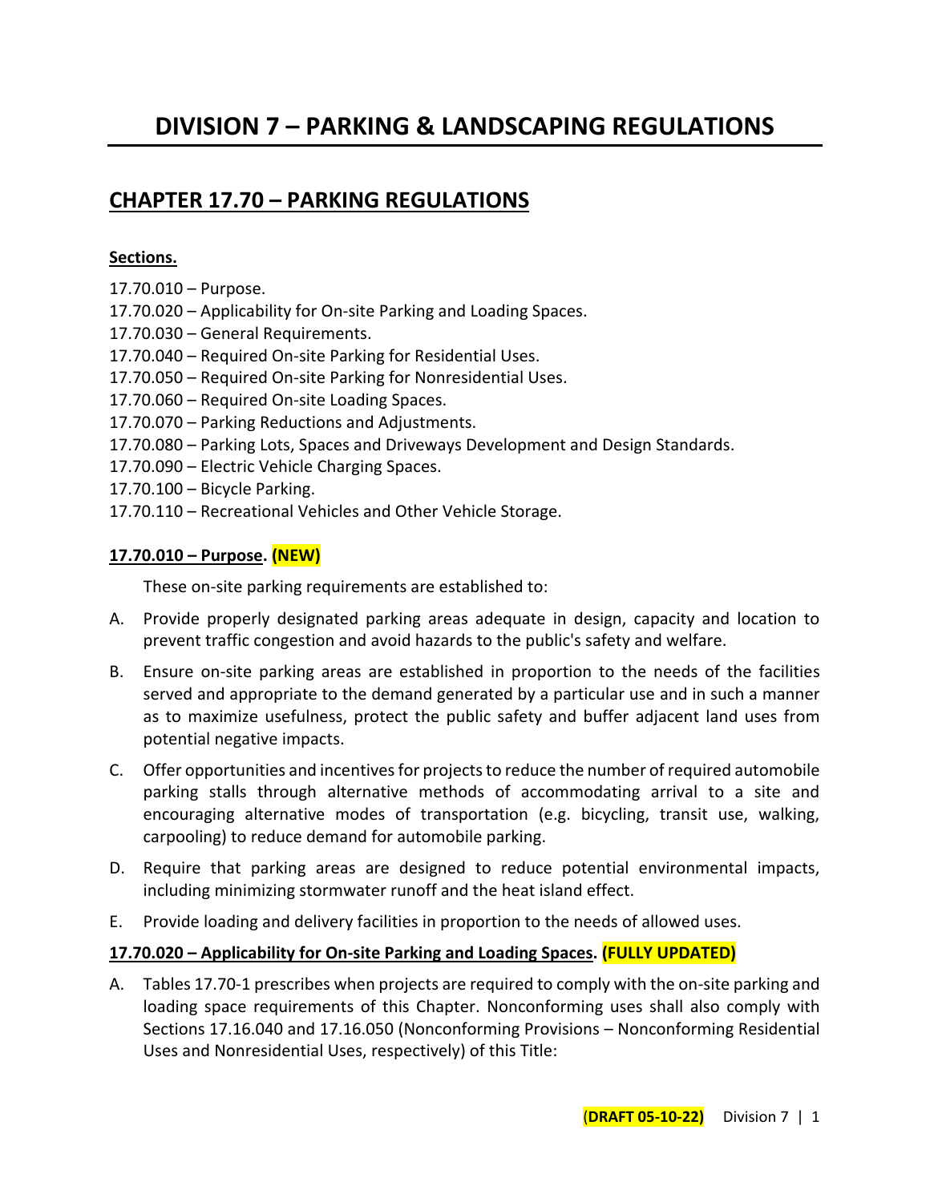# DIVISION 7 – PARKING & LANDSCAPING REGULATIONS

## CHAPTER 17.70 – PARKING REGULATIONS

**Sections.**

17.70.010 – Purpose.
17.70.020 – Applicability for On-site Parking and Loading Spaces.
17.70.030 – General Requirements.
17.70.040 – Required On-site Parking for Residential Uses.
17.70.050 – Required On-site Parking for Nonresidential Uses.
17.70.060 – Required On-site Loading Spaces.
17.70.070 – Parking Reductions and Adjustments.
17.70.080 – Parking Lots, Spaces and Driveways Development and Design Standards.
17.70.090 – Electric Vehicle Charging Spaces.
17.70.100 – Bicycle Parking.
17.70.110 – Recreational Vehicles and Other Vehicle Storage.

**17.70.010 – Purpose. (NEW)**

These on-site parking requirements are established to:

A. Provide properly designated parking areas adequate in design, capacity and location to prevent traffic congestion and avoid hazards to the public's safety and welfare.

B. Ensure on-site parking areas are established in proportion to the needs of the facilities served and appropriate to the demand generated by a particular use and in such a manner as to maximize usefulness, protect the public safety and buffer adjacent land uses from potential negative impacts.

C. Offer opportunities and incentives for projects to reduce the number of required automobile parking stalls through alternative methods of accommodating arrival to a site and encouraging alternative modes of transportation (e.g. bicycling, transit use, walking, carpooling) to reduce demand for automobile parking.

D. Require that parking areas are designed to reduce potential environmental impacts, including minimizing stormwater runoff and the heat island effect.

E. Provide loading and delivery facilities in proportion to the needs of allowed uses.

**17.70.020 – Applicability for On-site Parking and Loading Spaces. (FULLY UPDATED)**

A. Tables 17.70-1 prescribes when projects are required to comply with the on-site parking and loading space requirements of this Chapter. Nonconforming uses shall also comply with Sections 17.16.040 and 17.16.050 (Nonconforming Provisions – Nonconforming Residential Uses and Nonresidential Uses, respectively) of this Title: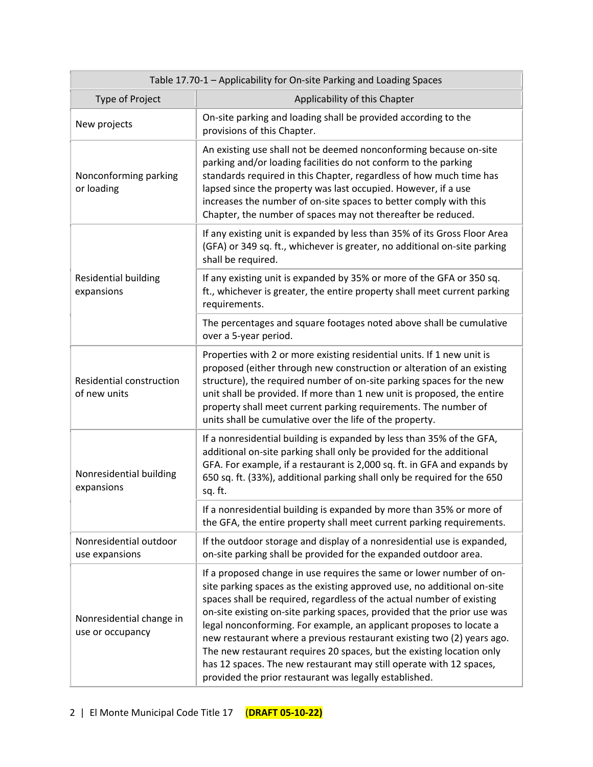| Table 17.70-1 – Applicability for On-site Parking and Loading Spaces | |
|---|---|
| Type of Project | Applicability of this Chapter |
| New projects | On-site parking and loading shall be provided according to the provisions of this Chapter. |
| Nonconforming parking or loading | An existing use shall not be deemed nonconforming because on-site parking and/or loading facilities do not conform to the parking standards required in this Chapter, regardless of how much time has lapsed since the property was last occupied. However, if a use increases the number of on-site spaces to better comply with this Chapter, the number of spaces may not thereafter be reduced. |
| Residential building expansions | If any existing unit is expanded by less than 35% of its Gross Floor Area (GFA) or 349 sq. ft., whichever is greater, no additional on-site parking shall be required. |
| | If any existing unit is expanded by 35% or more of the GFA or 350 sq. ft., whichever is greater, the entire property shall meet current parking requirements. |
| | The percentages and square footages noted above shall be cumulative over a 5-year period. |
| Residential construction of new units | Properties with 2 or more existing residential units. If 1 new unit is proposed (either through new construction or alteration of an existing structure), the required number of on-site parking spaces for the new unit shall be provided. If more than 1 new unit is proposed, the entire property shall meet current parking requirements. The number of units shall be cumulative over the life of the property. |
| Nonresidential building expansions | If a nonresidential building is expanded by less than 35% of the GFA, additional on-site parking shall only be provided for the additional GFA. For example, if a restaurant is 2,000 sq. ft. in GFA and expands by 650 sq. ft. (33%), additional parking shall only be required for the 650 sq. ft. |
| | If a nonresidential building is expanded by more than 35% or more of the GFA, the entire property shall meet current parking requirements. |
| Nonresidential outdoor use expansions | If the outdoor storage and display of a nonresidential use is expanded, on-site parking shall be provided for the expanded outdoor area. |
| Nonresidential change in use or occupancy | If a proposed change in use requires the same or lower number of on-site parking spaces as the existing approved use, no additional on-site spaces shall be required, regardless of the actual number of existing on-site existing on-site parking spaces, provided that the prior use was legal nonconforming. For example, an applicant proposes to locate a new restaurant where a previous restaurant existing two (2) years ago. The new restaurant requires 20 spaces, but the existing location only has 12 spaces. The new restaurant may still operate with 12 spaces, provided the prior restaurant was legally established. |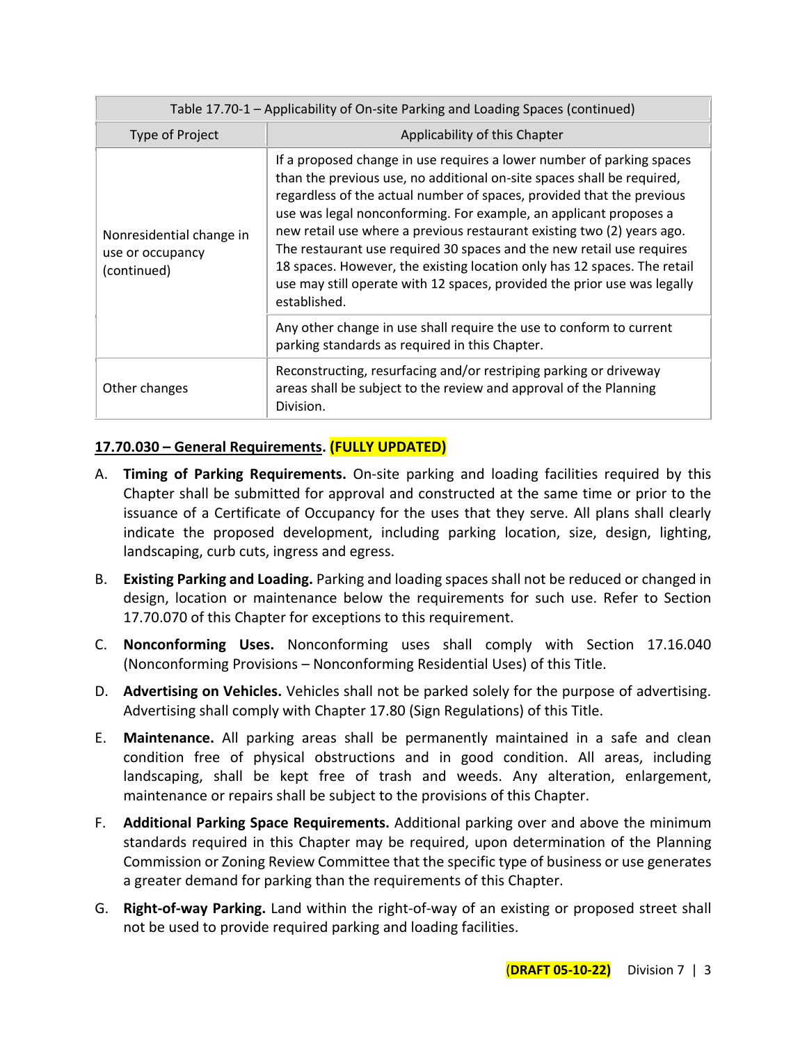| Table 17.70-1 – Applicability of On-site Parking and Loading Spaces (continued) | |
|---|---|
| Type of Project | Applicability of this Chapter |
| Nonresidential change in use or occupancy (continued) | If a proposed change in use requires a lower number of parking spaces than the previous use, no additional on-site spaces shall be required, regardless of the actual number of spaces, provided that the previous use was legal nonconforming. For example, an applicant proposes a new retail use where a previous restaurant existing two (2) years ago. The restaurant use required 30 spaces and the new retail use requires 18 spaces. However, the existing location only has 12 spaces. The retail use may still operate with 12 spaces, provided the prior use was legally established. |
| | Any other change in use shall require the use to conform to current parking standards as required in this Chapter. |
| Other changes | Reconstructing, resurfacing and/or restriping parking or driveway areas shall be subject to the review and approval of the Planning Division. |

## 17.70.030 – General Requirements. (FULLY UPDATED)

A. **Timing of Parking Requirements.** On-site parking and loading facilities required by this Chapter shall be submitted for approval and constructed at the same time or prior to the issuance of a Certificate of Occupancy for the uses that they serve. All plans shall clearly indicate the proposed development, including parking location, size, design, lighting, landscaping, curb cuts, ingress and egress.

B. **Existing Parking and Loading.** Parking and loading spaces shall not be reduced or changed in design, location or maintenance below the requirements for such use. Refer to Section 17.70.070 of this Chapter for exceptions to this requirement.

C. **Nonconforming Uses.** Nonconforming uses shall comply with Section 17.16.040 (Nonconforming Provisions – Nonconforming Residential Uses) of this Title.

D. **Advertising on Vehicles.** Vehicles shall not be parked solely for the purpose of advertising. Advertising shall comply with Chapter 17.80 (Sign Regulations) of this Title.

E. **Maintenance.** All parking areas shall be permanently maintained in a safe and clean condition free of physical obstructions and in good condition. All areas, including landscaping, shall be kept free of trash and weeds. Any alteration, enlargement, maintenance or repairs shall be subject to the provisions of this Chapter.

F. **Additional Parking Space Requirements.** Additional parking over and above the minimum standards required in this Chapter may be required, upon determination of the Planning Commission or Zoning Review Committee that the specific type of business or use generates a greater demand for parking than the requirements of this Chapter.

G. **Right-of-way Parking.** Land within the right-of-way of an existing or proposed street shall not be used to provide required parking and loading facilities.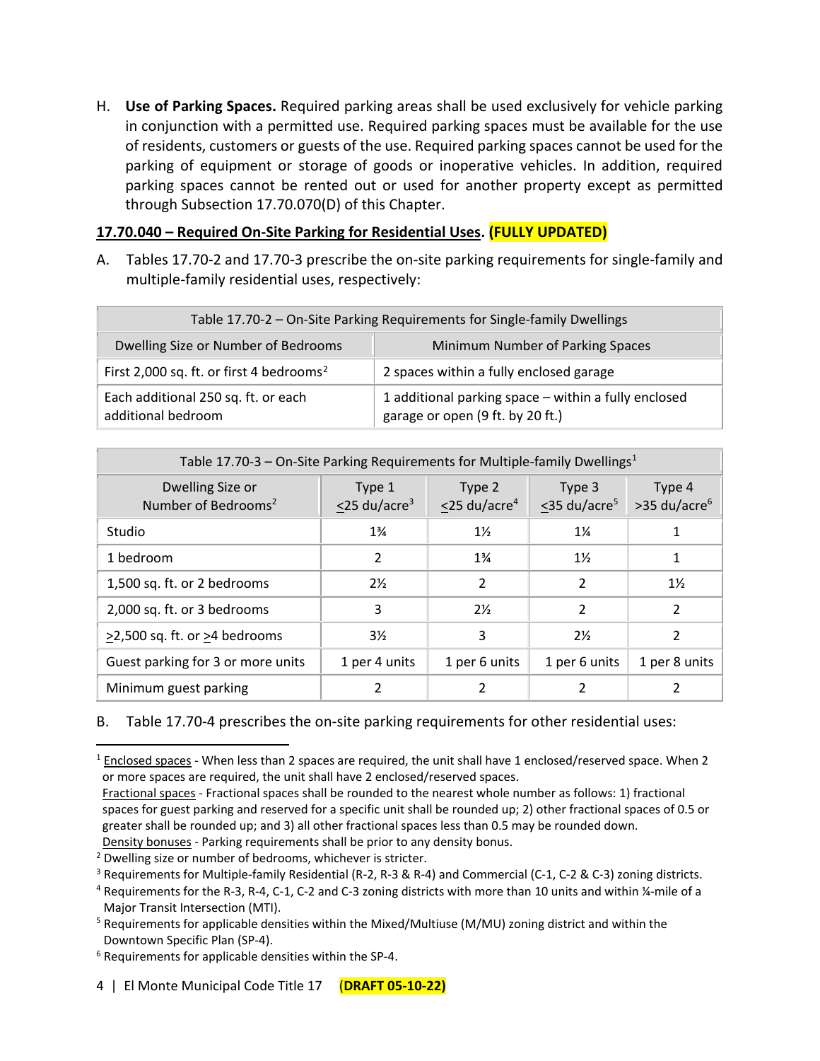H. **Use of Parking Spaces.** Required parking areas shall be used exclusively for vehicle parking in conjunction with a permitted use. Required parking spaces must be available for the use of residents, customers or guests of the use. Required parking spaces cannot be used for the parking of equipment or storage of goods or inoperative vehicles. In addition, required parking spaces cannot be rented out or used for another property except as permitted through Subsection 17.70.070(D) of this Chapter.

**17.70.040 – Required On-Site Parking for Residential Uses. (FULLY UPDATED)**

A. Tables 17.70-2 and 17.70-3 prescribe the on-site parking requirements for single-family and multiple-family residential uses, respectively:

| Table 17.70-2 – On-Site Parking Requirements for Single-family Dwellings | |
|---|---|
| Dwelling Size or Number of Bedrooms | Minimum Number of Parking Spaces |
| First 2,000 sq. ft. or first 4 bedrooms[2] | 2 spaces within a fully enclosed garage |
| Each additional 250 sq. ft. or each additional bedroom | 1 additional parking space – within a fully enclosed garage or open (9 ft. by 20 ft.) |

| Table 17.70-3 – On-Site Parking Requirements for Multiple-family Dwellings[1] | | | | |
|---|---|---|---|---|
| Dwelling Size or Number of Bedrooms[2] | Type 1 ≤25 du/acre[3] | Type 2 ≤25 du/acre[4] | Type 3 ≤35 du/acre[5] | Type 4 >35 du/acre[6] |
| Studio | 1¾ | 1½ | 1¼ | 1 |
| 1 bedroom | 2 | 1¾ | 1½ | 1 |
| 1,500 sq. ft. or 2 bedrooms | 2½ | 2 | 2 | 1½ |
| 2,000 sq. ft. or 3 bedrooms | 3 | 2½ | 2 | 2 |
| ≥2,500 sq. ft. or ≥4 bedrooms | 3½ | 3 | 2½ | 2 |
| Guest parking for 3 or more units | 1 per 4 units | 1 per 6 units | 1 per 6 units | 1 per 8 units |
| Minimum guest parking | 2 | 2 | 2 | 2 |

B. Table 17.70-4 prescribes the on-site parking requirements for other residential uses:

---

[1] Enclosed spaces - When less than 2 spaces are required, the unit shall have 1 enclosed/reserved space. When 2 or more spaces are required, the unit shall have 2 enclosed/reserved spaces.
Fractional spaces - Fractional spaces shall be rounded to the nearest whole number as follows: 1) fractional spaces for guest parking and reserved for a specific unit shall be rounded up; 2) other fractional spaces of 0.5 or greater shall be rounded up; and 3) all other fractional spaces less than 0.5 may be rounded down.
Density bonuses - Parking requirements shall be prior to any density bonus.

[2] Dwelling size or number of bedrooms, whichever is stricter.

[3] Requirements for Multiple-family Residential (R-2, R-3 & R-4) and Commercial (C-1, C-2 & C-3) zoning districts.

[4] Requirements for the R-3, R-4, C-1, C-2 and C-3 zoning districts with more than 10 units and within ¼-mile of a Major Transit Intersection (MTI).

[5] Requirements for applicable densities within the Mixed/Multiuse (M/MU) zoning district and within the Downtown Specific Plan (SP-4).

[6] Requirements for applicable densities within the SP-4.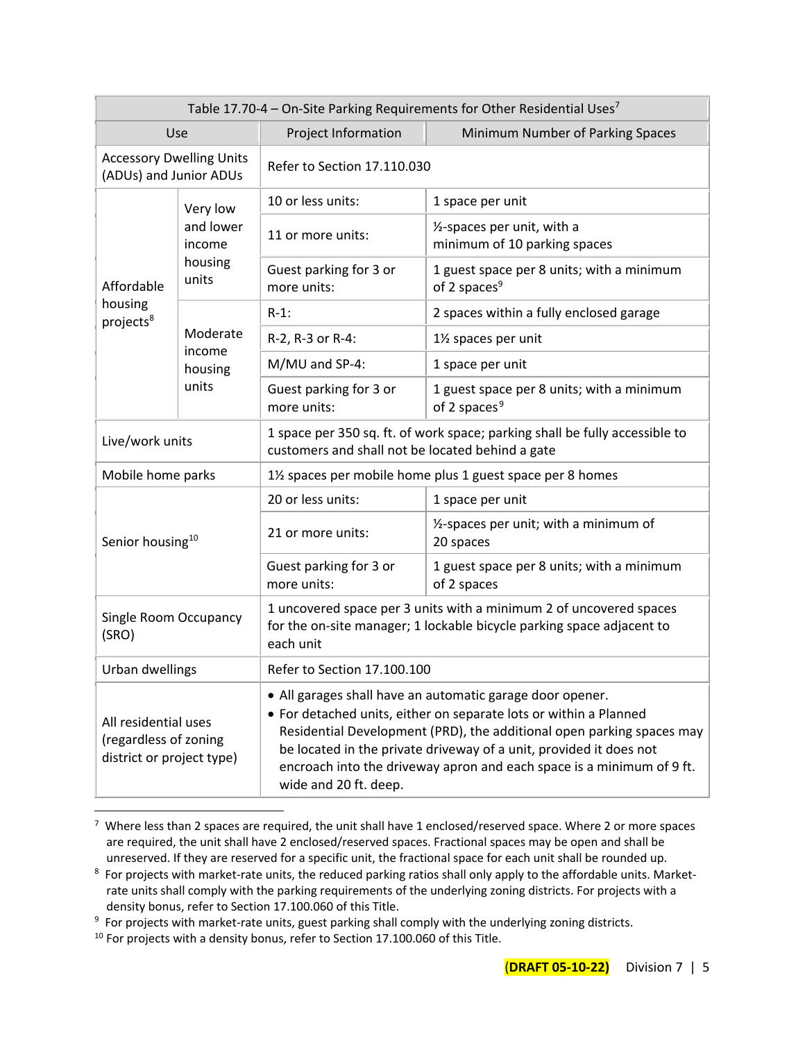| Table 17.70-4 – On-Site Parking Requirements for Other Residential Uses[7] | | | |
|---|---|---|---|
| Use | | Project Information | Minimum Number of Parking Spaces |
| Accessory Dwelling Units (ADUs) and Junior ADUs | | Refer to Section 17.110.030 | |
| Affordable housing projects[8] | Very low and lower income housing units | 10 or less units: | 1 space per unit |
| | | 11 or more units: | ½-spaces per unit, with a minimum of 10 parking spaces |
| | | Guest parking for 3 or more units: | 1 guest space per 8 units; with a minimum of 2 spaces[9] |
| | Moderate income housing units | R-1: | 2 spaces within a fully enclosed garage |
| | | R-2, R-3 or R-4: | 1½ spaces per unit |
| | | M/MU and SP-4: | 1 space per unit |
| | | Guest parking for 3 or more units: | 1 guest space per 8 units; with a minimum of 2 spaces[9] |
| Live/work units | | 1 space per 350 sq. ft. of work space; parking shall be fully accessible to customers and shall not be located behind a gate | |
| Mobile home parks | | 1½ spaces per mobile home plus 1 guest space per 8 homes | |
| Senior housing[10] | | 20 or less units: | 1 space per unit |
| | | 21 or more units: | ½-spaces per unit; with a minimum of 20 spaces |
| | | Guest parking for 3 or more units: | 1 guest space per 8 units; with a minimum of 2 spaces |
| Single Room Occupancy (SRO) | | 1 uncovered space per 3 units with a minimum 2 of uncovered spaces for the on-site manager; 1 lockable bicycle parking space adjacent to each unit | |
| Urban dwellings | | Refer to Section 17.100.100 | |
| All residential uses (regardless of zoning district or project type) | | • All garages shall have an automatic garage door opener. • For detached units, either on separate lots or within a Planned Residential Development (PRD), the additional open parking spaces may be located in the private driveway of a unit, provided it does not encroach into the driveway apron and each space is a minimum of 9 ft. wide and 20 ft. deep. | |

[7] Where less than 2 spaces are required, the unit shall have 1 enclosed/reserved space. Where 2 or more spaces are required, the unit shall have 2 enclosed/reserved spaces. Fractional spaces may be open and shall be unreserved. If they are reserved for a specific unit, the fractional space for each unit shall be rounded up.

[8] For projects with market-rate units, the reduced parking ratios shall only apply to the affordable units. Market-rate units shall comply with the parking requirements of the underlying zoning districts. For projects with a density bonus, refer to Section 17.100.060 of this Title.

[9] For projects with market-rate units, guest parking shall comply with the underlying zoning districts.

[10] For projects with a density bonus, refer to Section 17.100.060 of this Title.

**(DRAFT 05-10-22)**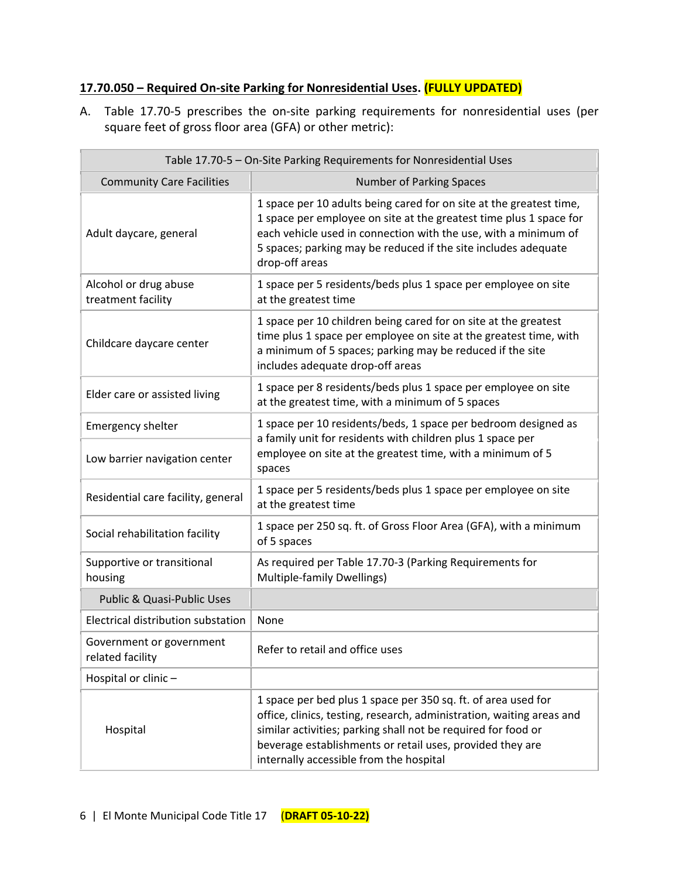**17.70.050 – Required On-site Parking for Nonresidential Uses. (FULLY UPDATED)**

A. Table 17.70-5 prescribes the on-site parking requirements for nonresidential uses (per square feet of gross floor area (GFA) or other metric):

| Table 17.70-5 – On-Site Parking Requirements for Nonresidential Uses | |
|---|---|
| Community Care Facilities | Number of Parking Spaces |
| Adult daycare, general | 1 space per 10 adults being cared for on site at the greatest time, 1 space per employee on site at the greatest time plus 1 space for each vehicle used in connection with the use, with a minimum of 5 spaces; parking may be reduced if the site includes adequate drop-off areas |
| Alcohol or drug abuse treatment facility | 1 space per 5 residents/beds plus 1 space per employee on site at the greatest time |
| Childcare daycare center | 1 space per 10 children being cared for on site at the greatest time plus 1 space per employee on site at the greatest time, with a minimum of 5 spaces; parking may be reduced if the site includes adequate drop-off areas |
| Elder care or assisted living | 1 space per 8 residents/beds plus 1 space per employee on site at the greatest time, with a minimum of 5 spaces |
| Emergency shelter | 1 space per 10 residents/beds, 1 space per bedroom designed as a family unit for residents with children plus 1 space per employee on site at the greatest time, with a minimum of 5 spaces |
| Low barrier navigation center | |
| Residential care facility, general | 1 space per 5 residents/beds plus 1 space per employee on site at the greatest time |
| Social rehabilitation facility | 1 space per 250 sq. ft. of Gross Floor Area (GFA), with a minimum of 5 spaces |
| Supportive or transitional housing | As required per Table 17.70-3 (Parking Requirements for Multiple-family Dwellings) |
| Public & Quasi-Public Uses | |
| Electrical distribution substation | None |
| Government or government related facility | Refer to retail and office uses |
| Hospital or clinic – | |
| Hospital | 1 space per bed plus 1 space per 350 sq. ft. of area used for office, clinics, testing, research, administration, waiting areas and similar activities; parking shall not be required for food or beverage establishments or retail uses, provided they are internally accessible from the hospital |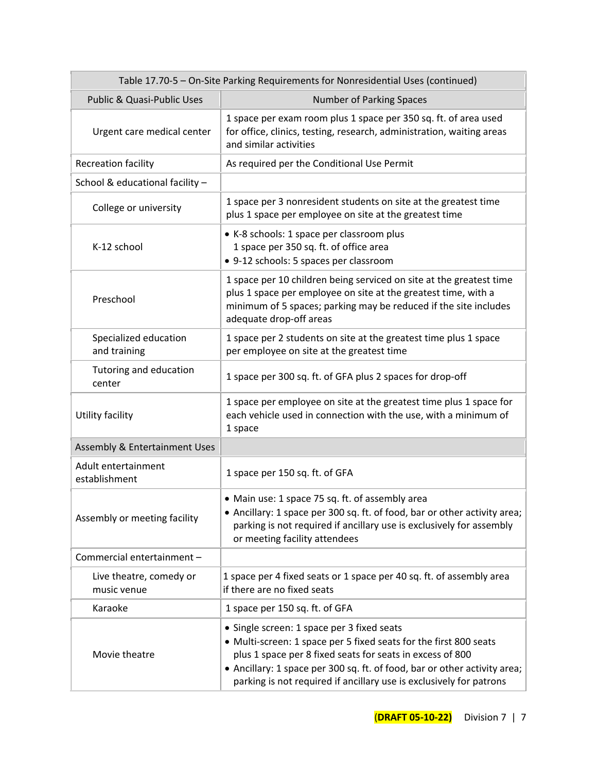| Table 17.70-5 – On-Site Parking Requirements for Nonresidential Uses (continued) | |
|---|---|
| **Public & Quasi-Public Uses** | **Number of Parking Spaces** |
| Urgent care medical center | 1 space per exam room plus 1 space per 350 sq. ft. of area used for office, clinics, testing, research, administration, waiting areas and similar activities |
| Recreation facility | As required per the Conditional Use Permit |
| School & educational facility – | |
| College or university | 1 space per 3 nonresident students on site at the greatest time plus 1 space per employee on site at the greatest time |
| K-12 school | • K-8 schools: 1 space per classroom plus 1 space per 350 sq. ft. of office area<br>• 9-12 schools: 5 spaces per classroom |
| Preschool | 1 space per 10 children being serviced on site at the greatest time plus 1 space per employee on site at the greatest time, with a minimum of 5 spaces; parking may be reduced if the site includes adequate drop-off areas |
| Specialized education and training | 1 space per 2 students on site at the greatest time plus 1 space per employee on site at the greatest time |
| Tutoring and education center | 1 space per 300 sq. ft. of GFA plus 2 spaces for drop-off |
| Utility facility | 1 space per employee on site at the greatest time plus 1 space for each vehicle used in connection with the use, with a minimum of 1 space |
| **Assembly & Entertainment Uses** | |
| Adult entertainment establishment | 1 space per 150 sq. ft. of GFA |
| Assembly or meeting facility | • Main use: 1 space 75 sq. ft. of assembly area<br>• Ancillary: 1 space per 300 sq. ft. of food, bar or other activity area; parking is not required if ancillary use is exclusively for assembly or meeting facility attendees |
| Commercial entertainment – | |
| Live theatre, comedy or music venue | 1 space per 4 fixed seats or 1 space per 40 sq. ft. of assembly area if there are no fixed seats |
| Karaoke | 1 space per 150 sq. ft. of GFA |
| Movie theatre | • Single screen: 1 space per 3 fixed seats<br>• Multi-screen: 1 space per 5 fixed seats for the first 800 seats plus 1 space per 8 fixed seats for seats in excess of 800<br>• Ancillary: 1 space per 300 sq. ft. of food, bar or other activity area; parking is not required if ancillary use is exclusively for patrons |

(DRAFT 05-10-22)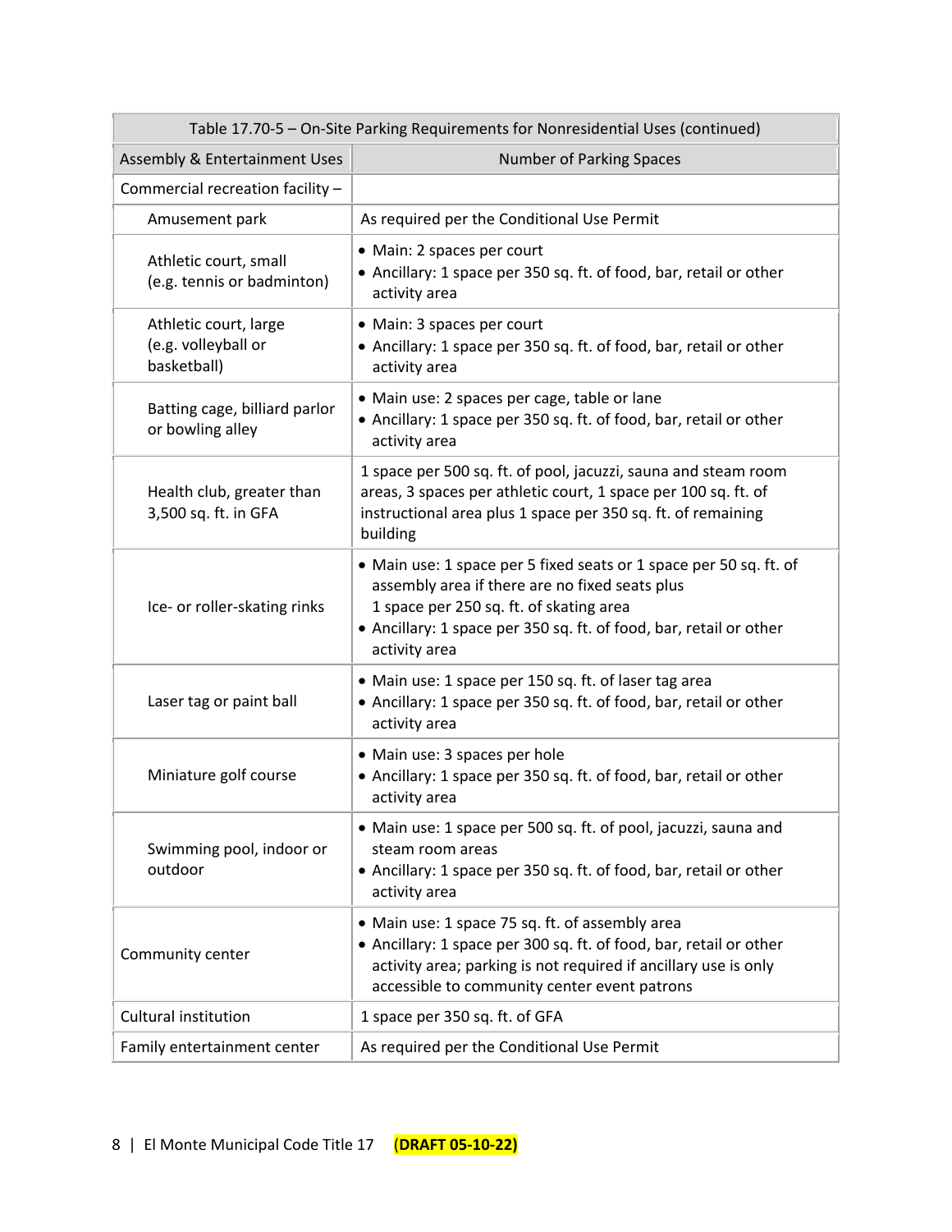| Table 17.70-5 – On-Site Parking Requirements for Nonresidential Uses (continued) | |
|---|---|
| Assembly & Entertainment Uses | Number of Parking Spaces |
| Commercial recreation facility – | |
| Amusement park | As required per the Conditional Use Permit |
| Athletic court, small (e.g. tennis or badminton) | • Main: 2 spaces per court<br>• Ancillary: 1 space per 350 sq. ft. of food, bar, retail or other activity area |
| Athletic court, large (e.g. volleyball or basketball) | • Main: 3 spaces per court<br>• Ancillary: 1 space per 350 sq. ft. of food, bar, retail or other activity area |
| Batting cage, billiard parlor or bowling alley | • Main use: 2 spaces per cage, table or lane<br>• Ancillary: 1 space per 350 sq. ft. of food, bar, retail or other activity area |
| Health club, greater than 3,500 sq. ft. in GFA | 1 space per 500 sq. ft. of pool, jacuzzi, sauna and steam room areas, 3 spaces per athletic court, 1 space per 100 sq. ft. of instructional area plus 1 space per 350 sq. ft. of remaining building |
| Ice- or roller-skating rinks | • Main use: 1 space per 5 fixed seats or 1 space per 50 sq. ft. of assembly area if there are no fixed seats plus 1 space per 250 sq. ft. of skating area<br>• Ancillary: 1 space per 350 sq. ft. of food, bar, retail or other activity area |
| Laser tag or paint ball | • Main use: 1 space per 150 sq. ft. of laser tag area<br>• Ancillary: 1 space per 350 sq. ft. of food, bar, retail or other activity area |
| Miniature golf course | • Main use: 3 spaces per hole<br>• Ancillary: 1 space per 350 sq. ft. of food, bar, retail or other activity area |
| Swimming pool, indoor or outdoor | • Main use: 1 space per 500 sq. ft. of pool, jacuzzi, sauna and steam room areas<br>• Ancillary: 1 space per 350 sq. ft. of food, bar, retail or other activity area |
| Community center | • Main use: 1 space 75 sq. ft. of assembly area<br>• Ancillary: 1 space per 300 sq. ft. of food, bar, retail or other activity area; parking is not required if ancillary use is only accessible to community center event patrons |
| Cultural institution | 1 space per 350 sq. ft. of GFA |
| Family entertainment center | As required per the Conditional Use Permit |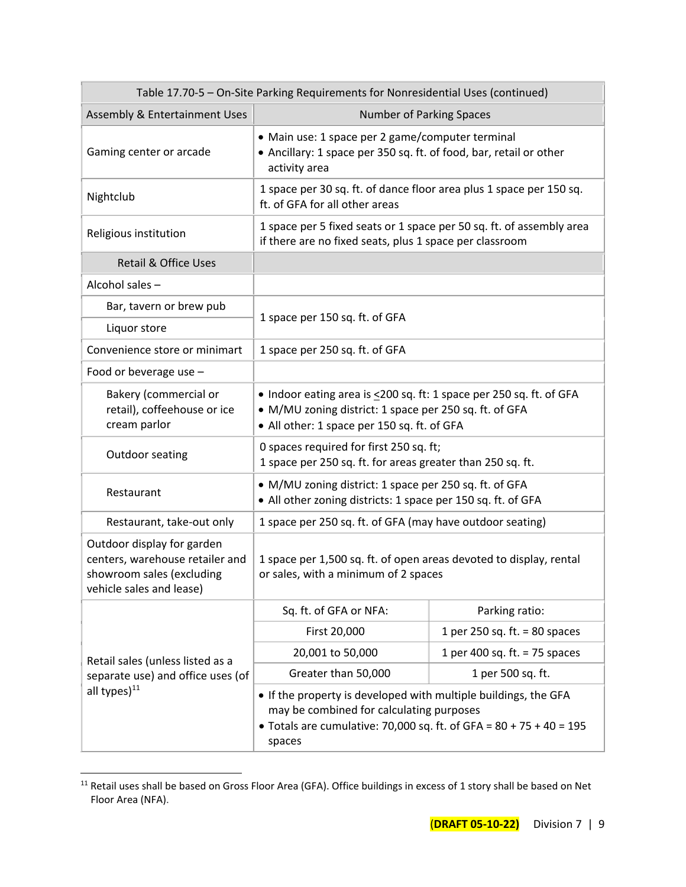| Table 17.70-5 – On-Site Parking Requirements for Nonresidential Uses (continued) | | |
|---|---|---|
| **Assembly & Entertainment Uses** | **Number of Parking Spaces** | |
| Gaming center or arcade | • Main use: 1 space per 2 game/computer terminal<br>• Ancillary: 1 space per 350 sq. ft. of food, bar, retail or other activity area | |
| Nightclub | 1 space per 30 sq. ft. of dance floor area plus 1 space per 150 sq. ft. of GFA for all other areas | |
| Religious institution | 1 space per 5 fixed seats or 1 space per 50 sq. ft. of assembly area if there are no fixed seats, plus 1 space per classroom | |
| **Retail & Office Uses** | | |
| Alcohol sales – | | |
| Bar, tavern or brew pub | 1 space per 150 sq. ft. of GFA | |
| Liquor store | 1 space per 150 sq. ft. of GFA | |
| Convenience store or minimart | 1 space per 250 sq. ft. of GFA | |
| Food or beverage use – | | |
| Bakery (commercial or retail), coffeehouse or ice cream parlor | • Indoor eating area is ≤200 sq. ft: 1 space per 250 sq. ft. of GFA<br>• M/MU zoning district: 1 space per 250 sq. ft. of GFA<br>• All other: 1 space per 150 sq. ft. of GFA | |
| Outdoor seating | 0 spaces required for first 250 sq. ft;<br>1 space per 250 sq. ft. for areas greater than 250 sq. ft. | |
| Restaurant | • M/MU zoning district: 1 space per 250 sq. ft. of GFA<br>• All other zoning districts: 1 space per 150 sq. ft. of GFA | |
| Restaurant, take-out only | 1 space per 250 sq. ft. of GFA (may have outdoor seating) | |
| Outdoor display for garden centers, warehouse retailer and showroom sales (excluding vehicle sales and lease) | 1 space per 1,500 sq. ft. of open areas devoted to display, rental or sales, with a minimum of 2 spaces | |
| Retail sales (unless listed as a separate use) and office uses (of all types)[11] | Sq. ft. of GFA or NFA: | Parking ratio: |
| | First 20,000 | 1 per 250 sq. ft. = 80 spaces |
| | 20,001 to 50,000 | 1 per 400 sq. ft. = 75 spaces |
| | Greater than 50,000 | 1 per 500 sq. ft. |
| | • If the property is developed with multiple buildings, the GFA may be combined for calculating purposes<br>• Totals are cumulative: 70,000 sq. ft. of GFA = 80 + 75 + 40 = 195 spaces | |

[11] Retail uses shall be based on Gross Floor Area (GFA). Office buildings in excess of 1 story shall be based on Net Floor Area (NFA).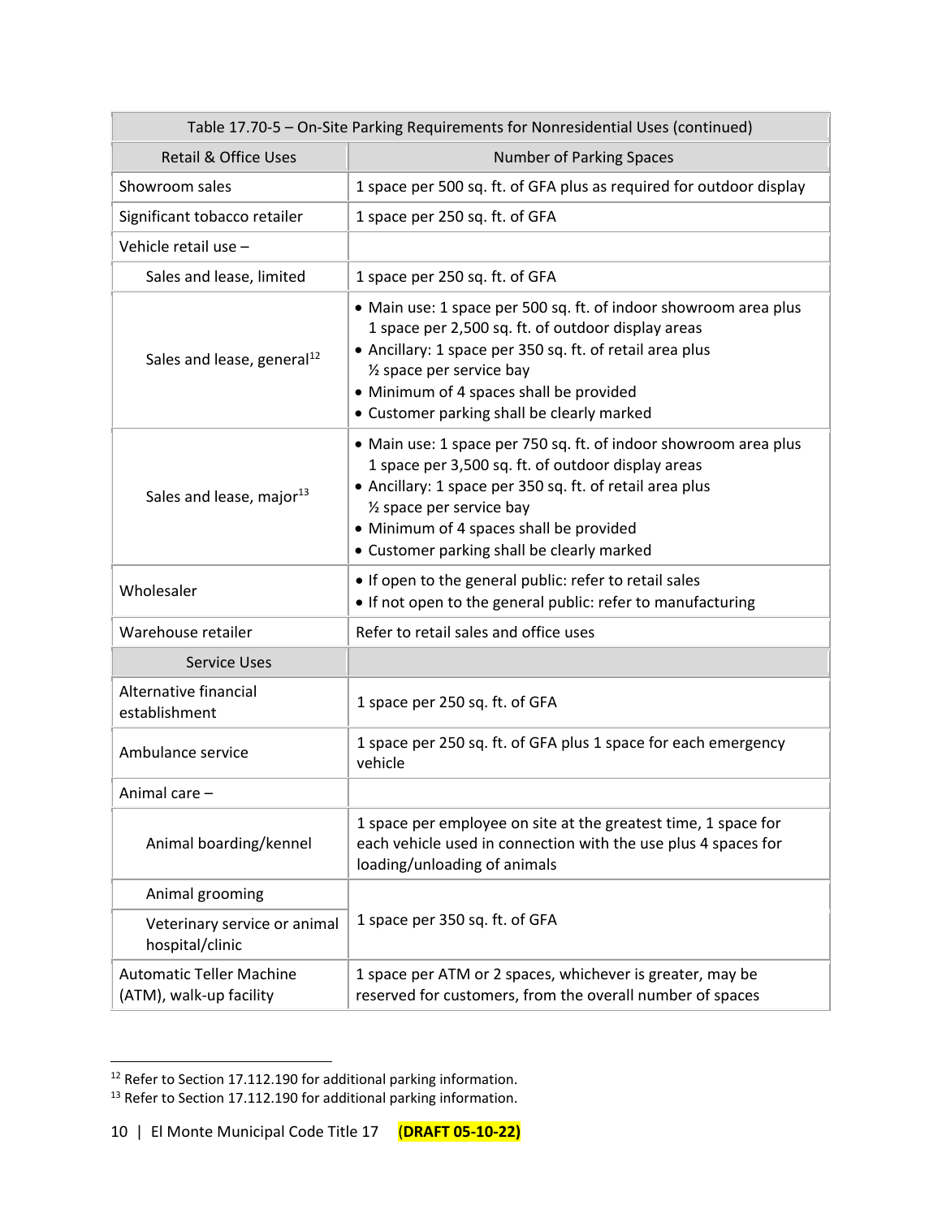| Table 17.70-5 – On-Site Parking Requirements for Nonresidential Uses (continued) | |
|---|---|
| **Retail & Office Uses** | **Number of Parking Spaces** |
| Showroom sales | 1 space per 500 sq. ft. of GFA plus as required for outdoor display |
| Significant tobacco retailer | 1 space per 250 sq. ft. of GFA |
| Vehicle retail use – | |
| Sales and lease, limited | 1 space per 250 sq. ft. of GFA |
| Sales and lease, general[12] | • Main use: 1 space per 500 sq. ft. of indoor showroom area plus 1 space per 2,500 sq. ft. of outdoor display areas<br>• Ancillary: 1 space per 350 sq. ft. of retail area plus ½ space per service bay<br>• Minimum of 4 spaces shall be provided<br>• Customer parking shall be clearly marked |
| Sales and lease, major[13] | • Main use: 1 space per 750 sq. ft. of indoor showroom area plus 1 space per 3,500 sq. ft. of outdoor display areas<br>• Ancillary: 1 space per 350 sq. ft. of retail area plus ½ space per service bay<br>• Minimum of 4 spaces shall be provided<br>• Customer parking shall be clearly marked |
| Wholesaler | • If open to the general public: refer to retail sales<br>• If not open to the general public: refer to manufacturing |
| Warehouse retailer | Refer to retail sales and office uses |
| **Service Uses** | |
| Alternative financial establishment | 1 space per 250 sq. ft. of GFA |
| Ambulance service | 1 space per 250 sq. ft. of GFA plus 1 space for each emergency vehicle |
| Animal care – | |
| Animal boarding/kennel | 1 space per employee on site at the greatest time, 1 space for each vehicle used in connection with the use plus 4 spaces for loading/unloading of animals |
| Animal grooming | 1 space per 350 sq. ft. of GFA |
| Veterinary service or animal hospital/clinic | 1 space per 350 sq. ft. of GFA |
| Automatic Teller Machine (ATM), walk-up facility | 1 space per ATM or 2 spaces, whichever is greater, may be reserved for customers, from the overall number of spaces |

[12] Refer to Section 17.112.190 for additional parking information.
[13] Refer to Section 17.112.190 for additional parking information.

(**DRAFT 05-10-22**)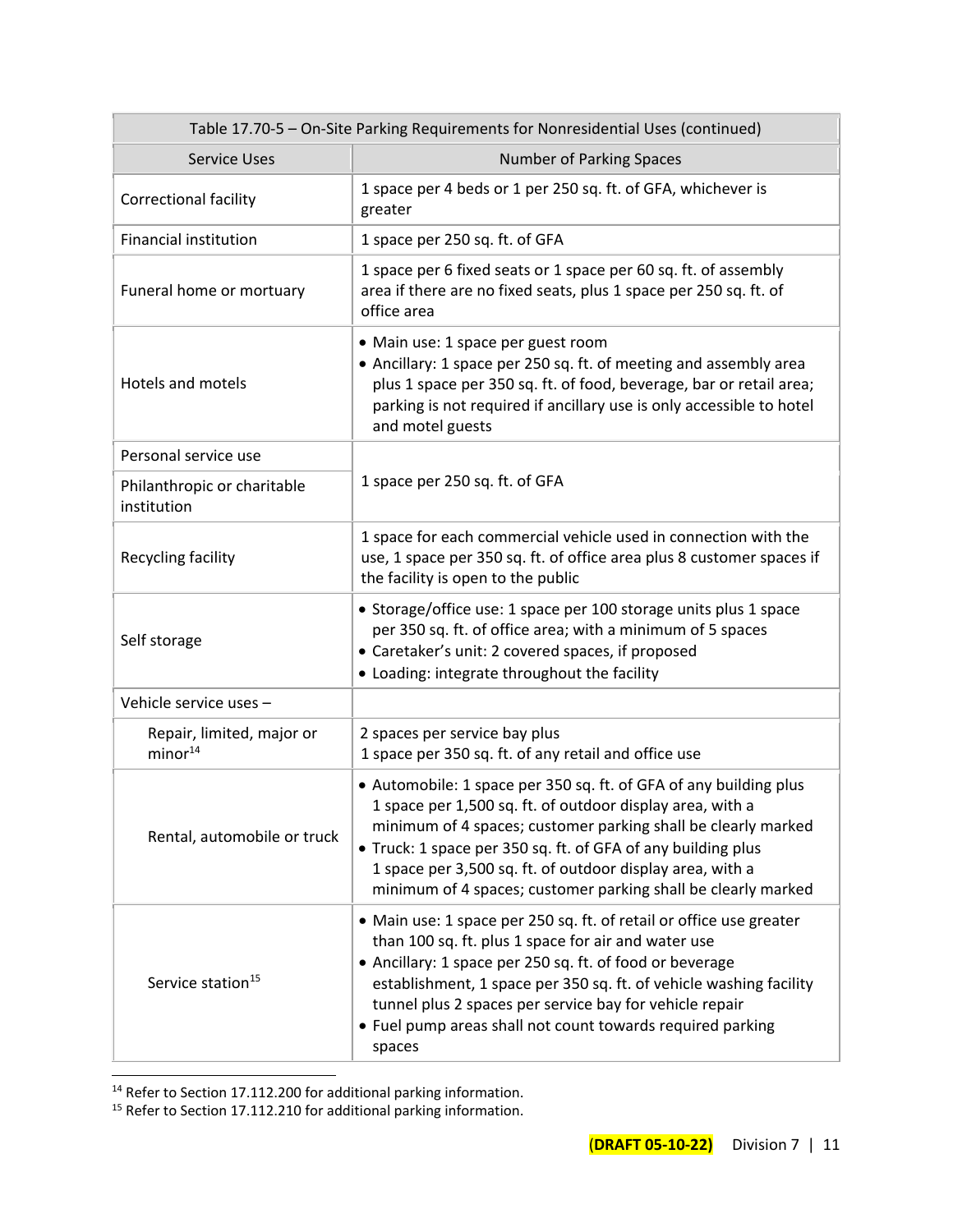| Table 17.70-5 – On-Site Parking Requirements for Nonresidential Uses (continued) | |
|---|---|
| **Service Uses** | **Number of Parking Spaces** |
| Correctional facility | 1 space per 4 beds or 1 per 250 sq. ft. of GFA, whichever is greater |
| Financial institution | 1 space per 250 sq. ft. of GFA |
| Funeral home or mortuary | 1 space per 6 fixed seats or 1 space per 60 sq. ft. of assembly area if there are no fixed seats, plus 1 space per 250 sq. ft. of office area |
| Hotels and motels | • Main use: 1 space per guest room<br>• Ancillary: 1 space per 250 sq. ft. of meeting and assembly area plus 1 space per 350 sq. ft. of food, beverage, bar or retail area; parking is not required if ancillary use is only accessible to hotel and motel guests |
| Personal service use | 1 space per 250 sq. ft. of GFA |
| Philanthropic or charitable institution | |
| Recycling facility | 1 space for each commercial vehicle used in connection with the use, 1 space per 350 sq. ft. of office area plus 8 customer spaces if the facility is open to the public |
| Self storage | • Storage/office use: 1 space per 100 storage units plus 1 space per 350 sq. ft. of office area; with a minimum of 5 spaces<br>• Caretaker's unit: 2 covered spaces, if proposed<br>• Loading: integrate throughout the facility |
| Vehicle service uses – | |
| Repair, limited, major or minor[14] | 2 spaces per service bay plus<br>1 space per 350 sq. ft. of any retail and office use |
| Rental, automobile or truck | • Automobile: 1 space per 350 sq. ft. of GFA of any building plus 1 space per 1,500 sq. ft. of outdoor display area, with a minimum of 4 spaces; customer parking shall be clearly marked<br>• Truck: 1 space per 350 sq. ft. of GFA of any building plus 1 space per 3,500 sq. ft. of outdoor display area, with a minimum of 4 spaces; customer parking shall be clearly marked |
| Service station[15] | • Main use: 1 space per 250 sq. ft. of retail or office use greater than 100 sq. ft. plus 1 space for air and water use<br>• Ancillary: 1 space per 250 sq. ft. of food or beverage establishment, 1 space per 350 sq. ft. of vehicle washing facility tunnel plus 2 spaces per service bay for vehicle repair<br>• Fuel pump areas shall not count towards required parking spaces |

[14] Refer to Section 17.112.200 for additional parking information.

[15] Refer to Section 17.112.210 for additional parking information.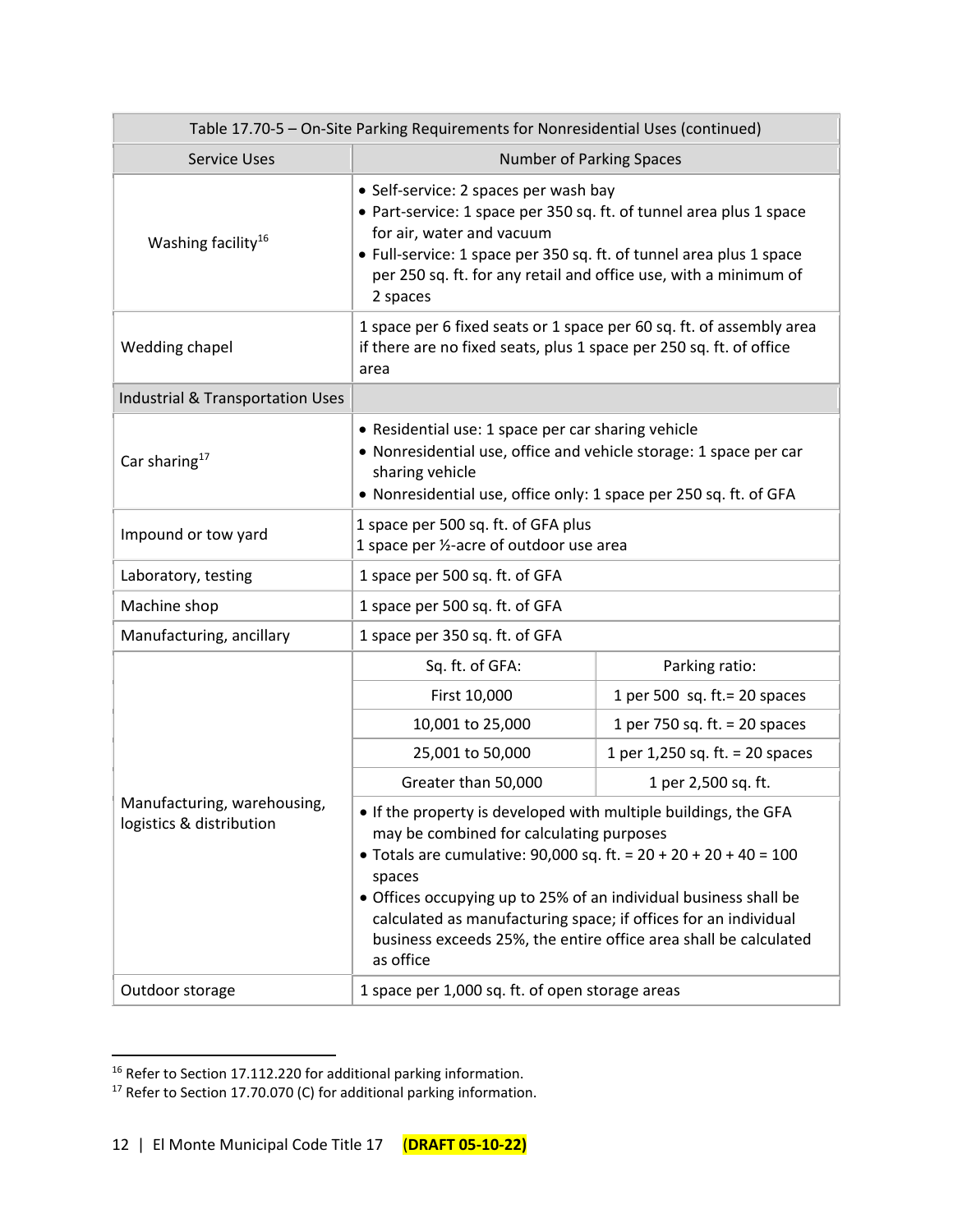| Table 17.70-5 – On-Site Parking Requirements for Nonresidential Uses (continued) | |
|---|---|
| **Service Uses** | **Number of Parking Spaces** |
| Washing facility[16] | • Self-service: 2 spaces per wash bay<br>• Part-service: 1 space per 350 sq. ft. of tunnel area plus 1 space for air, water and vacuum<br>• Full-service: 1 space per 350 sq. ft. of tunnel area plus 1 space per 250 sq. ft. for any retail and office use, with a minimum of 2 spaces |
| Wedding chapel | 1 space per 6 fixed seats or 1 space per 60 sq. ft. of assembly area if there are no fixed seats, plus 1 space per 250 sq. ft. of office area |
| **Industrial & Transportation Uses** | |
| Car sharing[17] | • Residential use: 1 space per car sharing vehicle<br>• Nonresidential use, office and vehicle storage: 1 space per car sharing vehicle<br>• Nonresidential use, office only: 1 space per 250 sq. ft. of GFA |
| Impound or tow yard | 1 space per 500 sq. ft. of GFA plus<br>1 space per ½-acre of outdoor use area |
| Laboratory, testing | 1 space per 500 sq. ft. of GFA |
| Machine shop | 1 space per 500 sq. ft. of GFA |
| Manufacturing, ancillary | 1 space per 350 sq. ft. of GFA |
| Manufacturing, warehousing, logistics & distribution | Sq. ft. of GFA: / Parking ratio:<br>First 10,000: 1 per 500 sq. ft.= 20 spaces<br>10,001 to 25,000: 1 per 750 sq. ft. = 20 spaces<br>25,001 to 50,000: 1 per 1,250 sq. ft. = 20 spaces<br>Greater than 50,000: 1 per 2,500 sq. ft.<br>• If the property is developed with multiple buildings, the GFA may be combined for calculating purposes<br>• Totals are cumulative: 90,000 sq. ft. = 20 + 20 + 20 + 40 = 100 spaces<br>• Offices occupying up to 25% of an individual business shall be calculated as manufacturing space; if offices for an individual business exceeds 25%, the entire office area shall be calculated as office |
| Outdoor storage | 1 space per 1,000 sq. ft. of open storage areas |

[16] Refer to Section 17.112.220 for additional parking information.

[17] Refer to Section 17.70.070 (C) for additional parking information.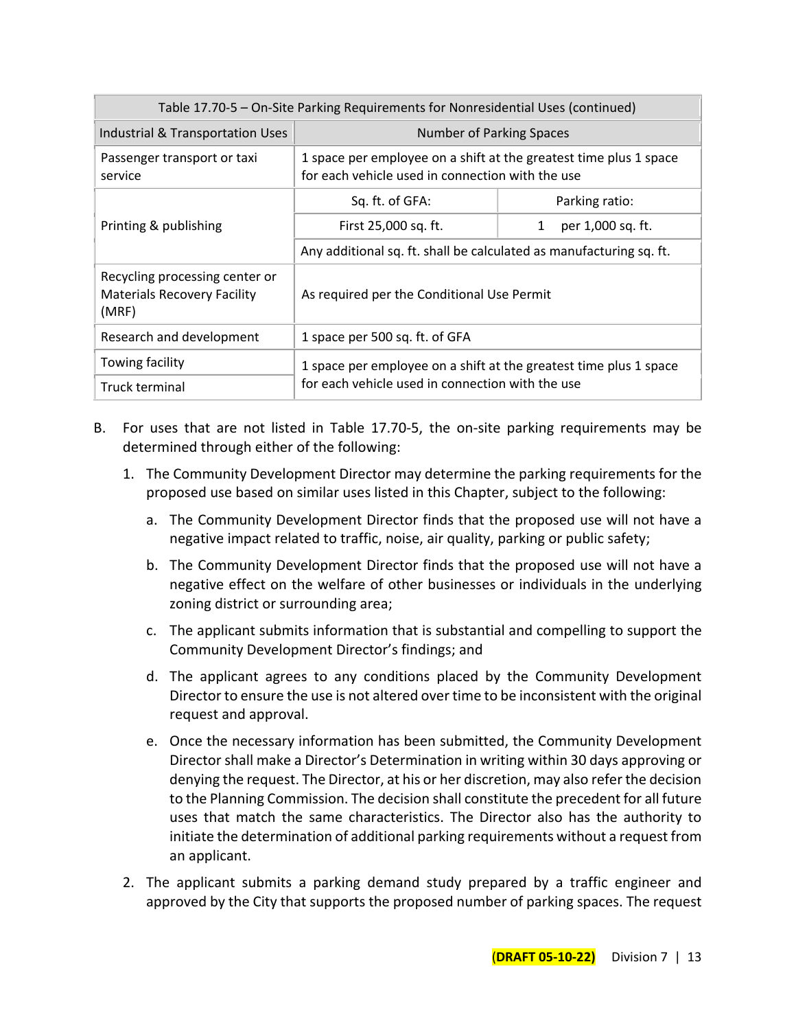| Table 17.70-5 – On-Site Parking Requirements for Nonresidential Uses (continued) | | |
|---|---|---|
| Industrial & Transportation Uses | Number of Parking Spaces | |
| Passenger transport or taxi service | 1 space per employee on a shift at the greatest time plus 1 space for each vehicle used in connection with the use | |
| Printing & publishing | Sq. ft. of GFA: | Parking ratio: |
| | First 25,000 sq. ft. | 1 per 1,000 sq. ft. |
| | Any additional sq. ft. shall be calculated as manufacturing sq. ft. | |
| Recycling processing center or Materials Recovery Facility (MRF) | As required per the Conditional Use Permit | |
| Research and development | 1 space per 500 sq. ft. of GFA | |
| Towing facility | 1 space per employee on a shift at the greatest time plus 1 space for each vehicle used in connection with the use | |
| Truck terminal | | |

B. For uses that are not listed in Table 17.70-5, the on-site parking requirements may be determined through either of the following:

1. The Community Development Director may determine the parking requirements for the proposed use based on similar uses listed in this Chapter, subject to the following:

   a. The Community Development Director finds that the proposed use will not have a negative impact related to traffic, noise, air quality, parking or public safety;

   b. The Community Development Director finds that the proposed use will not have a negative effect on the welfare of other businesses or individuals in the underlying zoning district or surrounding area;

   c. The applicant submits information that is substantial and compelling to support the Community Development Director's findings; and

   d. The applicant agrees to any conditions placed by the Community Development Director to ensure the use is not altered over time to be inconsistent with the original request and approval.

   e. Once the necessary information has been submitted, the Community Development Director shall make a Director's Determination in writing within 30 days approving or denying the request. The Director, at his or her discretion, may also refer the decision to the Planning Commission. The decision shall constitute the precedent for all future uses that match the same characteristics. The Director also has the authority to initiate the determination of additional parking requirements without a request from an applicant.

2. The applicant submits a parking demand study prepared by a traffic engineer and approved by the City that supports the proposed number of parking spaces. The request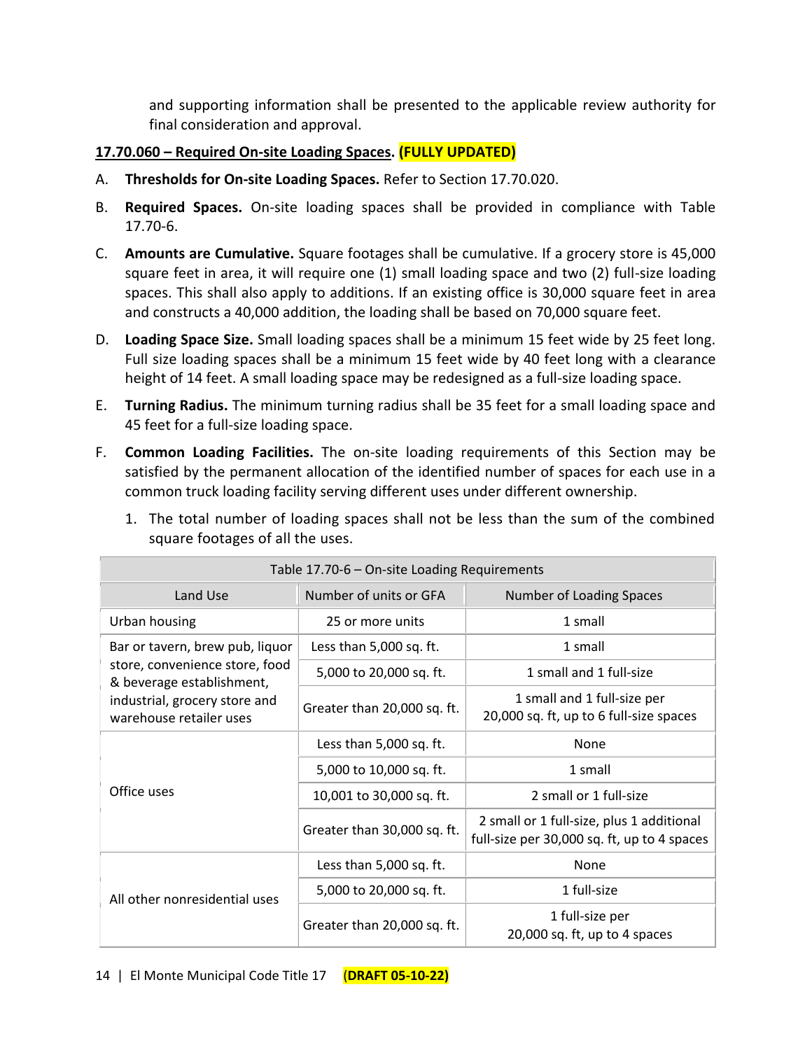and supporting information shall be presented to the applicable review authority for final consideration and approval.

**17.70.060 – Required On-site Loading Spaces. (FULLY UPDATED)**

A. **Thresholds for On-site Loading Spaces.** Refer to Section 17.70.020.

B. **Required Spaces.** On-site loading spaces shall be provided in compliance with Table 17.70-6.

C. **Amounts are Cumulative.** Square footages shall be cumulative. If a grocery store is 45,000 square feet in area, it will require one (1) small loading space and two (2) full-size loading spaces. This shall also apply to additions. If an existing office is 30,000 square feet in area and constructs a 40,000 addition, the loading shall be based on 70,000 square feet.

D. **Loading Space Size.** Small loading spaces shall be a minimum 15 feet wide by 25 feet long. Full size loading spaces shall be a minimum 15 feet wide by 40 feet long with a clearance height of 14 feet. A small loading space may be redesigned as a full-size loading space.

E. **Turning Radius.** The minimum turning radius shall be 35 feet for a small loading space and 45 feet for a full-size loading space.

F. **Common Loading Facilities.** The on-site loading requirements of this Section may be satisfied by the permanent allocation of the identified number of spaces for each use in a common truck loading facility serving different uses under different ownership.

   1. The total number of loading spaces shall not be less than the sum of the combined square footages of all the uses.

| Table 17.70-6 – On-site Loading Requirements | | |
|---|---|---|
| Land Use | Number of units or GFA | Number of Loading Spaces |
| Urban housing | 25 or more units | 1 small |
| Bar or tavern, brew pub, liquor store, convenience store, food & beverage establishment, industrial, grocery store and warehouse retailer uses | Less than 5,000 sq. ft. | 1 small |
| | 5,000 to 20,000 sq. ft. | 1 small and 1 full-size |
| | Greater than 20,000 sq. ft. | 1 small and 1 full-size per 20,000 sq. ft, up to 6 full-size spaces |
| Office uses | Less than 5,000 sq. ft. | None |
| | 5,000 to 10,000 sq. ft. | 1 small |
| | 10,001 to 30,000 sq. ft. | 2 small or 1 full-size |
| | Greater than 30,000 sq. ft. | 2 small or 1 full-size, plus 1 additional full-size per 30,000 sq. ft, up to 4 spaces |
| All other nonresidential uses | Less than 5,000 sq. ft. | None |
| | 5,000 to 20,000 sq. ft. | 1 full-size |
| | Greater than 20,000 sq. ft. | 1 full-size per 20,000 sq. ft, up to 4 spaces |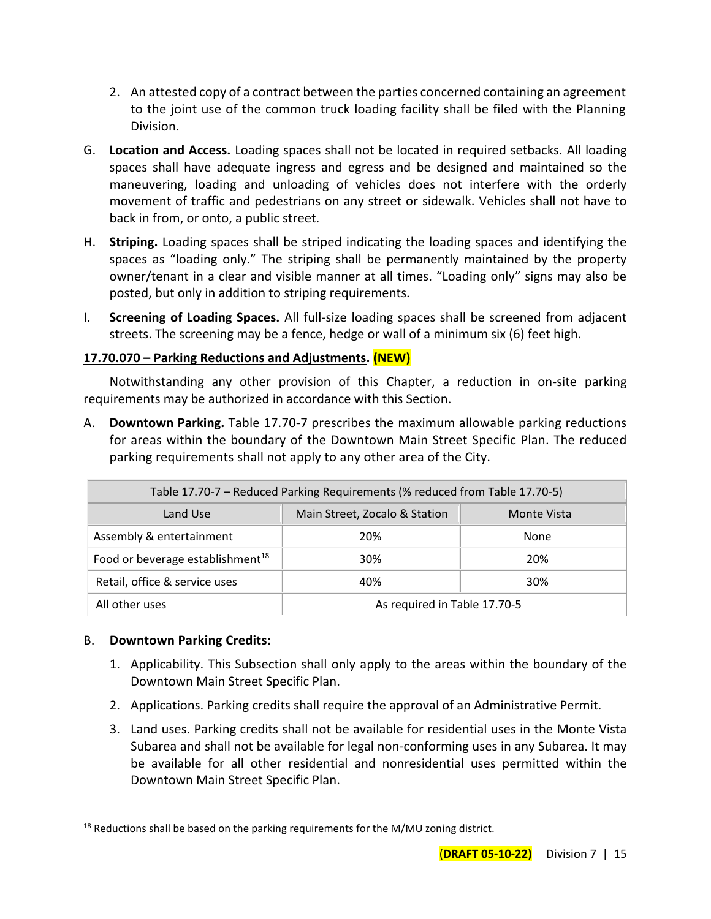2. An attested copy of a contract between the parties concerned containing an agreement to the joint use of the common truck loading facility shall be filed with the Planning Division.

G. **Location and Access.** Loading spaces shall not be located in required setbacks. All loading spaces shall have adequate ingress and egress and be designed and maintained so the maneuvering, loading and unloading of vehicles does not interfere with the orderly movement of traffic and pedestrians on any street or sidewalk. Vehicles shall not have to back in from, or onto, a public street.

H. **Striping.** Loading spaces shall be striped indicating the loading spaces and identifying the spaces as "loading only." The striping shall be permanently maintained by the property owner/tenant in a clear and visible manner at all times. "Loading only" signs may also be posted, but only in addition to striping requirements.

I. **Screening of Loading Spaces.** All full-size loading spaces shall be screened from adjacent streets. The screening may be a fence, hedge or wall of a minimum six (6) feet high.

**17.70.070 – Parking Reductions and Adjustments. (NEW)**

Notwithstanding any other provision of this Chapter, a reduction in on-site parking requirements may be authorized in accordance with this Section.

A. **Downtown Parking.** Table 17.70-7 prescribes the maximum allowable parking reductions for areas within the boundary of the Downtown Main Street Specific Plan. The reduced parking requirements shall not apply to any other area of the City.

| Table 17.70-7 – Reduced Parking Requirements (% reduced from Table 17.70-5) | | |
|---|---|---|
| Land Use | Main Street, Zocalo & Station | Monte Vista |
| Assembly & entertainment | 20% | None |
| Food or beverage establishment[18] | 30% | 20% |
| Retail, office & service uses | 40% | 30% |
| All other uses | As required in Table 17.70-5 | |

B. **Downtown Parking Credits:**

1. Applicability. This Subsection shall only apply to the areas within the boundary of the Downtown Main Street Specific Plan.
2. Applications. Parking credits shall require the approval of an Administrative Permit.
3. Land uses. Parking credits shall not be available for residential uses in the Monte Vista Subarea and shall not be available for legal non-conforming uses in any Subarea. It may be available for all other residential and nonresidential uses permitted within the Downtown Main Street Specific Plan.

[18] Reductions shall be based on the parking requirements for the M/MU zoning district.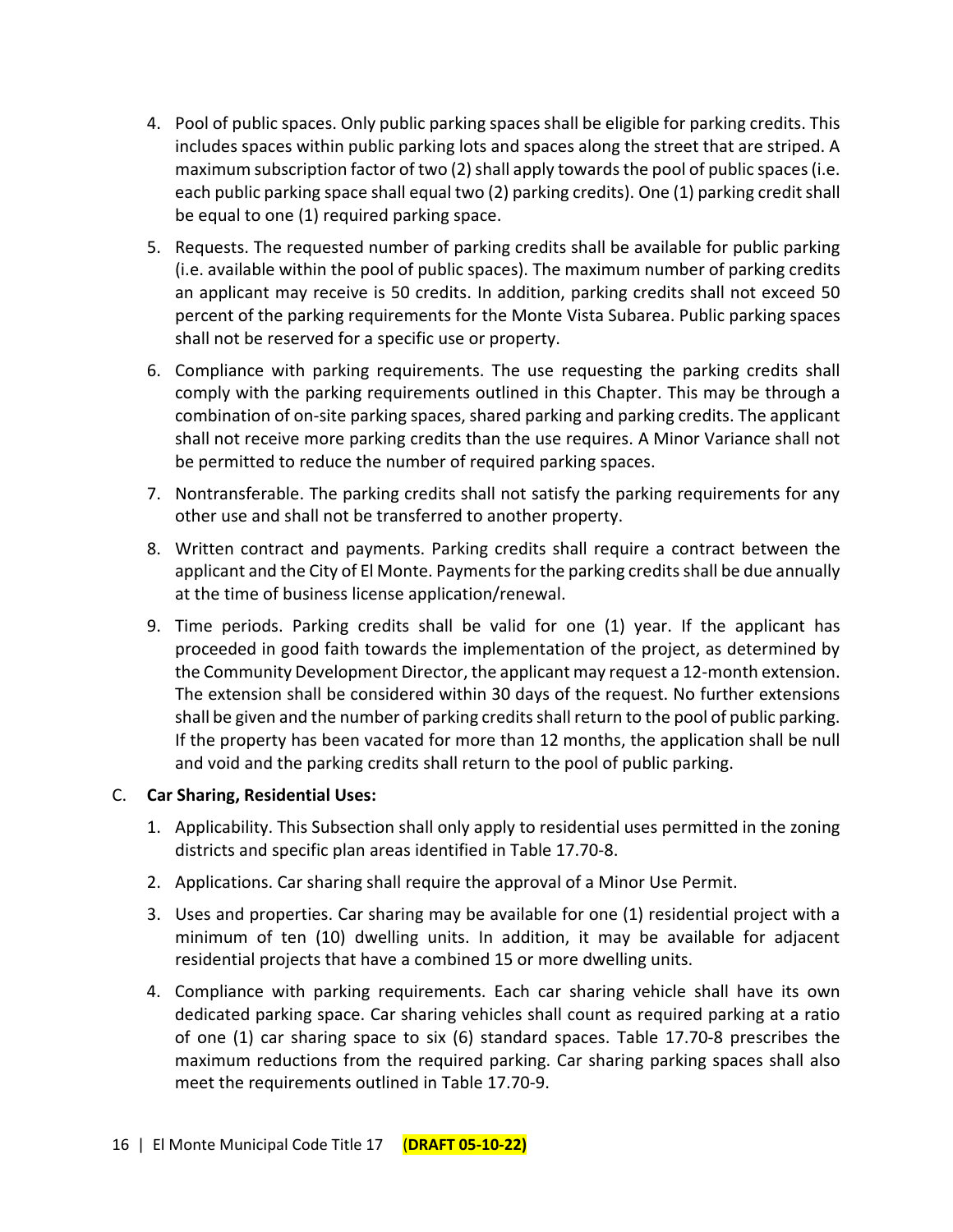4. Pool of public spaces. Only public parking spaces shall be eligible for parking credits. This includes spaces within public parking lots and spaces along the street that are striped. A maximum subscription factor of two (2) shall apply towards the pool of public spaces (i.e. each public parking space shall equal two (2) parking credits). One (1) parking credit shall be equal to one (1) required parking space.
5. Requests. The requested number of parking credits shall be available for public parking (i.e. available within the pool of public spaces). The maximum number of parking credits an applicant may receive is 50 credits. In addition, parking credits shall not exceed 50 percent of the parking requirements for the Monte Vista Subarea. Public parking spaces shall not be reserved for a specific use or property.
6. Compliance with parking requirements. The use requesting the parking credits shall comply with the parking requirements outlined in this Chapter. This may be through a combination of on-site parking spaces, shared parking and parking credits. The applicant shall not receive more parking credits than the use requires. A Minor Variance shall not be permitted to reduce the number of required parking spaces.
7. Nontransferable. The parking credits shall not satisfy the parking requirements for any other use and shall not be transferred to another property.
8. Written contract and payments. Parking credits shall require a contract between the applicant and the City of El Monte. Payments for the parking credits shall be due annually at the time of business license application/renewal.
9. Time periods. Parking credits shall be valid for one (1) year. If the applicant has proceeded in good faith towards the implementation of the project, as determined by the Community Development Director, the applicant may request a 12-month extension. The extension shall be considered within 30 days of the request. No further extensions shall be given and the number of parking credits shall return to the pool of public parking. If the property has been vacated for more than 12 months, the application shall be null and void and the parking credits shall return to the pool of public parking.

C. **Car Sharing, Residential Uses:**

1. Applicability. This Subsection shall only apply to residential uses permitted in the zoning districts and specific plan areas identified in Table 17.70-8.
2. Applications. Car sharing shall require the approval of a Minor Use Permit.
3. Uses and properties. Car sharing may be available for one (1) residential project with a minimum of ten (10) dwelling units. In addition, it may be available for adjacent residential projects that have a combined 15 or more dwelling units.
4. Compliance with parking requirements. Each car sharing vehicle shall have its own dedicated parking space. Car sharing vehicles shall count as required parking at a ratio of one (1) car sharing space to six (6) standard spaces. Table 17.70-8 prescribes the maximum reductions from the required parking. Car sharing parking spaces shall also meet the requirements outlined in Table 17.70-9.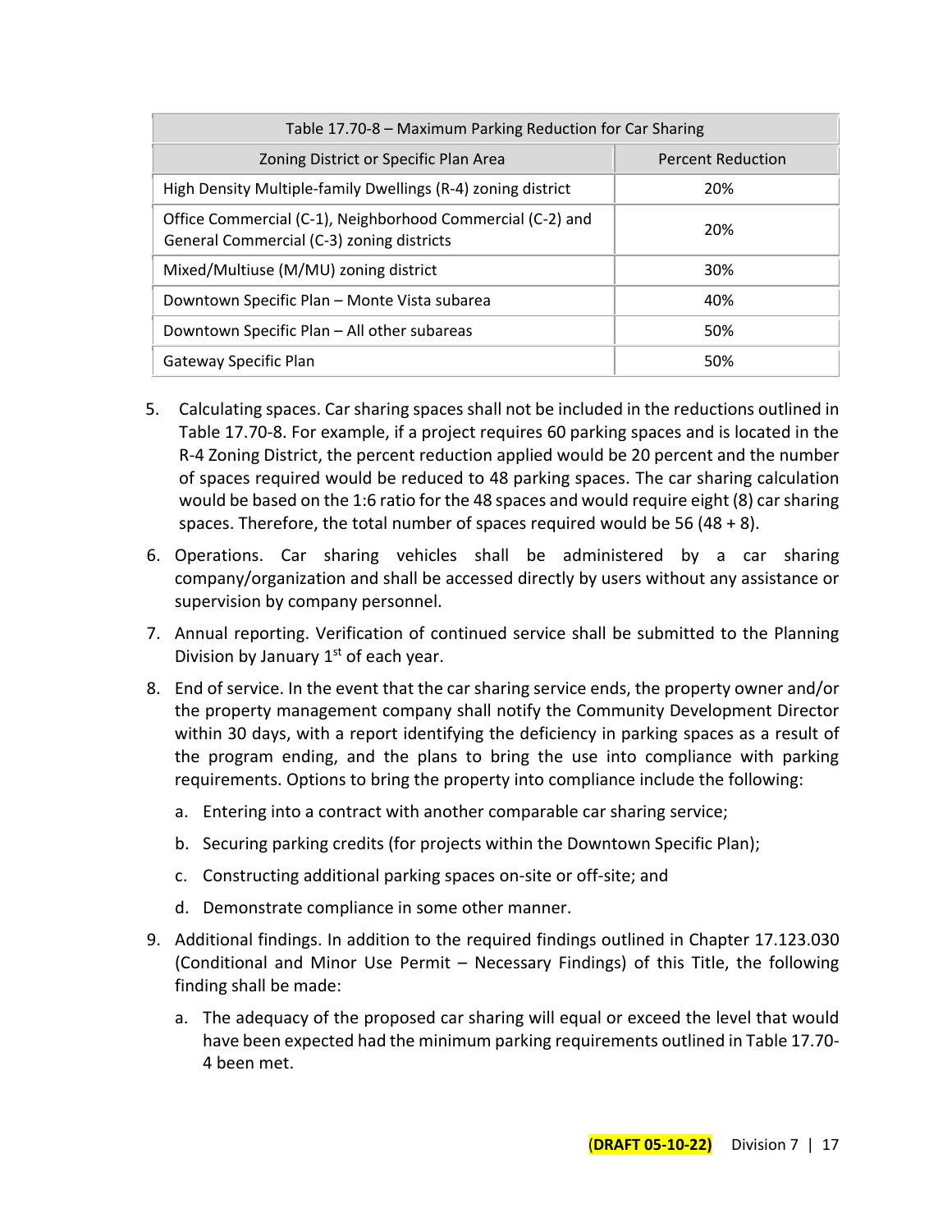| Table 17.70-8 – Maximum Parking Reduction for Car Sharing | |
|---|---|
| Zoning District or Specific Plan Area | Percent Reduction |
| High Density Multiple-family Dwellings (R-4) zoning district | 20% |
| Office Commercial (C-1), Neighborhood Commercial (C-2) and General Commercial (C-3) zoning districts | 20% |
| Mixed/Multiuse (M/MU) zoning district | 30% |
| Downtown Specific Plan – Monte Vista subarea | 40% |
| Downtown Specific Plan – All other subareas | 50% |
| Gateway Specific Plan | 50% |

5. Calculating spaces. Car sharing spaces shall not be included in the reductions outlined in Table 17.70-8. For example, if a project requires 60 parking spaces and is located in the R-4 Zoning District, the percent reduction applied would be 20 percent and the number of spaces required would be reduced to 48 parking spaces. The car sharing calculation would be based on the 1:6 ratio for the 48 spaces and would require eight (8) car sharing spaces. Therefore, the total number of spaces required would be 56 (48 + 8).

6. Operations. Car sharing vehicles shall be administered by a car sharing company/organization and shall be accessed directly by users without any assistance or supervision by company personnel.

7. Annual reporting. Verification of continued service shall be submitted to the Planning Division by January 1st of each year.

8. End of service. In the event that the car sharing service ends, the property owner and/or the property management company shall notify the Community Development Director within 30 days, with a report identifying the deficiency in parking spaces as a result of the program ending, and the plans to bring the use into compliance with parking requirements. Options to bring the property into compliance include the following:

   a. Entering into a contract with another comparable car sharing service;

   b. Securing parking credits (for projects within the Downtown Specific Plan);

   c. Constructing additional parking spaces on-site or off-site; and

   d. Demonstrate compliance in some other manner.

9. Additional findings. In addition to the required findings outlined in Chapter 17.123.030 (Conditional and Minor Use Permit – Necessary Findings) of this Title, the following finding shall be made:

   a. The adequacy of the proposed car sharing will equal or exceed the level that would have been expected had the minimum parking requirements outlined in Table 17.70-4 been met.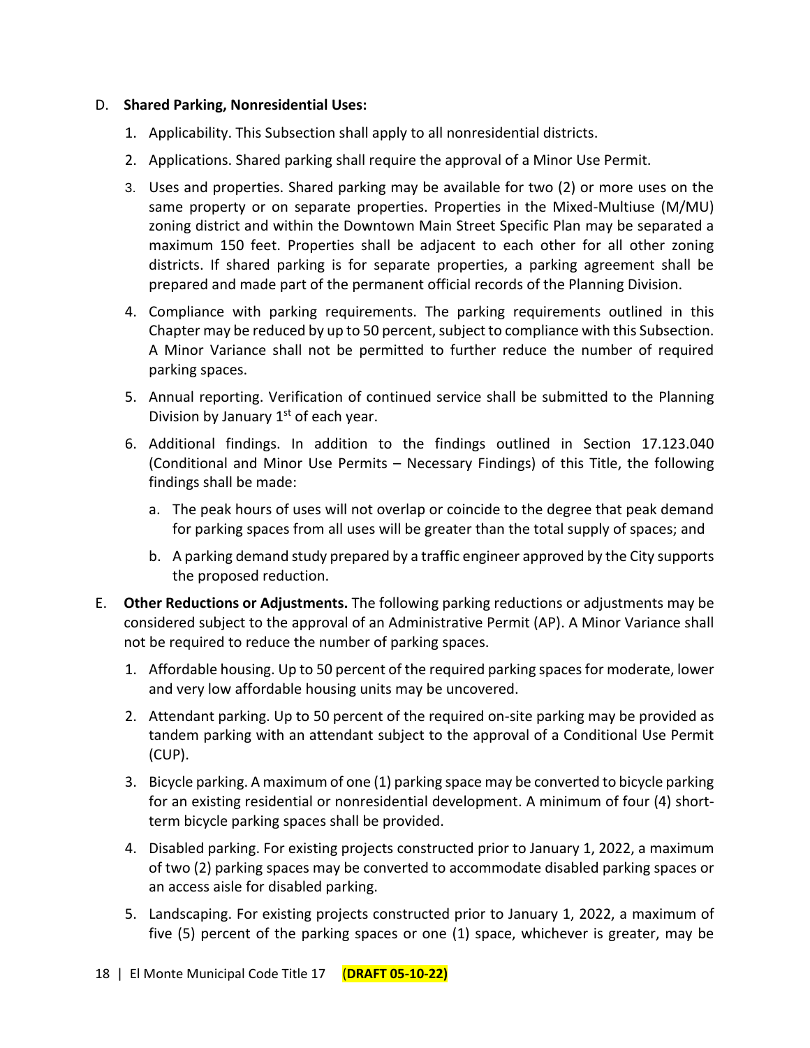D. **Shared Parking, Nonresidential Uses:**

1. Applicability. This Subsection shall apply to all nonresidential districts.
2. Applications. Shared parking shall require the approval of a Minor Use Permit.
3. Uses and properties. Shared parking may be available for two (2) or more uses on the same property or on separate properties. Properties in the Mixed-Multiuse (M/MU) zoning district and within the Downtown Main Street Specific Plan may be separated a maximum 150 feet. Properties shall be adjacent to each other for all other zoning districts. If shared parking is for separate properties, a parking agreement shall be prepared and made part of the permanent official records of the Planning Division.
4. Compliance with parking requirements. The parking requirements outlined in this Chapter may be reduced by up to 50 percent, subject to compliance with this Subsection. A Minor Variance shall not be permitted to further reduce the number of required parking spaces.
5. Annual reporting. Verification of continued service shall be submitted to the Planning Division by January 1st of each year.
6. Additional findings. In addition to the findings outlined in Section 17.123.040 (Conditional and Minor Use Permits – Necessary Findings) of this Title, the following findings shall be made:
   a. The peak hours of uses will not overlap or coincide to the degree that peak demand for parking spaces from all uses will be greater than the total supply of spaces; and
   b. A parking demand study prepared by a traffic engineer approved by the City supports the proposed reduction.

E. **Other Reductions or Adjustments.** The following parking reductions or adjustments may be considered subject to the approval of an Administrative Permit (AP). A Minor Variance shall not be required to reduce the number of parking spaces.

1. Affordable housing. Up to 50 percent of the required parking spaces for moderate, lower and very low affordable housing units may be uncovered.
2. Attendant parking. Up to 50 percent of the required on-site parking may be provided as tandem parking with an attendant subject to the approval of a Conditional Use Permit (CUP).
3. Bicycle parking. A maximum of one (1) parking space may be converted to bicycle parking for an existing residential or nonresidential development. A minimum of four (4) short-term bicycle parking spaces shall be provided.
4. Disabled parking. For existing projects constructed prior to January 1, 2022, a maximum of two (2) parking spaces may be converted to accommodate disabled parking spaces or an access aisle for disabled parking.
5. Landscaping. For existing projects constructed prior to January 1, 2022, a maximum of five (5) percent of the parking spaces or one (1) space, whichever is greater, may be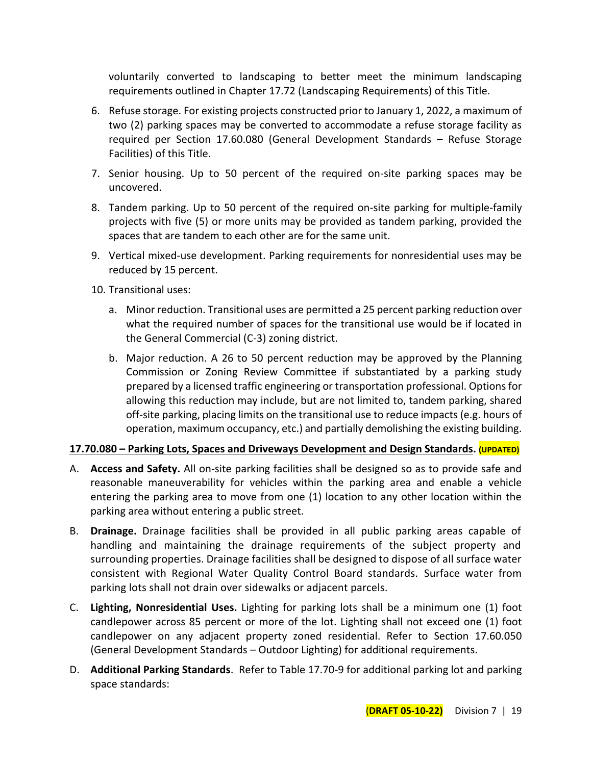voluntarily converted to landscaping to better meet the minimum landscaping requirements outlined in Chapter 17.72 (Landscaping Requirements) of this Title.

6. Refuse storage. For existing projects constructed prior to January 1, 2022, a maximum of two (2) parking spaces may be converted to accommodate a refuse storage facility as required per Section 17.60.080 (General Development Standards – Refuse Storage Facilities) of this Title.
7. Senior housing. Up to 50 percent of the required on-site parking spaces may be uncovered.
8. Tandem parking. Up to 50 percent of the required on-site parking for multiple-family projects with five (5) or more units may be provided as tandem parking, provided the spaces that are tandem to each other are for the same unit.
9. Vertical mixed-use development. Parking requirements for nonresidential uses may be reduced by 15 percent.
10. Transitional uses:
    a. Minor reduction. Transitional uses are permitted a 25 percent parking reduction over what the required number of spaces for the transitional use would be if located in the General Commercial (C-3) zoning district.
    b. Major reduction. A 26 to 50 percent reduction may be approved by the Planning Commission or Zoning Review Committee if substantiated by a parking study prepared by a licensed traffic engineering or transportation professional. Options for allowing this reduction may include, but are not limited to, tandem parking, shared off-site parking, placing limits on the transitional use to reduce impacts (e.g. hours of operation, maximum occupancy, etc.) and partially demolishing the existing building.

**17.70.080 – Parking Lots, Spaces and Driveways Development and Design Standards. (UPDATED)**

A. **Access and Safety.** All on-site parking facilities shall be designed so as to provide safe and reasonable maneuverability for vehicles within the parking area and enable a vehicle entering the parking area to move from one (1) location to any other location within the parking area without entering a public street.

B. **Drainage.** Drainage facilities shall be provided in all public parking areas capable of handling and maintaining the drainage requirements of the subject property and surrounding properties. Drainage facilities shall be designed to dispose of all surface water consistent with Regional Water Quality Control Board standards. Surface water from parking lots shall not drain over sidewalks or adjacent parcels.

C. **Lighting, Nonresidential Uses.** Lighting for parking lots shall be a minimum one (1) foot candlepower across 85 percent or more of the lot. Lighting shall not exceed one (1) foot candlepower on any adjacent property zoned residential. Refer to Section 17.60.050 (General Development Standards – Outdoor Lighting) for additional requirements.

D. **Additional Parking Standards**. Refer to Table 17.70-9 for additional parking lot and parking space standards: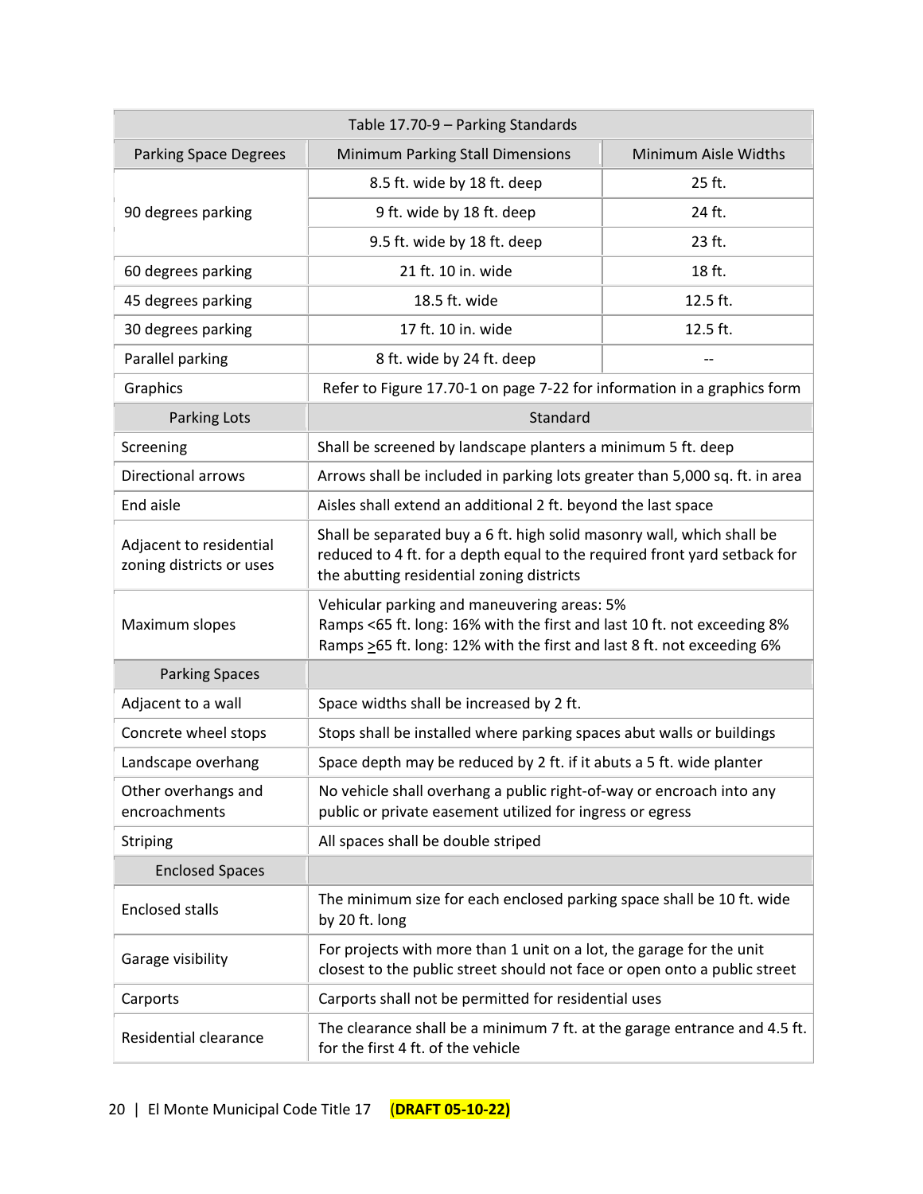| Table 17.70-9 – Parking Standards | | |
|---|---|---|
| Parking Space Degrees | Minimum Parking Stall Dimensions | Minimum Aisle Widths |
| 90 degrees parking | 8.5 ft. wide by 18 ft. deep | 25 ft. |
| | 9 ft. wide by 18 ft. deep | 24 ft. |
| | 9.5 ft. wide by 18 ft. deep | 23 ft. |
| 60 degrees parking | 21 ft. 10 in. wide | 18 ft. |
| 45 degrees parking | 18.5 ft. wide | 12.5 ft. |
| 30 degrees parking | 17 ft. 10 in. wide | 12.5 ft. |
| Parallel parking | 8 ft. wide by 24 ft. deep | -- |
| Graphics | Refer to Figure 17.70-1 on page 7-22 for information in a graphics form | |
| Parking Lots | Standard | |
| Screening | Shall be screened by landscape planters a minimum 5 ft. deep | |
| Directional arrows | Arrows shall be included in parking lots greater than 5,000 sq. ft. in area | |
| End aisle | Aisles shall extend an additional 2 ft. beyond the last space | |
| Adjacent to residential zoning districts or uses | Shall be separated buy a 6 ft. high solid masonry wall, which shall be reduced to 4 ft. for a depth equal to the required front yard setback for the abutting residential zoning districts | |
| Maximum slopes | Vehicular parking and maneuvering areas: 5%<br>Ramps <65 ft. long: 16% with the first and last 10 ft. not exceeding 8%<br>Ramps ≥65 ft. long: 12% with the first and last 8 ft. not exceeding 6% | |
| Parking Spaces | | |
| Adjacent to a wall | Space widths shall be increased by 2 ft. | |
| Concrete wheel stops | Stops shall be installed where parking spaces abut walls or buildings | |
| Landscape overhang | Space depth may be reduced by 2 ft. if it abuts a 5 ft. wide planter | |
| Other overhangs and encroachments | No vehicle shall overhang a public right-of-way or encroach into any public or private easement utilized for ingress or egress | |
| Striping | All spaces shall be double striped | |
| Enclosed Spaces | | |
| Enclosed stalls | The minimum size for each enclosed parking space shall be 10 ft. wide by 20 ft. long | |
| Garage visibility | For projects with more than 1 unit on a lot, the garage for the unit closest to the public street should not face or open onto a public street | |
| Carports | Carports shall not be permitted for residential uses | |
| Residential clearance | The clearance shall be a minimum 7 ft. at the garage entrance and 4.5 ft. for the first 4 ft. of the vehicle | |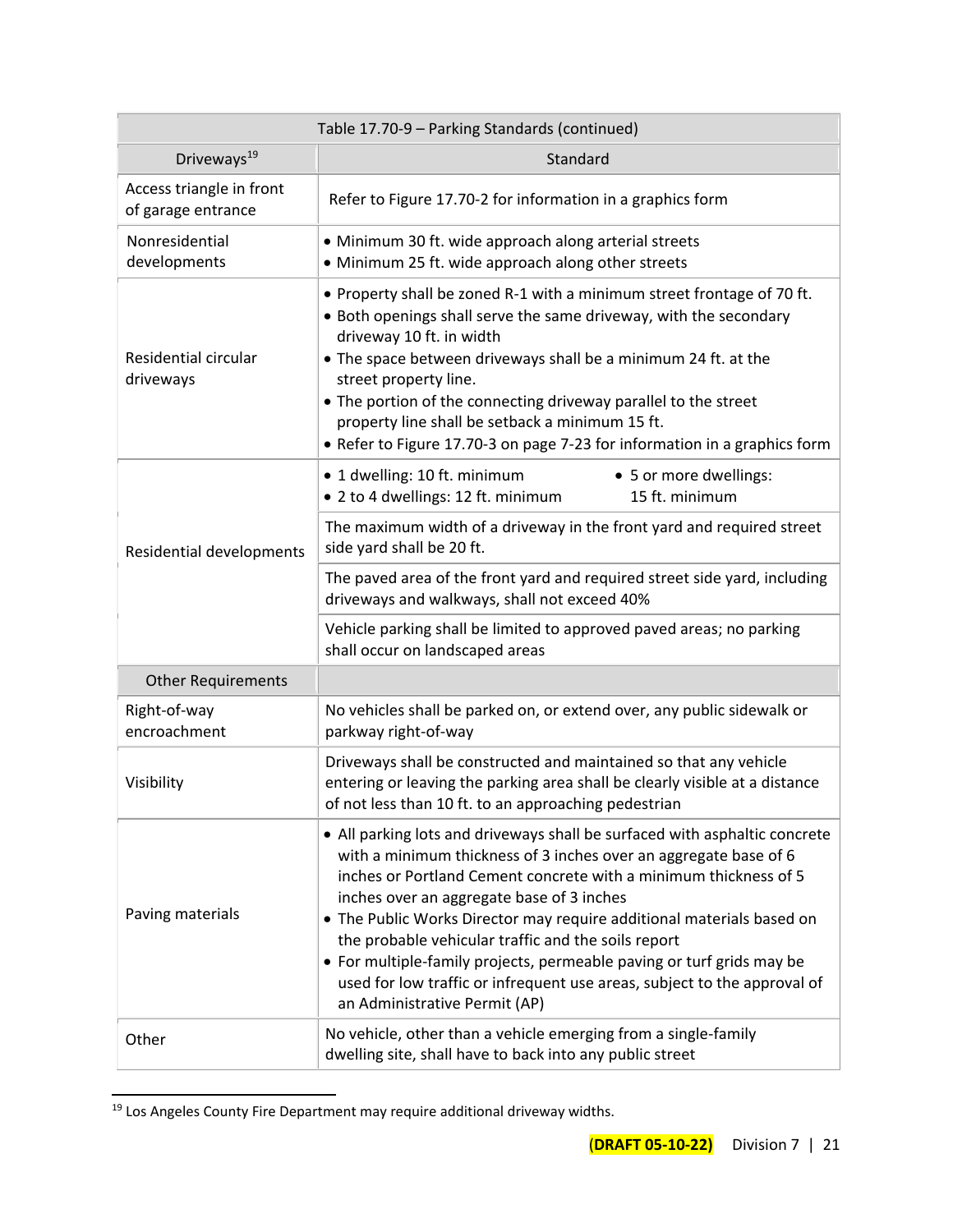| Table 17.70-9 – Parking Standards (continued) | |
|---|---|
| Driveways[19] | Standard |
| Access triangle in front of garage entrance | Refer to Figure 17.70-2 for information in a graphics form |
| Nonresidential developments | • Minimum 30 ft. wide approach along arterial streets<br>• Minimum 25 ft. wide approach along other streets |
| Residential circular driveways | • Property shall be zoned R-1 with a minimum street frontage of 70 ft.<br>• Both openings shall serve the same driveway, with the secondary driveway 10 ft. in width<br>• The space between driveways shall be a minimum 24 ft. at the street property line.<br>• The portion of the connecting driveway parallel to the street property line shall be setback a minimum 15 ft.<br>• Refer to Figure 17.70-3 on page 7-23 for information in a graphics form |
| Residential developments | • 1 dwelling: 10 ft. minimum<br>• 2 to 4 dwellings: 12 ft. minimum<br>• 5 or more dwellings: 15 ft. minimum |
| | The maximum width of a driveway in the front yard and required street side yard shall be 20 ft. |
| | The paved area of the front yard and required street side yard, including driveways and walkways, shall not exceed 40% |
| | Vehicle parking shall be limited to approved paved areas; no parking shall occur on landscaped areas |
| Other Requirements | |
| Right-of-way encroachment | No vehicles shall be parked on, or extend over, any public sidewalk or parkway right-of-way |
| Visibility | Driveways shall be constructed and maintained so that any vehicle entering or leaving the parking area shall be clearly visible at a distance of not less than 10 ft. to an approaching pedestrian |
| Paving materials | • All parking lots and driveways shall be surfaced with asphaltic concrete with a minimum thickness of 3 inches over an aggregate base of 6 inches or Portland Cement concrete with a minimum thickness of 5 inches over an aggregate base of 3 inches<br>• The Public Works Director may require additional materials based on the probable vehicular traffic and the soils report<br>• For multiple-family projects, permeable paving or turf grids may be used for low traffic or infrequent use areas, subject to the approval of an Administrative Permit (AP) |
| Other | No vehicle, other than a vehicle emerging from a single-family dwelling site, shall have to back into any public street |

[19] Los Angeles County Fire Department may require additional driveway widths.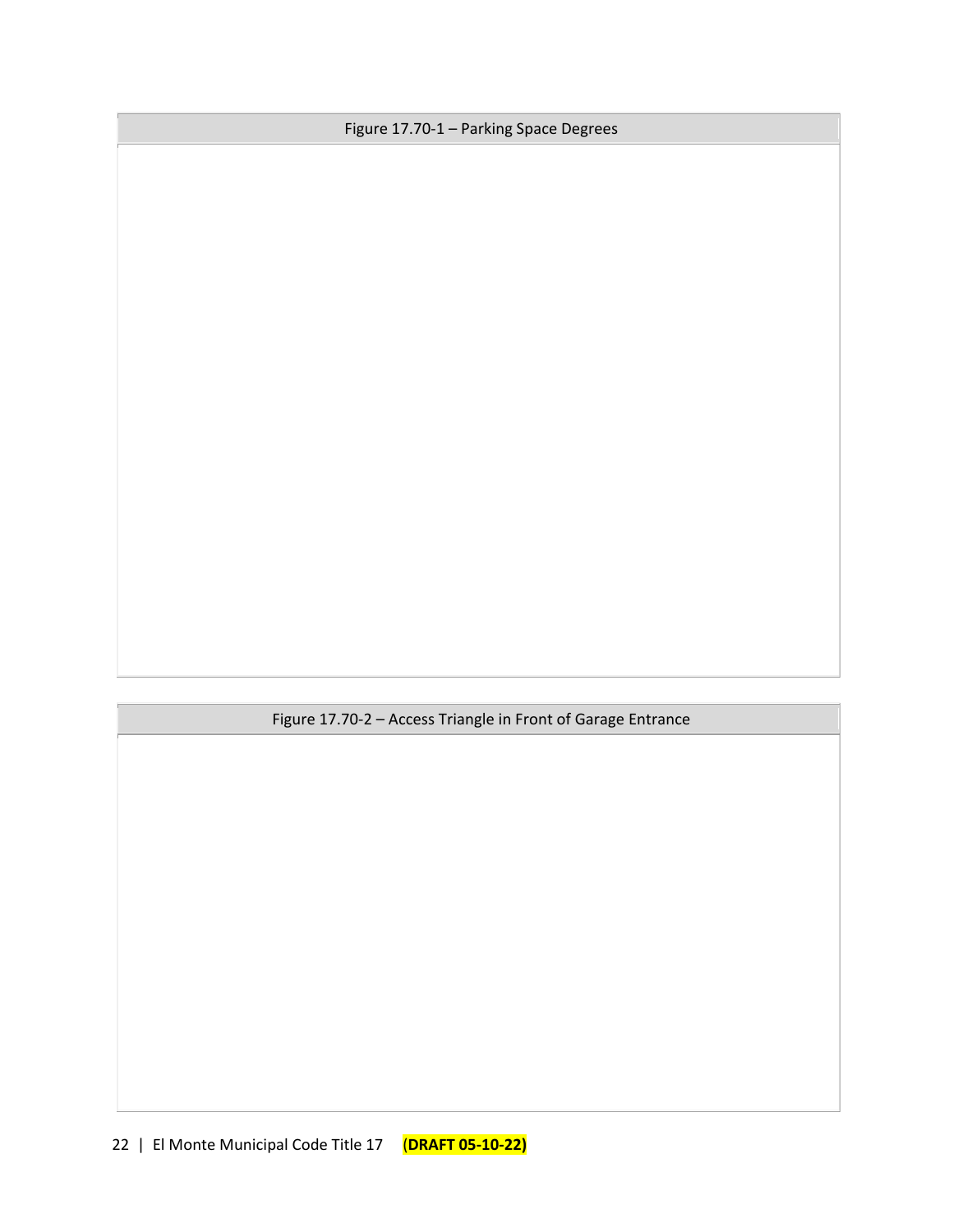Figure 17.70-1 – Parking Space Degrees

Figure 17.70-2 – Access Triangle in Front of Garage Entrance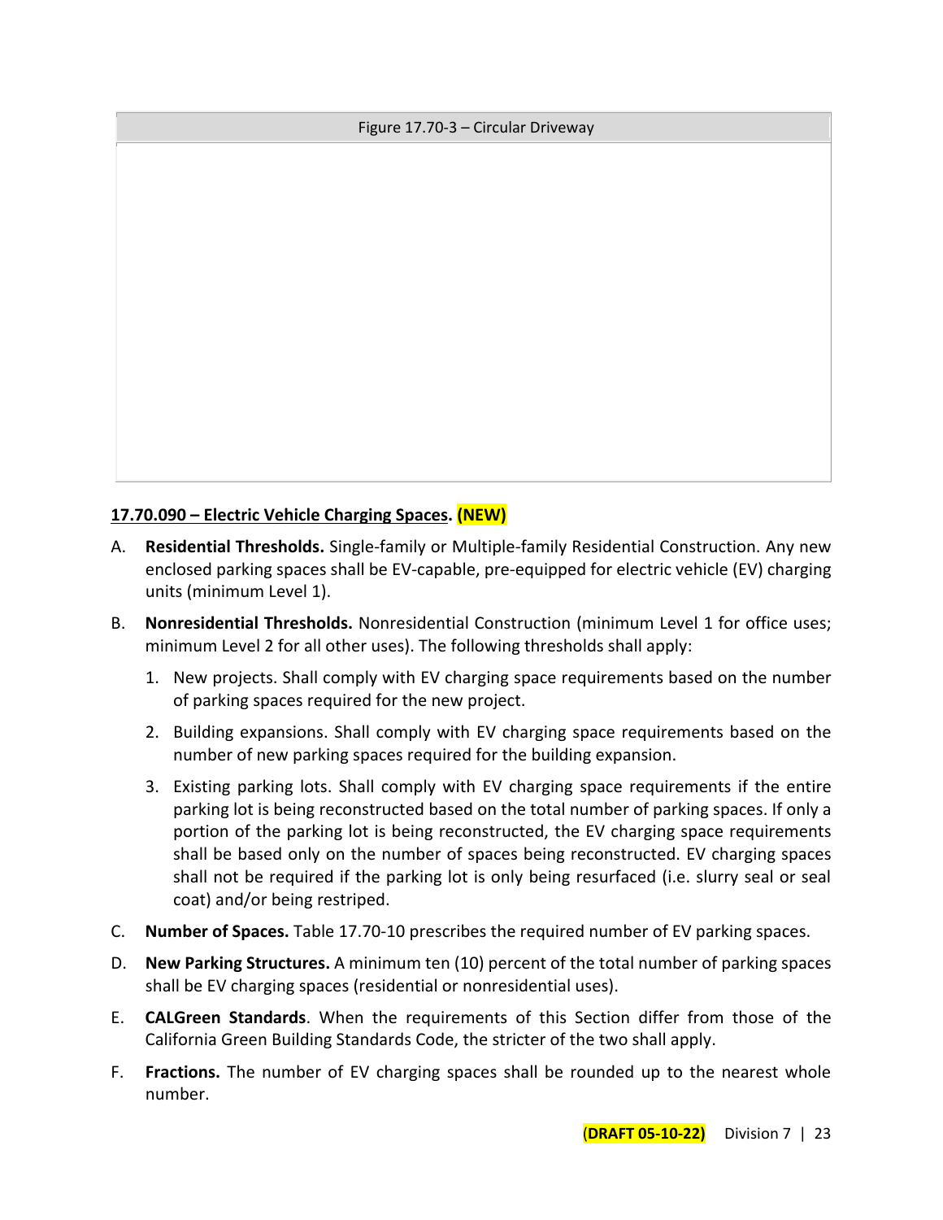Figure 17.70-3 – Circular Driveway

## 17.70.090 – Electric Vehicle Charging Spaces. (NEW)

A. **Residential Thresholds.** Single-family or Multiple-family Residential Construction. Any new enclosed parking spaces shall be EV-capable, pre-equipped for electric vehicle (EV) charging units (minimum Level 1).

B. **Nonresidential Thresholds.** Nonresidential Construction (minimum Level 1 for office uses; minimum Level 2 for all other uses). The following thresholds shall apply:

   1. New projects. Shall comply with EV charging space requirements based on the number of parking spaces required for the new project.

   2. Building expansions. Shall comply with EV charging space requirements based on the number of new parking spaces required for the building expansion.

   3. Existing parking lots. Shall comply with EV charging space requirements if the entire parking lot is being reconstructed based on the total number of parking spaces. If only a portion of the parking lot is being reconstructed, the EV charging space requirements shall be based only on the number of spaces being reconstructed. EV charging spaces shall not be required if the parking lot is only being resurfaced (i.e. slurry seal or seal coat) and/or being restriped.

C. **Number of Spaces.** Table 17.70-10 prescribes the required number of EV parking spaces.

D. **New Parking Structures.** A minimum ten (10) percent of the total number of parking spaces shall be EV charging spaces (residential or nonresidential uses).

E. **CALGreen Standards**. When the requirements of this Section differ from those of the California Green Building Standards Code, the stricter of the two shall apply.

F. **Fractions.** The number of EV charging spaces shall be rounded up to the nearest whole number.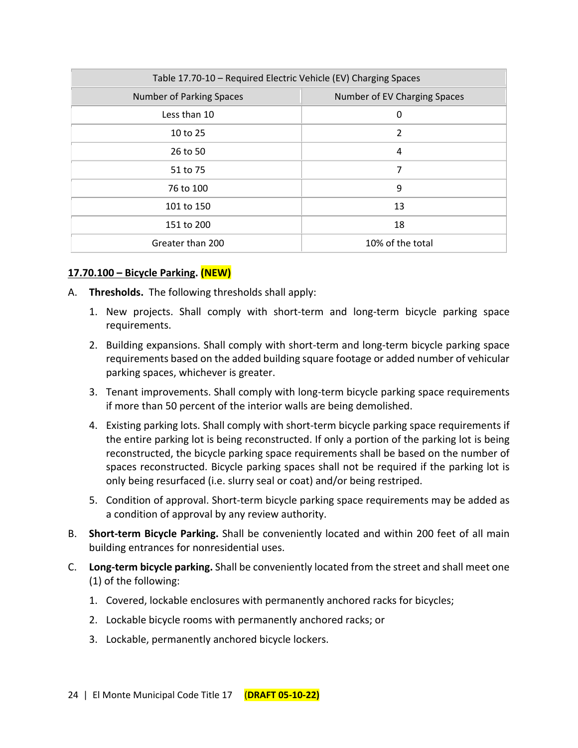| Table 17.70-10 – Required Electric Vehicle (EV) Charging Spaces | |
|---|---|
| Number of Parking Spaces | Number of EV Charging Spaces |
| Less than 10 | 0 |
| 10 to 25 | 2 |
| 26 to 50 | 4 |
| 51 to 75 | 7 |
| 76 to 100 | 9 |
| 101 to 150 | 13 |
| 151 to 200 | 18 |
| Greater than 200 | 10% of the total |

**17.70.100 – Bicycle Parking. (NEW)**

A. **Thresholds.** The following thresholds shall apply:

1. New projects. Shall comply with short-term and long-term bicycle parking space requirements.
2. Building expansions. Shall comply with short-term and long-term bicycle parking space requirements based on the added building square footage or added number of vehicular parking spaces, whichever is greater.
3. Tenant improvements. Shall comply with long-term bicycle parking space requirements if more than 50 percent of the interior walls are being demolished.
4. Existing parking lots. Shall comply with short-term bicycle parking space requirements if the entire parking lot is being reconstructed. If only a portion of the parking lot is being reconstructed, the bicycle parking space requirements shall be based on the number of spaces reconstructed. Bicycle parking spaces shall not be required if the parking lot is only being resurfaced (i.e. slurry seal or coat) and/or being restriped.
5. Condition of approval. Short-term bicycle parking space requirements may be added as a condition of approval by any review authority.

B. **Short-term Bicycle Parking.** Shall be conveniently located and within 200 feet of all main building entrances for nonresidential uses.

C. **Long-term bicycle parking.** Shall be conveniently located from the street and shall meet one (1) of the following:

1. Covered, lockable enclosures with permanently anchored racks for bicycles;
2. Lockable bicycle rooms with permanently anchored racks; or
3. Lockable, permanently anchored bicycle lockers.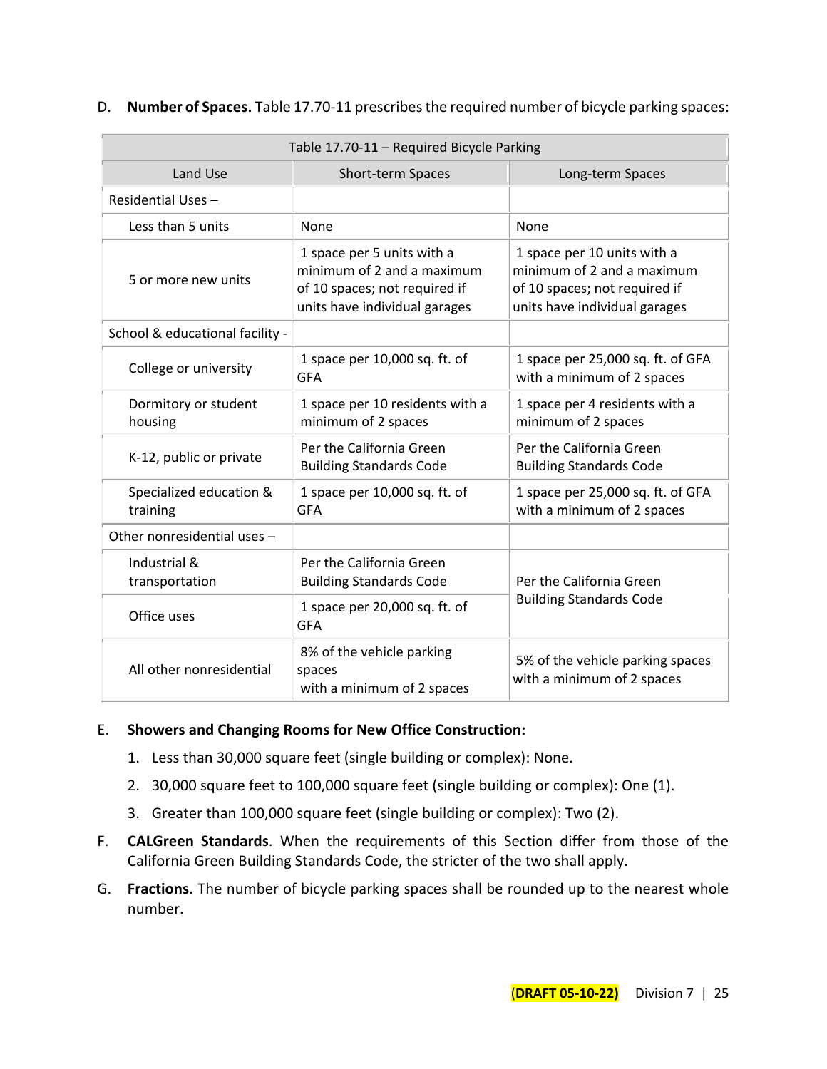D. **Number of Spaces.** Table 17.70-11 prescribes the required number of bicycle parking spaces:

| Table 17.70-11 – Required Bicycle Parking | | |
|---|---|---|
| **Land Use** | **Short-term Spaces** | **Long-term Spaces** |
| Residential Uses – | | |
| Less than 5 units | None | None |
| 5 or more new units | 1 space per 5 units with a minimum of 2 and a maximum of 10 spaces; not required if units have individual garages | 1 space per 10 units with a minimum of 2 and a maximum of 10 spaces; not required if units have individual garages |
| School & educational facility - | | |
| College or university | 1 space per 10,000 sq. ft. of GFA | 1 space per 25,000 sq. ft. of GFA with a minimum of 2 spaces |
| Dormitory or student housing | 1 space per 10 residents with a minimum of 2 spaces | 1 space per 4 residents with a minimum of 2 spaces |
| K-12, public or private | Per the California Green Building Standards Code | Per the California Green Building Standards Code |
| Specialized education & training | 1 space per 10,000 sq. ft. of GFA | 1 space per 25,000 sq. ft. of GFA with a minimum of 2 spaces |
| Other nonresidential uses – | | |
| Industrial & transportation | Per the California Green Building Standards Code | Per the California Green Building Standards Code |
| Office uses | 1 space per 20,000 sq. ft. of GFA | |
| All other nonresidential | 8% of the vehicle parking spaces with a minimum of 2 spaces | 5% of the vehicle parking spaces with a minimum of 2 spaces |

E. **Showers and Changing Rooms for New Office Construction:**

1. Less than 30,000 square feet (single building or complex): None.
2. 30,000 square feet to 100,000 square feet (single building or complex): One (1).
3. Greater than 100,000 square feet (single building or complex): Two (2).

F. **CALGreen Standards**. When the requirements of this Section differ from those of the California Green Building Standards Code, the stricter of the two shall apply.

G. **Fractions.** The number of bicycle parking spaces shall be rounded up to the nearest whole number.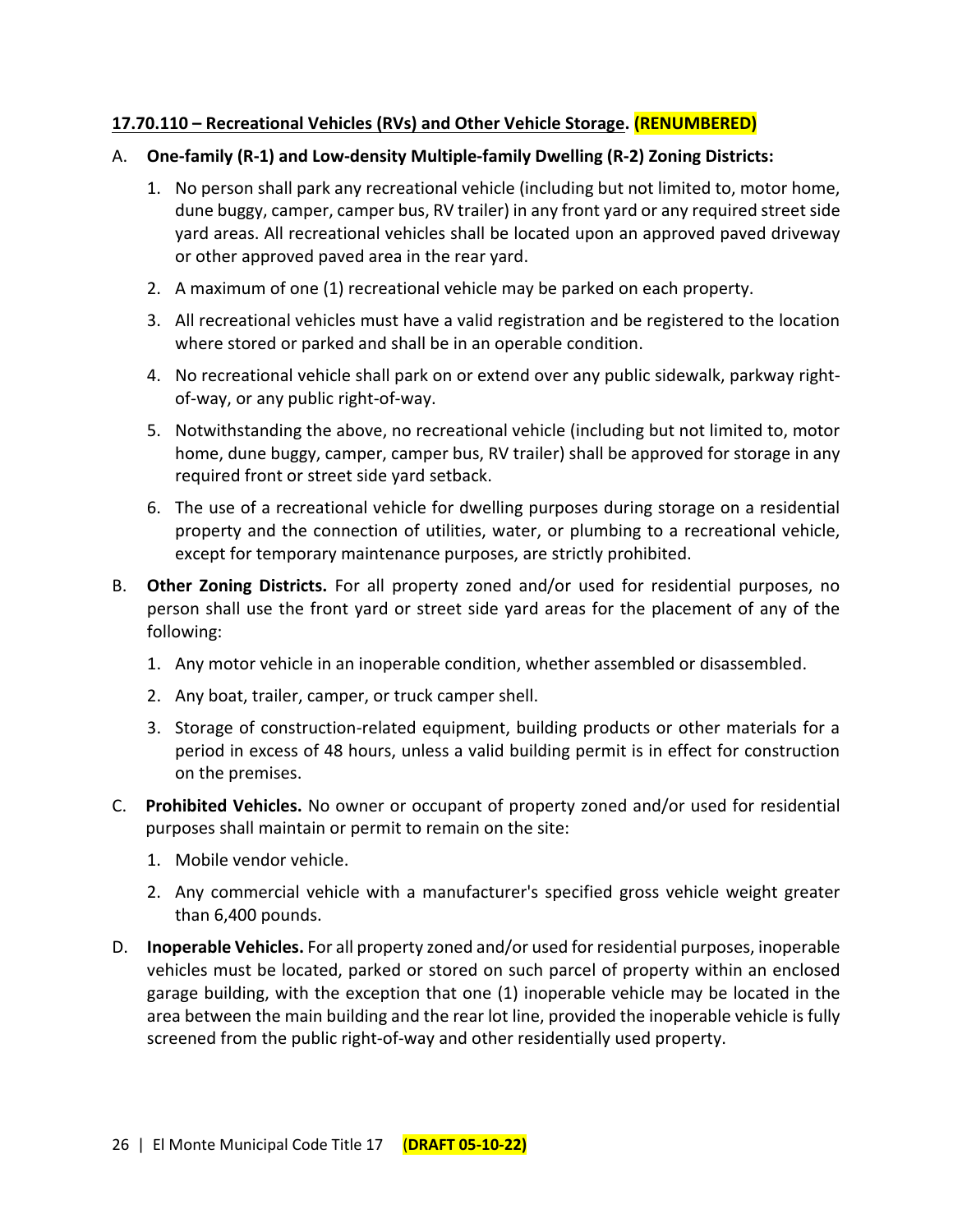**17.70.110 – Recreational Vehicles (RVs) and Other Vehicle Storage. (RENUMBERED)**

A. **One-family (R-1) and Low-density Multiple-family Dwelling (R-2) Zoning Districts:**

1. No person shall park any recreational vehicle (including but not limited to, motor home, dune buggy, camper, camper bus, RV trailer) in any front yard or any required street side yard areas. All recreational vehicles shall be located upon an approved paved driveway or other approved paved area in the rear yard.
2. A maximum of one (1) recreational vehicle may be parked on each property.
3. All recreational vehicles must have a valid registration and be registered to the location where stored or parked and shall be in an operable condition.
4. No recreational vehicle shall park on or extend over any public sidewalk, parkway right-of-way, or any public right-of-way.
5. Notwithstanding the above, no recreational vehicle (including but not limited to, motor home, dune buggy, camper, camper bus, RV trailer) shall be approved for storage in any required front or street side yard setback.
6. The use of a recreational vehicle for dwelling purposes during storage on a residential property and the connection of utilities, water, or plumbing to a recreational vehicle, except for temporary maintenance purposes, are strictly prohibited.

B. **Other Zoning Districts.** For all property zoned and/or used for residential purposes, no person shall use the front yard or street side yard areas for the placement of any of the following:

1. Any motor vehicle in an inoperable condition, whether assembled or disassembled.
2. Any boat, trailer, camper, or truck camper shell.
3. Storage of construction-related equipment, building products or other materials for a period in excess of 48 hours, unless a valid building permit is in effect for construction on the premises.

C. **Prohibited Vehicles.** No owner or occupant of property zoned and/or used for residential purposes shall maintain or permit to remain on the site:

1. Mobile vendor vehicle.
2. Any commercial vehicle with a manufacturer's specified gross vehicle weight greater than 6,400 pounds.

D. **Inoperable Vehicles.** For all property zoned and/or used for residential purposes, inoperable vehicles must be located, parked or stored on such parcel of property within an enclosed garage building, with the exception that one (1) inoperable vehicle may be located in the area between the main building and the rear lot line, provided the inoperable vehicle is fully screened from the public right-of-way and other residentially used property.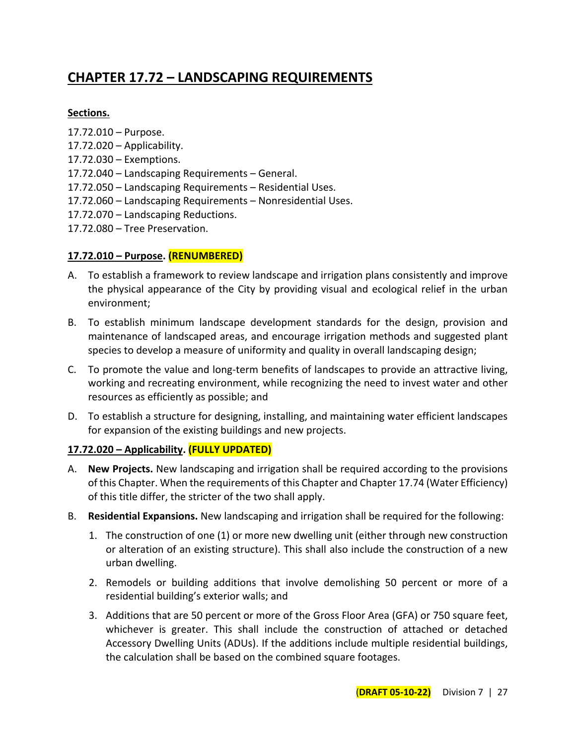# CHAPTER 17.72 – LANDSCAPING REQUIREMENTS

**Sections.**

17.72.010 – Purpose.
17.72.020 – Applicability.
17.72.030 – Exemptions.
17.72.040 – Landscaping Requirements – General.
17.72.050 – Landscaping Requirements – Residential Uses.
17.72.060 – Landscaping Requirements – Nonresidential Uses.
17.72.070 – Landscaping Reductions.
17.72.080 – Tree Preservation.

## 17.72.010 – Purpose. (RENUMBERED)

A. To establish a framework to review landscape and irrigation plans consistently and improve the physical appearance of the City by providing visual and ecological relief in the urban environment;

B. To establish minimum landscape development standards for the design, provision and maintenance of landscaped areas, and encourage irrigation methods and suggested plant species to develop a measure of uniformity and quality in overall landscaping design;

C. To promote the value and long-term benefits of landscapes to provide an attractive living, working and recreating environment, while recognizing the need to invest water and other resources as efficiently as possible; and

D. To establish a structure for designing, installing, and maintaining water efficient landscapes for expansion of the existing buildings and new projects.

## 17.72.020 – Applicability. (FULLY UPDATED)

A. **New Projects.** New landscaping and irrigation shall be required according to the provisions of this Chapter. When the requirements of this Chapter and Chapter 17.74 (Water Efficiency) of this title differ, the stricter of the two shall apply.

B. **Residential Expansions.** New landscaping and irrigation shall be required for the following:

1. The construction of one (1) or more new dwelling unit (either through new construction or alteration of an existing structure). This shall also include the construction of a new urban dwelling.

2. Remodels or building additions that involve demolishing 50 percent or more of a residential building's exterior walls; and

3. Additions that are 50 percent or more of the Gross Floor Area (GFA) or 750 square feet, whichever is greater. This shall include the construction of attached or detached Accessory Dwelling Units (ADUs). If the additions include multiple residential buildings, the calculation shall be based on the combined square footages.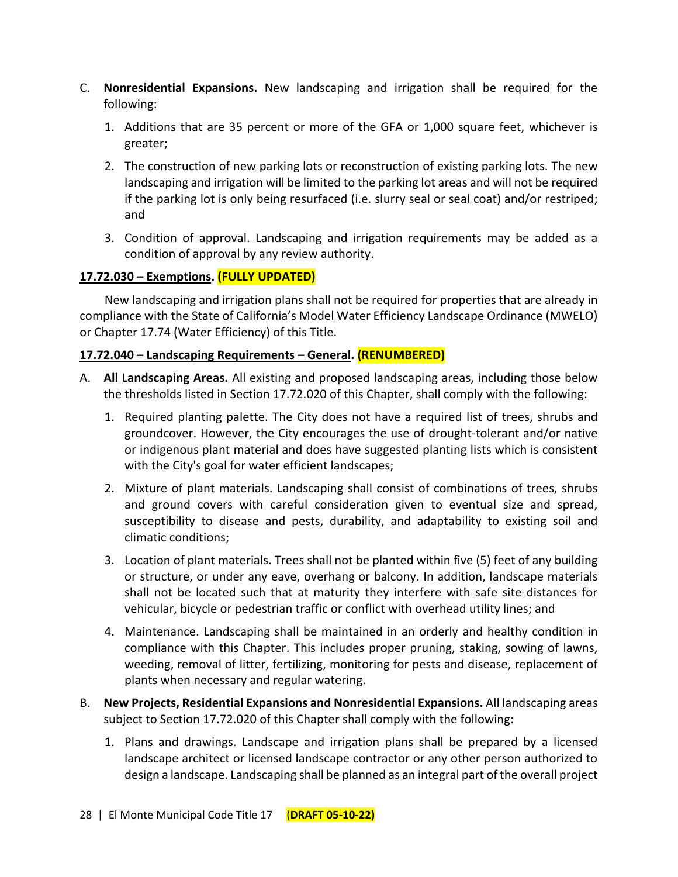C. **Nonresidential Expansions.** New landscaping and irrigation shall be required for the following:

   1. Additions that are 35 percent or more of the GFA or 1,000 square feet, whichever is greater;

   2. The construction of new parking lots or reconstruction of existing parking lots. The new landscaping and irrigation will be limited to the parking lot areas and will not be required if the parking lot is only being resurfaced (i.e. slurry seal or seal coat) and/or restriped; and

   3. Condition of approval. Landscaping and irrigation requirements may be added as a condition of approval by any review authority.

**17.72.030 – Exemptions. (FULLY UPDATED)**

New landscaping and irrigation plans shall not be required for properties that are already in compliance with the State of California's Model Water Efficiency Landscape Ordinance (MWELO) or Chapter 17.74 (Water Efficiency) of this Title.

**17.72.040 – Landscaping Requirements – General. (RENUMBERED)**

A. **All Landscaping Areas.** All existing and proposed landscaping areas, including those below the thresholds listed in Section 17.72.020 of this Chapter, shall comply with the following:

   1. Required planting palette. The City does not have a required list of trees, shrubs and groundcover. However, the City encourages the use of drought-tolerant and/or native or indigenous plant material and does have suggested planting lists which is consistent with the City's goal for water efficient landscapes;

   2. Mixture of plant materials. Landscaping shall consist of combinations of trees, shrubs and ground covers with careful consideration given to eventual size and spread, susceptibility to disease and pests, durability, and adaptability to existing soil and climatic conditions;

   3. Location of plant materials. Trees shall not be planted within five (5) feet of any building or structure, or under any eave, overhang or balcony. In addition, landscape materials shall not be located such that at maturity they interfere with safe site distances for vehicular, bicycle or pedestrian traffic or conflict with overhead utility lines; and

   4. Maintenance. Landscaping shall be maintained in an orderly and healthy condition in compliance with this Chapter. This includes proper pruning, staking, sowing of lawns, weeding, removal of litter, fertilizing, monitoring for pests and disease, replacement of plants when necessary and regular watering.

B. **New Projects, Residential Expansions and Nonresidential Expansions.** All landscaping areas subject to Section 17.72.020 of this Chapter shall comply with the following:

   1. Plans and drawings. Landscape and irrigation plans shall be prepared by a licensed landscape architect or licensed landscape contractor or any other person authorized to design a landscape. Landscaping shall be planned as an integral part of the overall project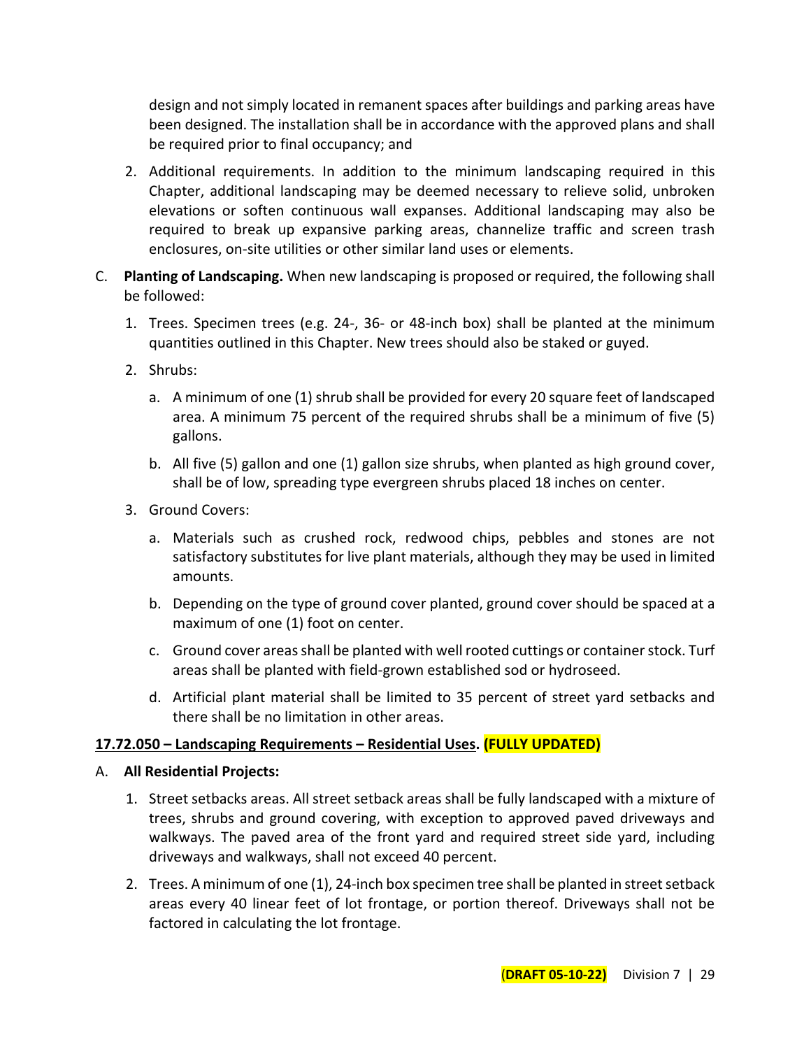design and not simply located in remanent spaces after buildings and parking areas have been designed. The installation shall be in accordance with the approved plans and shall be required prior to final occupancy; and

2. Additional requirements. In addition to the minimum landscaping required in this Chapter, additional landscaping may be deemed necessary to relieve solid, unbroken elevations or soften continuous wall expanses. Additional landscaping may also be required to break up expansive parking areas, channelize traffic and screen trash enclosures, on-site utilities or other similar land uses or elements.

C. **Planting of Landscaping.** When new landscaping is proposed or required, the following shall be followed:

1. Trees. Specimen trees (e.g. 24-, 36- or 48-inch box) shall be planted at the minimum quantities outlined in this Chapter. New trees should also be staked or guyed.

2. Shrubs:

    a. A minimum of one (1) shrub shall be provided for every 20 square feet of landscaped area. A minimum 75 percent of the required shrubs shall be a minimum of five (5) gallons.

    b. All five (5) gallon and one (1) gallon size shrubs, when planted as high ground cover, shall be of low, spreading type evergreen shrubs placed 18 inches on center.

3. Ground Covers:

    a. Materials such as crushed rock, redwood chips, pebbles and stones are not satisfactory substitutes for live plant materials, although they may be used in limited amounts.

    b. Depending on the type of ground cover planted, ground cover should be spaced at a maximum of one (1) foot on center.

    c. Ground cover areas shall be planted with well rooted cuttings or container stock. Turf areas shall be planted with field-grown established sod or hydroseed.

    d. Artificial plant material shall be limited to 35 percent of street yard setbacks and there shall be no limitation in other areas.

**17.72.050 – Landscaping Requirements – Residential Uses. (FULLY UPDATED)**

A. **All Residential Projects:**

1. Street setbacks areas. All street setback areas shall be fully landscaped with a mixture of trees, shrubs and ground covering, with exception to approved paved driveways and walkways. The paved area of the front yard and required street side yard, including driveways and walkways, shall not exceed 40 percent.

2. Trees. A minimum of one (1), 24-inch box specimen tree shall be planted in street setback areas every 40 linear feet of lot frontage, or portion thereof. Driveways shall not be factored in calculating the lot frontage.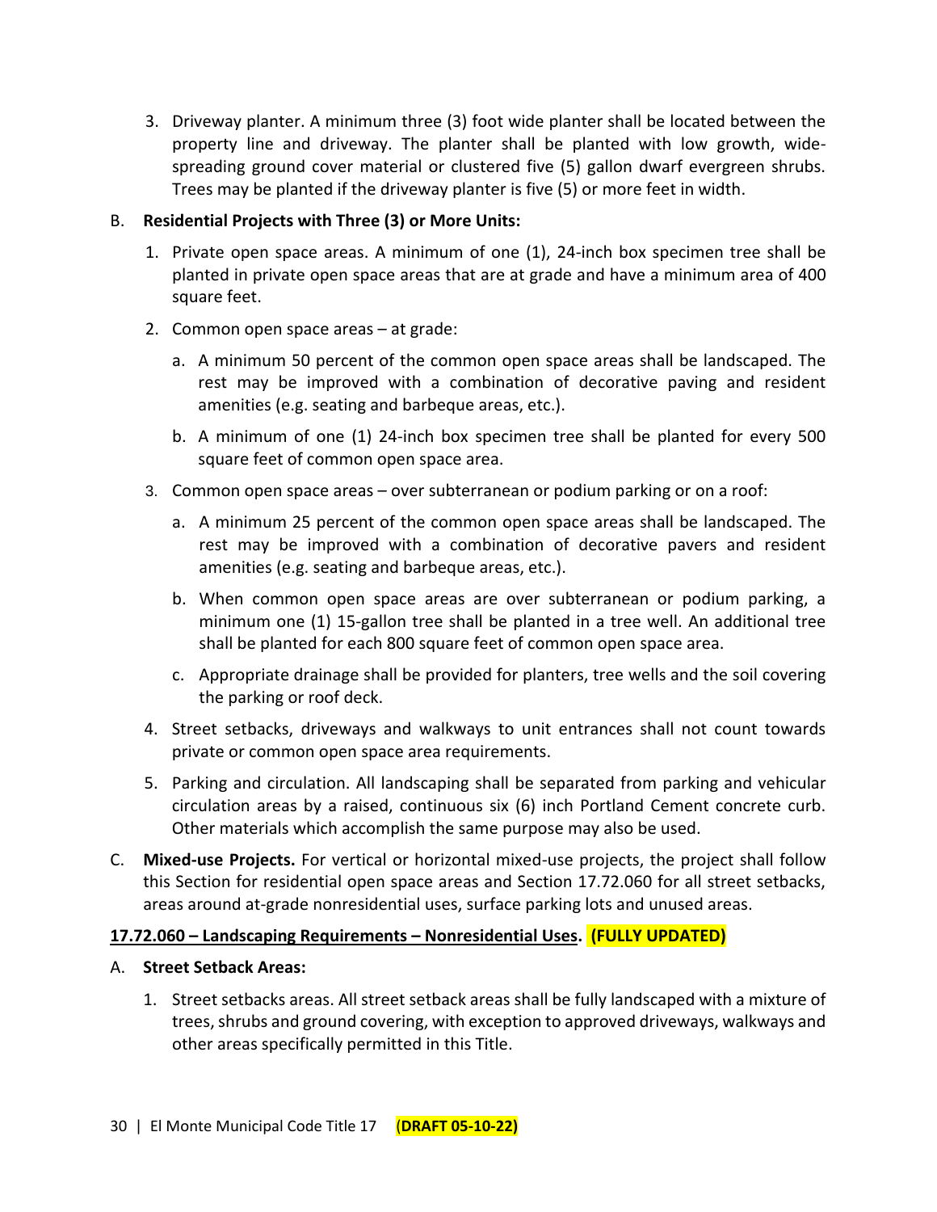3. Driveway planter. A minimum three (3) foot wide planter shall be located between the property line and driveway. The planter shall be planted with low growth, wide-spreading ground cover material or clustered five (5) gallon dwarf evergreen shrubs. Trees may be planted if the driveway planter is five (5) or more feet in width.

B. **Residential Projects with Three (3) or More Units:**

1. Private open space areas. A minimum of one (1), 24-inch box specimen tree shall be planted in private open space areas that are at grade and have a minimum area of 400 square feet.

2. Common open space areas – at grade:

   a. A minimum 50 percent of the common open space areas shall be landscaped. The rest may be improved with a combination of decorative paving and resident amenities (e.g. seating and barbeque areas, etc.).

   b. A minimum of one (1) 24-inch box specimen tree shall be planted for every 500 square feet of common open space area.

3. Common open space areas – over subterranean or podium parking or on a roof:

   a. A minimum 25 percent of the common open space areas shall be landscaped. The rest may be improved with a combination of decorative pavers and resident amenities (e.g. seating and barbeque areas, etc.).

   b. When common open space areas are over subterranean or podium parking, a minimum one (1) 15-gallon tree shall be planted in a tree well. An additional tree shall be planted for each 800 square feet of common open space area.

   c. Appropriate drainage shall be provided for planters, tree wells and the soil covering the parking or roof deck.

4. Street setbacks, driveways and walkways to unit entrances shall not count towards private or common open space area requirements.

5. Parking and circulation. All landscaping shall be separated from parking and vehicular circulation areas by a raised, continuous six (6) inch Portland Cement concrete curb. Other materials which accomplish the same purpose may also be used.

C. **Mixed-use Projects.** For vertical or horizontal mixed-use projects, the project shall follow this Section for residential open space areas and Section 17.72.060 for all street setbacks, areas around at-grade nonresidential uses, surface parking lots and unused areas.

**17.72.060 – Landscaping Requirements – Nonresidential Uses. (FULLY UPDATED)**

A. **Street Setback Areas:**

1. Street setbacks areas. All street setback areas shall be fully landscaped with a mixture of trees, shrubs and ground covering, with exception to approved driveways, walkways and other areas specifically permitted in this Title.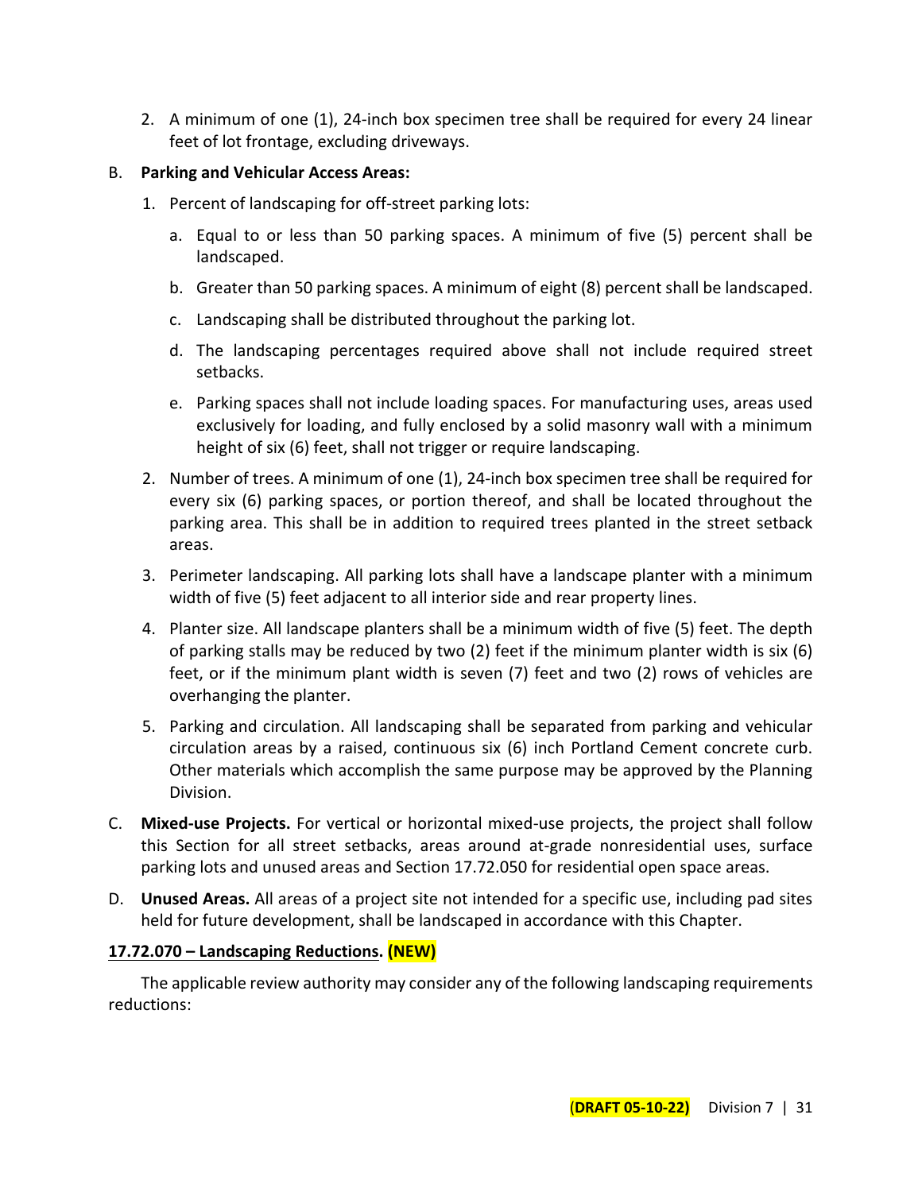2. A minimum of one (1), 24-inch box specimen tree shall be required for every 24 linear feet of lot frontage, excluding driveways.

B. **Parking and Vehicular Access Areas:**

1. Percent of landscaping for off-street parking lots:

   a. Equal to or less than 50 parking spaces. A minimum of five (5) percent shall be landscaped.

   b. Greater than 50 parking spaces. A minimum of eight (8) percent shall be landscaped.

   c. Landscaping shall be distributed throughout the parking lot.

   d. The landscaping percentages required above shall not include required street setbacks.

   e. Parking spaces shall not include loading spaces. For manufacturing uses, areas used exclusively for loading, and fully enclosed by a solid masonry wall with a minimum height of six (6) feet, shall not trigger or require landscaping.

2. Number of trees. A minimum of one (1), 24-inch box specimen tree shall be required for every six (6) parking spaces, or portion thereof, and shall be located throughout the parking area. This shall be in addition to required trees planted in the street setback areas.

3. Perimeter landscaping. All parking lots shall have a landscape planter with a minimum width of five (5) feet adjacent to all interior side and rear property lines.

4. Planter size. All landscape planters shall be a minimum width of five (5) feet. The depth of parking stalls may be reduced by two (2) feet if the minimum planter width is six (6) feet, or if the minimum plant width is seven (7) feet and two (2) rows of vehicles are overhanging the planter.

5. Parking and circulation. All landscaping shall be separated from parking and vehicular circulation areas by a raised, continuous six (6) inch Portland Cement concrete curb. Other materials which accomplish the same purpose may be approved by the Planning Division.

C. **Mixed-use Projects.** For vertical or horizontal mixed-use projects, the project shall follow this Section for all street setbacks, areas around at-grade nonresidential uses, surface parking lots and unused areas and Section 17.72.050 for residential open space areas.

D. **Unused Areas.** All areas of a project site not intended for a specific use, including pad sites held for future development, shall be landscaped in accordance with this Chapter.

**17.72.070 – Landscaping Reductions. (NEW)**

The applicable review authority may consider any of the following landscaping requirements reductions: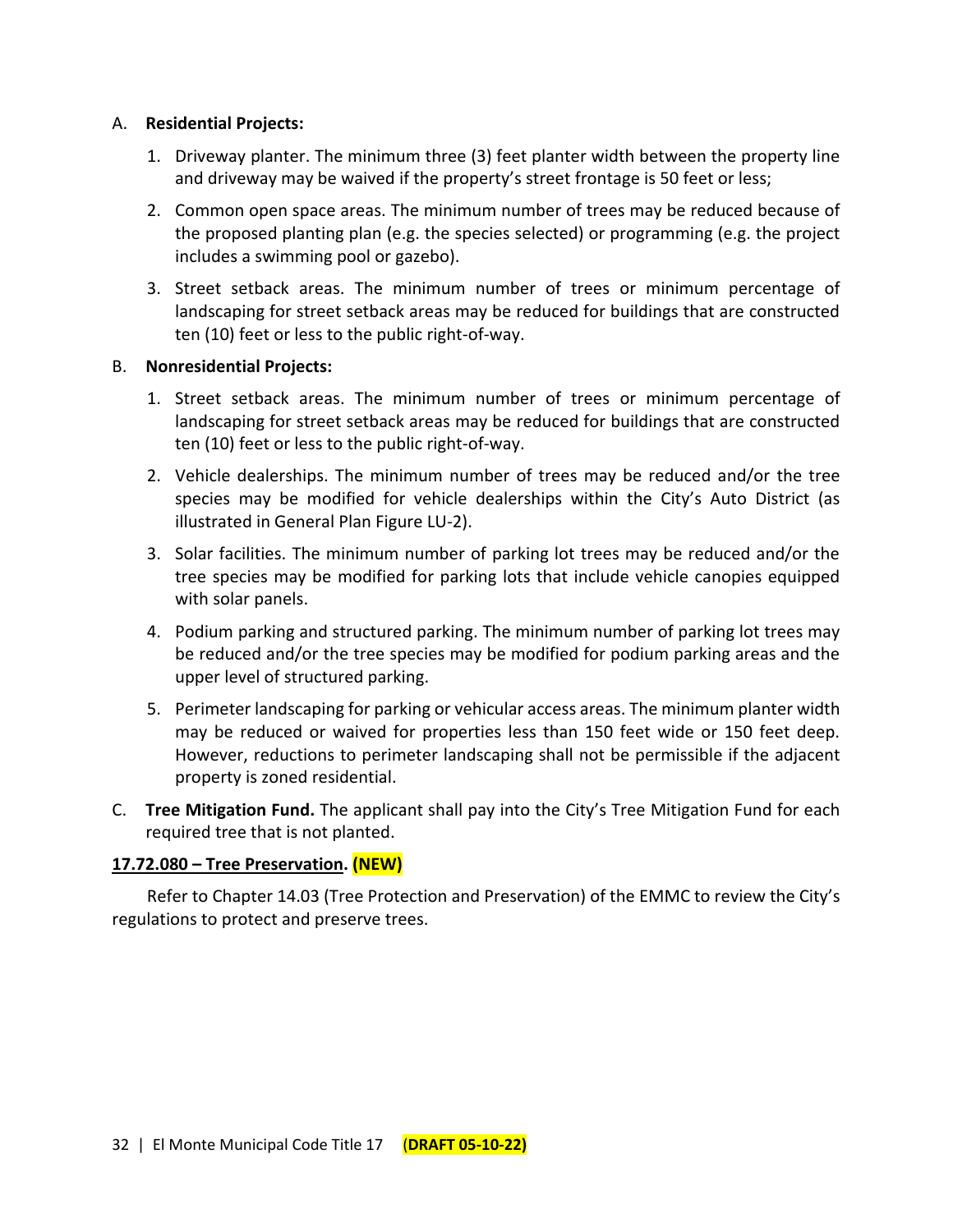A. **Residential Projects:**

1. Driveway planter. The minimum three (3) feet planter width between the property line and driveway may be waived if the property's street frontage is 50 feet or less;
2. Common open space areas. The minimum number of trees may be reduced because of the proposed planting plan (e.g. the species selected) or programming (e.g. the project includes a swimming pool or gazebo).
3. Street setback areas. The minimum number of trees or minimum percentage of landscaping for street setback areas may be reduced for buildings that are constructed ten (10) feet or less to the public right-of-way.

B. **Nonresidential Projects:**

1. Street setback areas. The minimum number of trees or minimum percentage of landscaping for street setback areas may be reduced for buildings that are constructed ten (10) feet or less to the public right-of-way.
2. Vehicle dealerships. The minimum number of trees may be reduced and/or the tree species may be modified for vehicle dealerships within the City's Auto District (as illustrated in General Plan Figure LU-2).
3. Solar facilities. The minimum number of parking lot trees may be reduced and/or the tree species may be modified for parking lots that include vehicle canopies equipped with solar panels.
4. Podium parking and structured parking. The minimum number of parking lot trees may be reduced and/or the tree species may be modified for podium parking areas and the upper level of structured parking.
5. Perimeter landscaping for parking or vehicular access areas. The minimum planter width may be reduced or waived for properties less than 150 feet wide or 150 feet deep. However, reductions to perimeter landscaping shall not be permissible if the adjacent property is zoned residential.

C. **Tree Mitigation Fund.** The applicant shall pay into the City's Tree Mitigation Fund for each required tree that is not planted.

**17.72.080 – Tree Preservation. (NEW)**

Refer to Chapter 14.03 (Tree Protection and Preservation) of the EMMC to review the City's regulations to protect and preserve trees.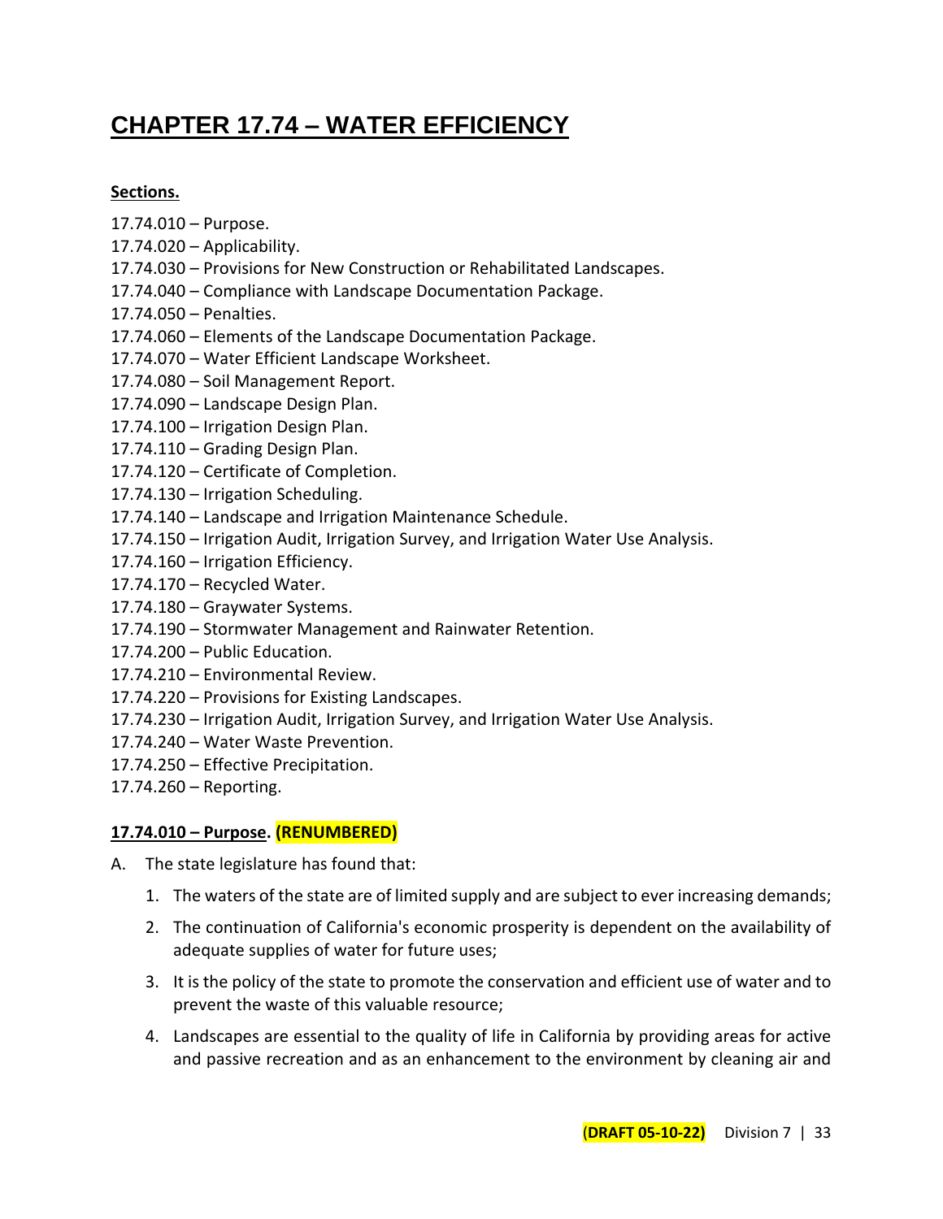# CHAPTER 17.74 – WATER EFFICIENCY

**Sections.**

17.74.010 – Purpose.
17.74.020 – Applicability.
17.74.030 – Provisions for New Construction or Rehabilitated Landscapes.
17.74.040 – Compliance with Landscape Documentation Package.
17.74.050 – Penalties.
17.74.060 – Elements of the Landscape Documentation Package.
17.74.070 – Water Efficient Landscape Worksheet.
17.74.080 – Soil Management Report.
17.74.090 – Landscape Design Plan.
17.74.100 – Irrigation Design Plan.
17.74.110 – Grading Design Plan.
17.74.120 – Certificate of Completion.
17.74.130 – Irrigation Scheduling.
17.74.140 – Landscape and Irrigation Maintenance Schedule.
17.74.150 – Irrigation Audit, Irrigation Survey, and Irrigation Water Use Analysis.
17.74.160 – Irrigation Efficiency.
17.74.170 – Recycled Water.
17.74.180 – Graywater Systems.
17.74.190 – Stormwater Management and Rainwater Retention.
17.74.200 – Public Education.
17.74.210 – Environmental Review.
17.74.220 – Provisions for Existing Landscapes.
17.74.230 – Irrigation Audit, Irrigation Survey, and Irrigation Water Use Analysis.
17.74.240 – Water Waste Prevention.
17.74.250 – Effective Precipitation.
17.74.260 – Reporting.

**17.74.010 – Purpose. (RENUMBERED)**

A. The state legislature has found that:

1. The waters of the state are of limited supply and are subject to ever increasing demands;
2. The continuation of California's economic prosperity is dependent on the availability of adequate supplies of water for future uses;
3. It is the policy of the state to promote the conservation and efficient use of water and to prevent the waste of this valuable resource;
4. Landscapes are essential to the quality of life in California by providing areas for active and passive recreation and as an enhancement to the environment by cleaning air and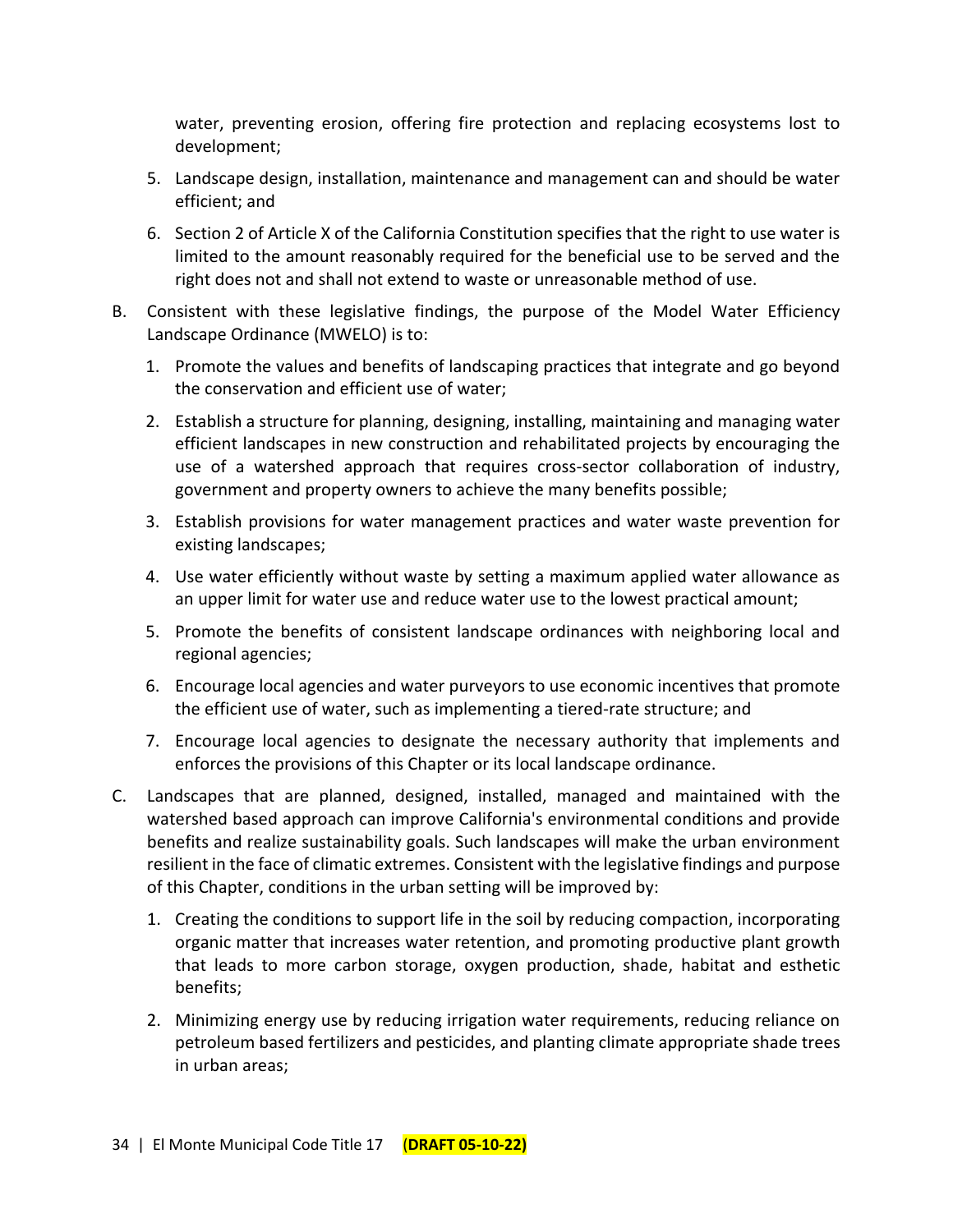water, preventing erosion, offering fire protection and replacing ecosystems lost to development;

5. Landscape design, installation, maintenance and management can and should be water efficient; and

6. Section 2 of Article X of the California Constitution specifies that the right to use water is limited to the amount reasonably required for the beneficial use to be served and the right does not and shall not extend to waste or unreasonable method of use.

B. Consistent with these legislative findings, the purpose of the Model Water Efficiency Landscape Ordinance (MWELO) is to:

   1. Promote the values and benefits of landscaping practices that integrate and go beyond the conservation and efficient use of water;

   2. Establish a structure for planning, designing, installing, maintaining and managing water efficient landscapes in new construction and rehabilitated projects by encouraging the use of a watershed approach that requires cross-sector collaboration of industry, government and property owners to achieve the many benefits possible;

   3. Establish provisions for water management practices and water waste prevention for existing landscapes;

   4. Use water efficiently without waste by setting a maximum applied water allowance as an upper limit for water use and reduce water use to the lowest practical amount;

   5. Promote the benefits of consistent landscape ordinances with neighboring local and regional agencies;

   6. Encourage local agencies and water purveyors to use economic incentives that promote the efficient use of water, such as implementing a tiered-rate structure; and

   7. Encourage local agencies to designate the necessary authority that implements and enforces the provisions of this Chapter or its local landscape ordinance.

C. Landscapes that are planned, designed, installed, managed and maintained with the watershed based approach can improve California's environmental conditions and provide benefits and realize sustainability goals. Such landscapes will make the urban environment resilient in the face of climatic extremes. Consistent with the legislative findings and purpose of this Chapter, conditions in the urban setting will be improved by:

   1. Creating the conditions to support life in the soil by reducing compaction, incorporating organic matter that increases water retention, and promoting productive plant growth that leads to more carbon storage, oxygen production, shade, habitat and esthetic benefits;

   2. Minimizing energy use by reducing irrigation water requirements, reducing reliance on petroleum based fertilizers and pesticides, and planting climate appropriate shade trees in urban areas;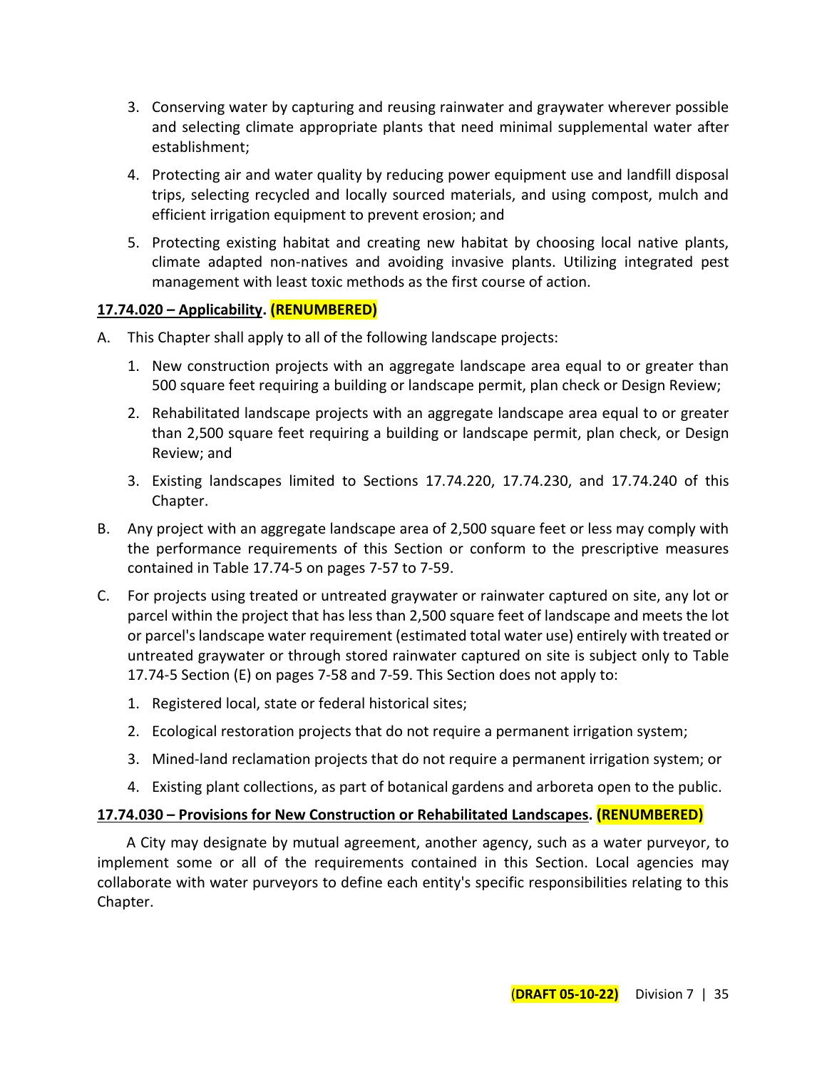3. Conserving water by capturing and reusing rainwater and graywater wherever possible and selecting climate appropriate plants that need minimal supplemental water after establishment;

4. Protecting air and water quality by reducing power equipment use and landfill disposal trips, selecting recycled and locally sourced materials, and using compost, mulch and efficient irrigation equipment to prevent erosion; and

5. Protecting existing habitat and creating new habitat by choosing local native plants, climate adapted non-natives and avoiding invasive plants. Utilizing integrated pest management with least toxic methods as the first course of action.

**17.74.020 – Applicability. (RENUMBERED)**

A. This Chapter shall apply to all of the following landscape projects:

   1. New construction projects with an aggregate landscape area equal to or greater than 500 square feet requiring a building or landscape permit, plan check or Design Review;

   2. Rehabilitated landscape projects with an aggregate landscape area equal to or greater than 2,500 square feet requiring a building or landscape permit, plan check, or Design Review; and

   3. Existing landscapes limited to Sections 17.74.220, 17.74.230, and 17.74.240 of this Chapter.

B. Any project with an aggregate landscape area of 2,500 square feet or less may comply with the performance requirements of this Section or conform to the prescriptive measures contained in Table 17.74-5 on pages 7-57 to 7-59.

C. For projects using treated or untreated graywater or rainwater captured on site, any lot or parcel within the project that has less than 2,500 square feet of landscape and meets the lot or parcel's landscape water requirement (estimated total water use) entirely with treated or untreated graywater or through stored rainwater captured on site is subject only to Table 17.74-5 Section (E) on pages 7-58 and 7-59. This Section does not apply to:

   1. Registered local, state or federal historical sites;

   2. Ecological restoration projects that do not require a permanent irrigation system;

   3. Mined-land reclamation projects that do not require a permanent irrigation system; or

   4. Existing plant collections, as part of botanical gardens and arboreta open to the public.

**17.74.030 – Provisions for New Construction or Rehabilitated Landscapes. (RENUMBERED)**

A City may designate by mutual agreement, another agency, such as a water purveyor, to implement some or all of the requirements contained in this Section. Local agencies may collaborate with water purveyors to define each entity's specific responsibilities relating to this Chapter.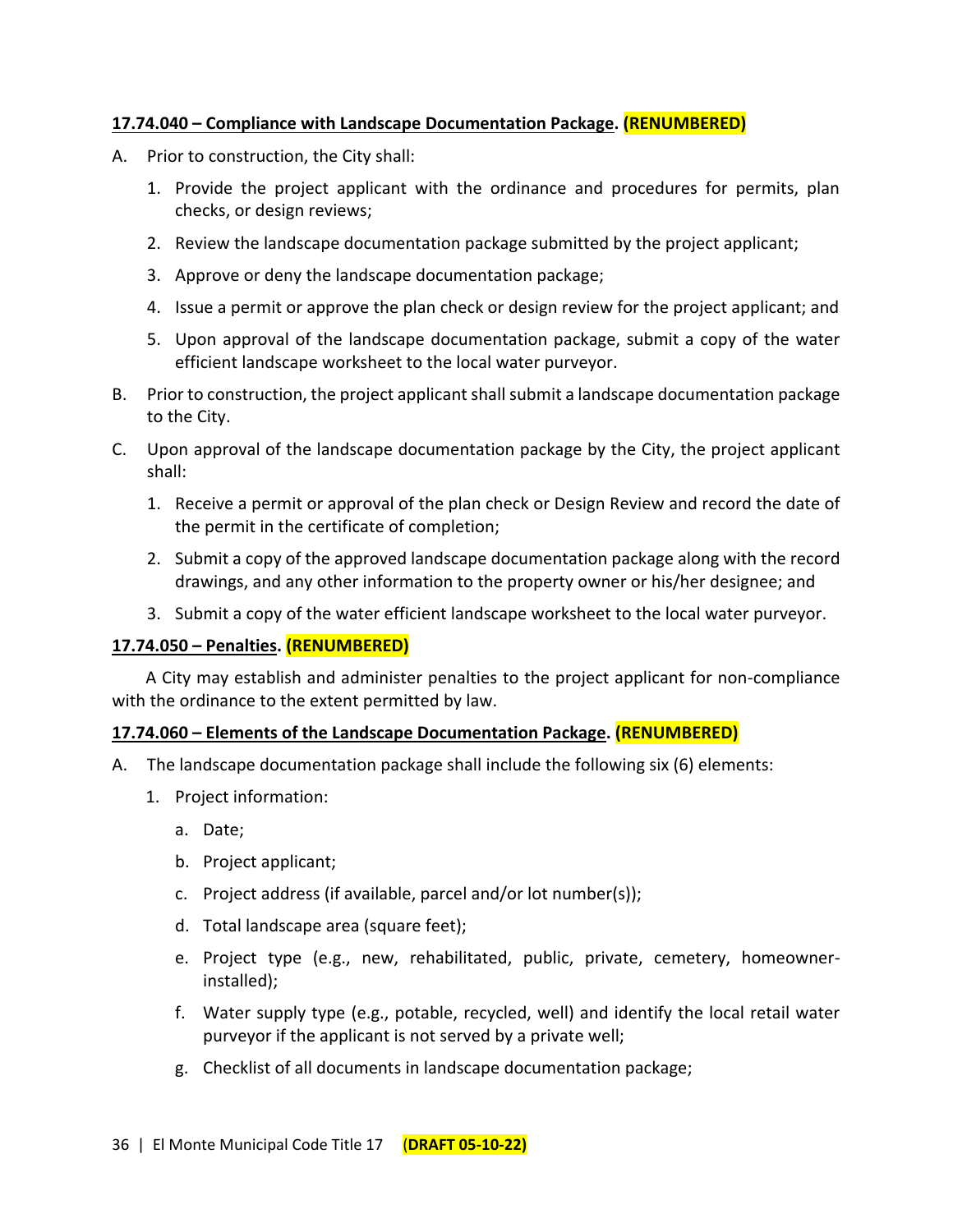**<u>17.74.040 – Compliance with Landscape Documentation Package</u>. (RENUMBERED)**

A. Prior to construction, the City shall:

   1. Provide the project applicant with the ordinance and procedures for permits, plan checks, or design reviews;

   2. Review the landscape documentation package submitted by the project applicant;

   3. Approve or deny the landscape documentation package;

   4. Issue a permit or approve the plan check or design review for the project applicant; and

   5. Upon approval of the landscape documentation package, submit a copy of the water efficient landscape worksheet to the local water purveyor.

B. Prior to construction, the project applicant shall submit a landscape documentation package to the City.

C. Upon approval of the landscape documentation package by the City, the project applicant shall:

   1. Receive a permit or approval of the plan check or Design Review and record the date of the permit in the certificate of completion;

   2. Submit a copy of the approved landscape documentation package along with the record drawings, and any other information to the property owner or his/her designee; and

   3. Submit a copy of the water efficient landscape worksheet to the local water purveyor.

**<u>17.74.050 – Penalties</u>. (RENUMBERED)**

A City may establish and administer penalties to the project applicant for non-compliance with the ordinance to the extent permitted by law.

**<u>17.74.060 – Elements of the Landscape Documentation Package</u>. (RENUMBERED)**

A. The landscape documentation package shall include the following six (6) elements:

   1. Project information:

      a. Date;

      b. Project applicant;

      c. Project address (if available, parcel and/or lot number(s));

      d. Total landscape area (square feet);

      e. Project type (e.g., new, rehabilitated, public, private, cemetery, homeowner-installed);

      f. Water supply type (e.g., potable, recycled, well) and identify the local retail water purveyor if the applicant is not served by a private well;

      g. Checklist of all documents in landscape documentation package;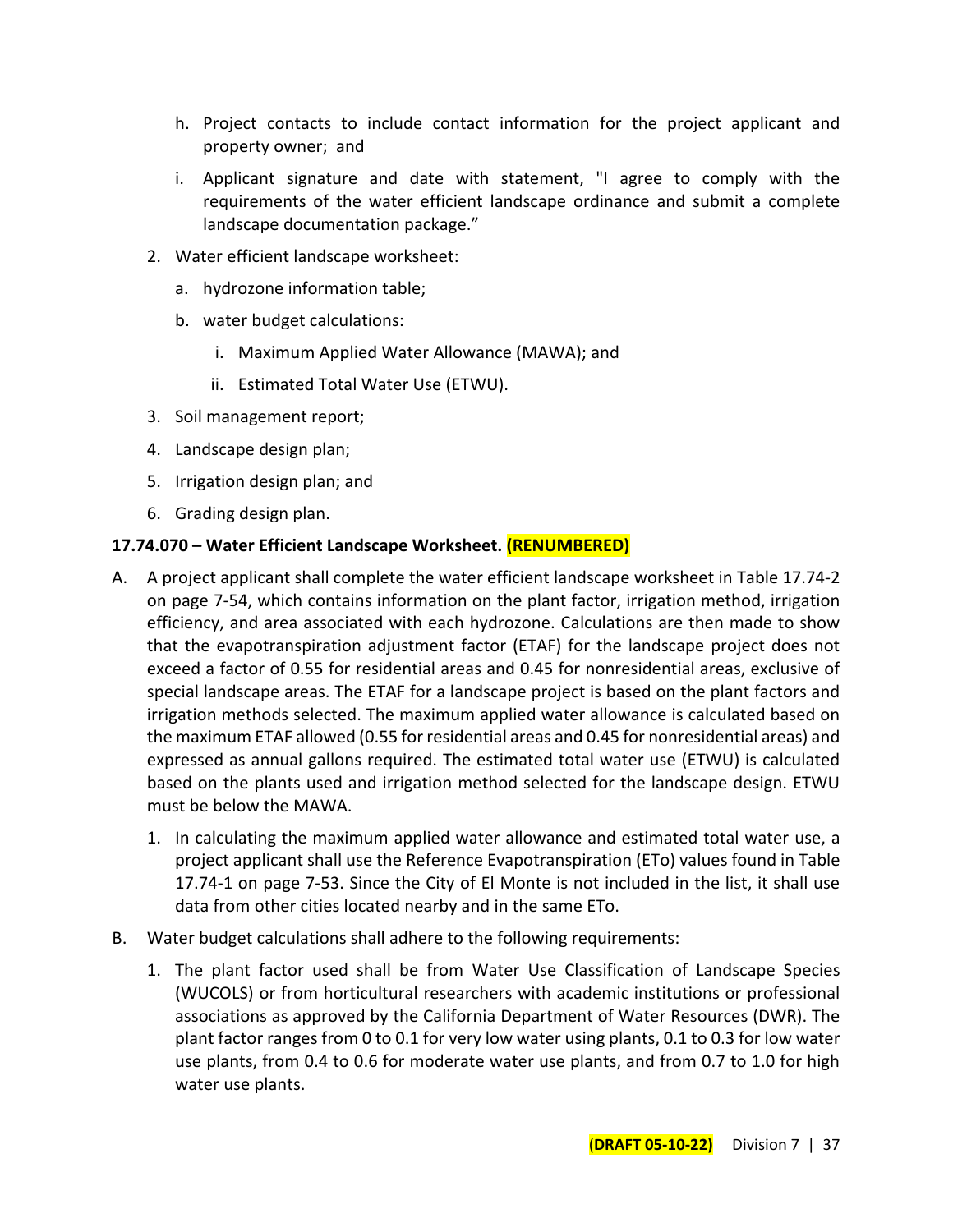h. Project contacts to include contact information for the project applicant and property owner; and

i. Applicant signature and date with statement, "I agree to comply with the requirements of the water efficient landscape ordinance and submit a complete landscape documentation package."

2. Water efficient landscape worksheet:

   a. hydrozone information table;

   b. water budget calculations:

      i. Maximum Applied Water Allowance (MAWA); and

      ii. Estimated Total Water Use (ETWU).

3. Soil management report;

4. Landscape design plan;

5. Irrigation design plan; and

6. Grading design plan.

**17.74.070 – Water Efficient Landscape Worksheet. (RENUMBERED)**

A. A project applicant shall complete the water efficient landscape worksheet in Table 17.74-2 on page 7-54, which contains information on the plant factor, irrigation method, irrigation efficiency, and area associated with each hydrozone. Calculations are then made to show that the evapotranspiration adjustment factor (ETAF) for the landscape project does not exceed a factor of 0.55 for residential areas and 0.45 for nonresidential areas, exclusive of special landscape areas. The ETAF for a landscape project is based on the plant factors and irrigation methods selected. The maximum applied water allowance is calculated based on the maximum ETAF allowed (0.55 for residential areas and 0.45 for nonresidential areas) and expressed as annual gallons required. The estimated total water use (ETWU) is calculated based on the plants used and irrigation method selected for the landscape design. ETWU must be below the MAWA.

   1. In calculating the maximum applied water allowance and estimated total water use, a project applicant shall use the Reference Evapotranspiration (ETo) values found in Table 17.74-1 on page 7-53. Since the City of El Monte is not included in the list, it shall use data from other cities located nearby and in the same ETo.

B. Water budget calculations shall adhere to the following requirements:

   1. The plant factor used shall be from Water Use Classification of Landscape Species (WUCOLS) or from horticultural researchers with academic institutions or professional associations as approved by the California Department of Water Resources (DWR). The plant factor ranges from 0 to 0.1 for very low water using plants, 0.1 to 0.3 for low water use plants, from 0.4 to 0.6 for moderate water use plants, and from 0.7 to 1.0 for high water use plants.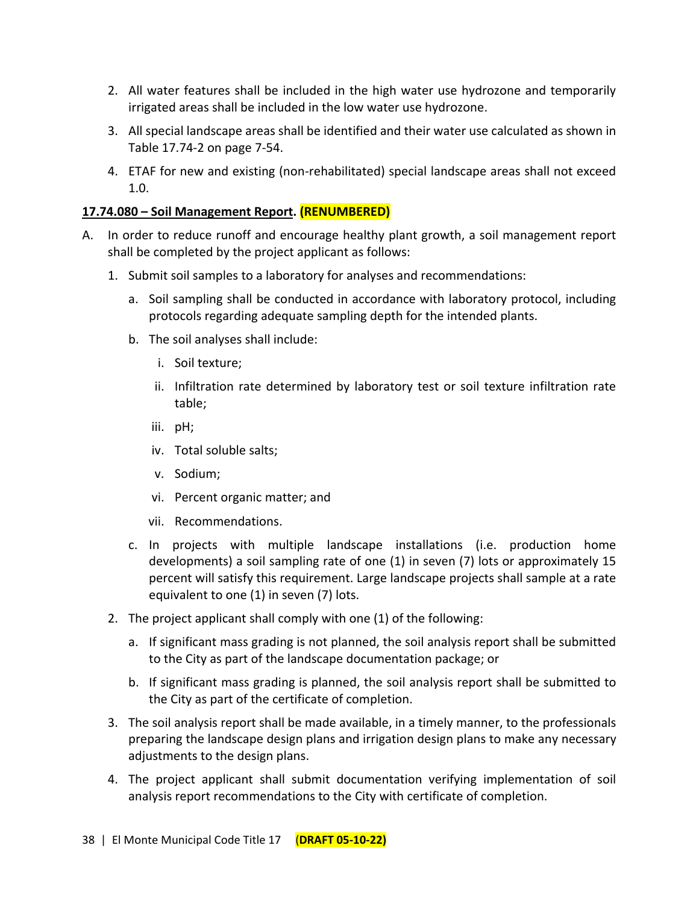2. All water features shall be included in the high water use hydrozone and temporarily irrigated areas shall be included in the low water use hydrozone.

3. All special landscape areas shall be identified and their water use calculated as shown in Table 17.74-2 on page 7-54.

4. ETAF for new and existing (non-rehabilitated) special landscape areas shall not exceed 1.0.

**<u>17.74.080 – Soil Management Report</u>. (RENUMBERED)**

A. In order to reduce runoff and encourage healthy plant growth, a soil management report shall be completed by the project applicant as follows:

   1. Submit soil samples to a laboratory for analyses and recommendations:

      a. Soil sampling shall be conducted in accordance with laboratory protocol, including protocols regarding adequate sampling depth for the intended plants.

      b. The soil analyses shall include:

         i. Soil texture;

         ii. Infiltration rate determined by laboratory test or soil texture infiltration rate table;

         iii. pH;

         iv. Total soluble salts;

         v. Sodium;

         vi. Percent organic matter; and

         vii. Recommendations.

      c. In projects with multiple landscape installations (i.e. production home developments) a soil sampling rate of one (1) in seven (7) lots or approximately 15 percent will satisfy this requirement. Large landscape projects shall sample at a rate equivalent to one (1) in seven (7) lots.

   2. The project applicant shall comply with one (1) of the following:

      a. If significant mass grading is not planned, the soil analysis report shall be submitted to the City as part of the landscape documentation package; or

      b. If significant mass grading is planned, the soil analysis report shall be submitted to the City as part of the certificate of completion.

   3. The soil analysis report shall be made available, in a timely manner, to the professionals preparing the landscape design plans and irrigation design plans to make any necessary adjustments to the design plans.

   4. The project applicant shall submit documentation verifying implementation of soil analysis report recommendations to the City with certificate of completion.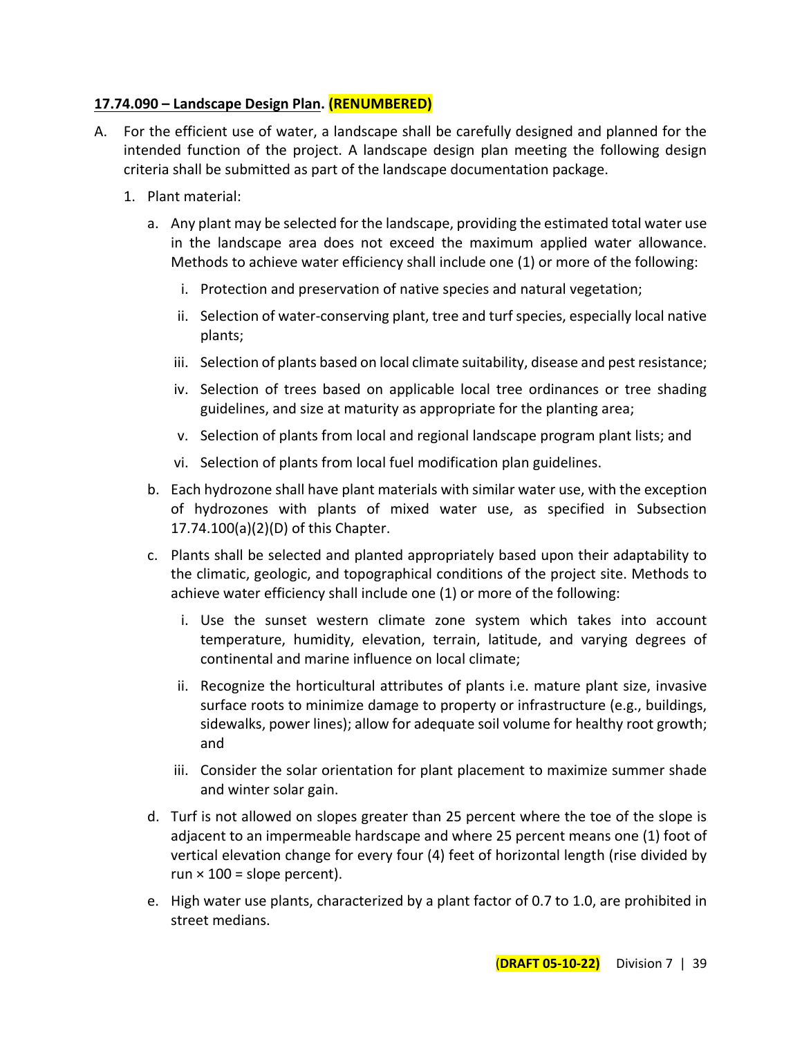**17.74.090 – Landscape Design Plan. (RENUMBERED)**

A. For the efficient use of water, a landscape shall be carefully designed and planned for the intended function of the project. A landscape design plan meeting the following design criteria shall be submitted as part of the landscape documentation package.

   1. Plant material:

      a. Any plant may be selected for the landscape, providing the estimated total water use in the landscape area does not exceed the maximum applied water allowance. Methods to achieve water efficiency shall include one (1) or more of the following:

         i. Protection and preservation of native species and natural vegetation;

         ii. Selection of water-conserving plant, tree and turf species, especially local native plants;

         iii. Selection of plants based on local climate suitability, disease and pest resistance;

         iv. Selection of trees based on applicable local tree ordinances or tree shading guidelines, and size at maturity as appropriate for the planting area;

         v. Selection of plants from local and regional landscape program plant lists; and

         vi. Selection of plants from local fuel modification plan guidelines.

      b. Each hydrozone shall have plant materials with similar water use, with the exception of hydrozones with plants of mixed water use, as specified in Subsection 17.74.100(a)(2)(D) of this Chapter.

      c. Plants shall be selected and planted appropriately based upon their adaptability to the climatic, geologic, and topographical conditions of the project site. Methods to achieve water efficiency shall include one (1) or more of the following:

         i. Use the sunset western climate zone system which takes into account temperature, humidity, elevation, terrain, latitude, and varying degrees of continental and marine influence on local climate;

         ii. Recognize the horticultural attributes of plants i.e. mature plant size, invasive surface roots to minimize damage to property or infrastructure (e.g., buildings, sidewalks, power lines); allow for adequate soil volume for healthy root growth; and

         iii. Consider the solar orientation for plant placement to maximize summer shade and winter solar gain.

      d. Turf is not allowed on slopes greater than 25 percent where the toe of the slope is adjacent to an impermeable hardscape and where 25 percent means one (1) foot of vertical elevation change for every four (4) feet of horizontal length (rise divided by run × 100 = slope percent).

      e. High water use plants, characterized by a plant factor of 0.7 to 1.0, are prohibited in street medians.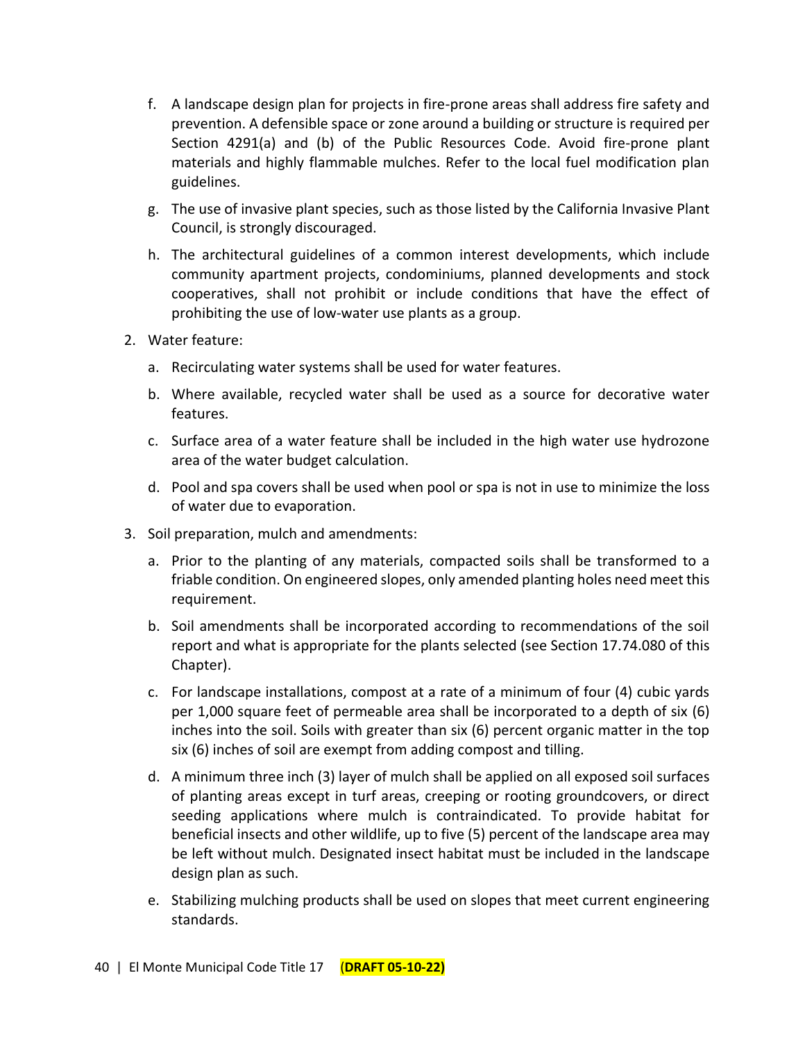f. A landscape design plan for projects in fire-prone areas shall address fire safety and prevention. A defensible space or zone around a building or structure is required per Section 4291(a) and (b) of the Public Resources Code. Avoid fire-prone plant materials and highly flammable mulches. Refer to the local fuel modification plan guidelines.

g. The use of invasive plant species, such as those listed by the California Invasive Plant Council, is strongly discouraged.

h. The architectural guidelines of a common interest developments, which include community apartment projects, condominiums, planned developments and stock cooperatives, shall not prohibit or include conditions that have the effect of prohibiting the use of low-water use plants as a group.

2. Water feature:

   a. Recirculating water systems shall be used for water features.

   b. Where available, recycled water shall be used as a source for decorative water features.

   c. Surface area of a water feature shall be included in the high water use hydrozone area of the water budget calculation.

   d. Pool and spa covers shall be used when pool or spa is not in use to minimize the loss of water due to evaporation.

3. Soil preparation, mulch and amendments:

   a. Prior to the planting of any materials, compacted soils shall be transformed to a friable condition. On engineered slopes, only amended planting holes need meet this requirement.

   b. Soil amendments shall be incorporated according to recommendations of the soil report and what is appropriate for the plants selected (see Section 17.74.080 of this Chapter).

   c. For landscape installations, compost at a rate of a minimum of four (4) cubic yards per 1,000 square feet of permeable area shall be incorporated to a depth of six (6) inches into the soil. Soils with greater than six (6) percent organic matter in the top six (6) inches of soil are exempt from adding compost and tilling.

   d. A minimum three inch (3) layer of mulch shall be applied on all exposed soil surfaces of planting areas except in turf areas, creeping or rooting groundcovers, or direct seeding applications where mulch is contraindicated. To provide habitat for beneficial insects and other wildlife, up to five (5) percent of the landscape area may be left without mulch. Designated insect habitat must be included in the landscape design plan as such.

   e. Stabilizing mulching products shall be used on slopes that meet current engineering standards.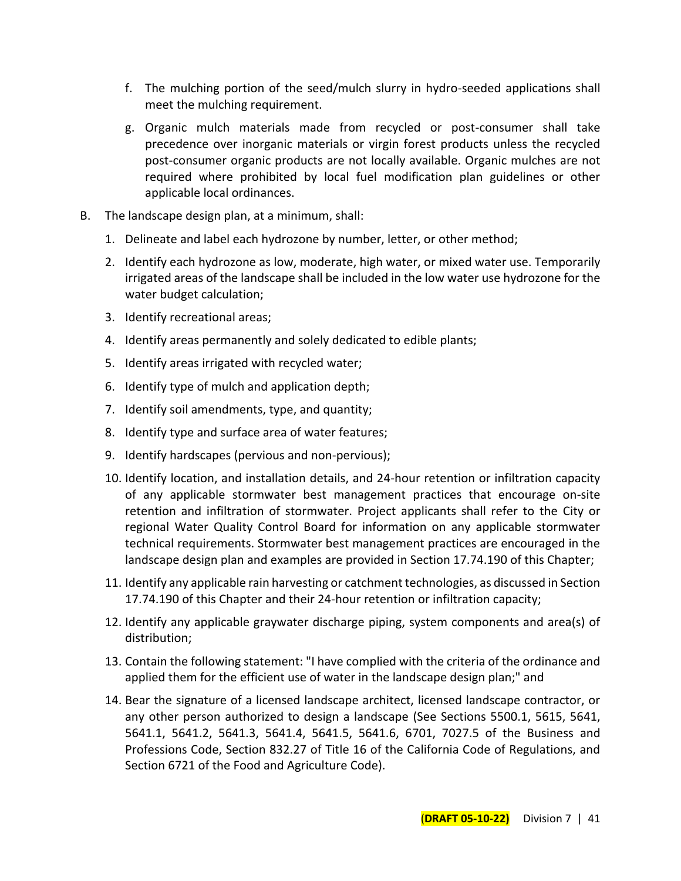f. The mulching portion of the seed/mulch slurry in hydro-seeded applications shall meet the mulching requirement.

g. Organic mulch materials made from recycled or post-consumer shall take precedence over inorganic materials or virgin forest products unless the recycled post-consumer organic products are not locally available. Organic mulches are not required where prohibited by local fuel modification plan guidelines or other applicable local ordinances.

B. The landscape design plan, at a minimum, shall:

1. Delineate and label each hydrozone by number, letter, or other method;
2. Identify each hydrozone as low, moderate, high water, or mixed water use. Temporarily irrigated areas of the landscape shall be included in the low water use hydrozone for the water budget calculation;
3. Identify recreational areas;
4. Identify areas permanently and solely dedicated to edible plants;
5. Identify areas irrigated with recycled water;
6. Identify type of mulch and application depth;
7. Identify soil amendments, type, and quantity;
8. Identify type and surface area of water features;
9. Identify hardscapes (pervious and non-pervious);
10. Identify location, and installation details, and 24-hour retention or infiltration capacity of any applicable stormwater best management practices that encourage on-site retention and infiltration of stormwater. Project applicants shall refer to the City or regional Water Quality Control Board for information on any applicable stormwater technical requirements. Stormwater best management practices are encouraged in the landscape design plan and examples are provided in Section 17.74.190 of this Chapter;
11. Identify any applicable rain harvesting or catchment technologies, as discussed in Section 17.74.190 of this Chapter and their 24-hour retention or infiltration capacity;
12. Identify any applicable graywater discharge piping, system components and area(s) of distribution;
13. Contain the following statement: "I have complied with the criteria of the ordinance and applied them for the efficient use of water in the landscape design plan;" and
14. Bear the signature of a licensed landscape architect, licensed landscape contractor, or any other person authorized to design a landscape (See Sections 5500.1, 5615, 5641, 5641.1, 5641.2, 5641.3, 5641.4, 5641.5, 5641.6, 6701, 7027.5 of the Business and Professions Code, Section 832.27 of Title 16 of the California Code of Regulations, and Section 6721 of the Food and Agriculture Code).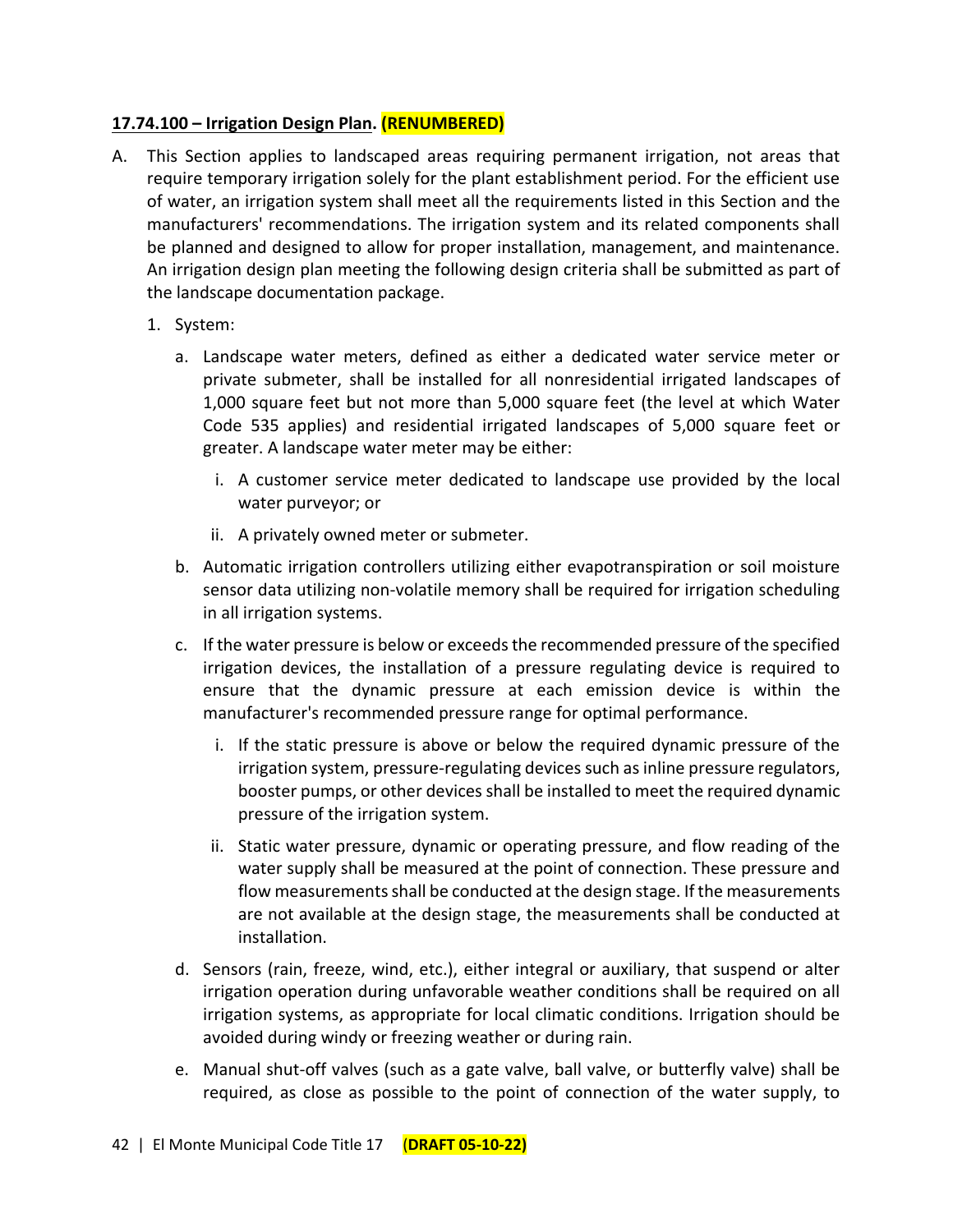**17.74.100 – Irrigation Design Plan. (RENUMBERED)**

A. This Section applies to landscaped areas requiring permanent irrigation, not areas that require temporary irrigation solely for the plant establishment period. For the efficient use of water, an irrigation system shall meet all the requirements listed in this Section and the manufacturers' recommendations. The irrigation system and its related components shall be planned and designed to allow for proper installation, management, and maintenance. An irrigation design plan meeting the following design criteria shall be submitted as part of the landscape documentation package.

   1. System:

      a. Landscape water meters, defined as either a dedicated water service meter or private submeter, shall be installed for all nonresidential irrigated landscapes of 1,000 square feet but not more than 5,000 square feet (the level at which Water Code 535 applies) and residential irrigated landscapes of 5,000 square feet or greater. A landscape water meter may be either:

         i. A customer service meter dedicated to landscape use provided by the local water purveyor; or

         ii. A privately owned meter or submeter.

      b. Automatic irrigation controllers utilizing either evapotranspiration or soil moisture sensor data utilizing non-volatile memory shall be required for irrigation scheduling in all irrigation systems.

      c. If the water pressure is below or exceeds the recommended pressure of the specified irrigation devices, the installation of a pressure regulating device is required to ensure that the dynamic pressure at each emission device is within the manufacturer's recommended pressure range for optimal performance.

         i. If the static pressure is above or below the required dynamic pressure of the irrigation system, pressure-regulating devices such as inline pressure regulators, booster pumps, or other devices shall be installed to meet the required dynamic pressure of the irrigation system.

         ii. Static water pressure, dynamic or operating pressure, and flow reading of the water supply shall be measured at the point of connection. These pressure and flow measurements shall be conducted at the design stage. If the measurements are not available at the design stage, the measurements shall be conducted at installation.

      d. Sensors (rain, freeze, wind, etc.), either integral or auxiliary, that suspend or alter irrigation operation during unfavorable weather conditions shall be required on all irrigation systems, as appropriate for local climatic conditions. Irrigation should be avoided during windy or freezing weather or during rain.

      e. Manual shut-off valves (such as a gate valve, ball valve, or butterfly valve) shall be required, as close as possible to the point of connection of the water supply, to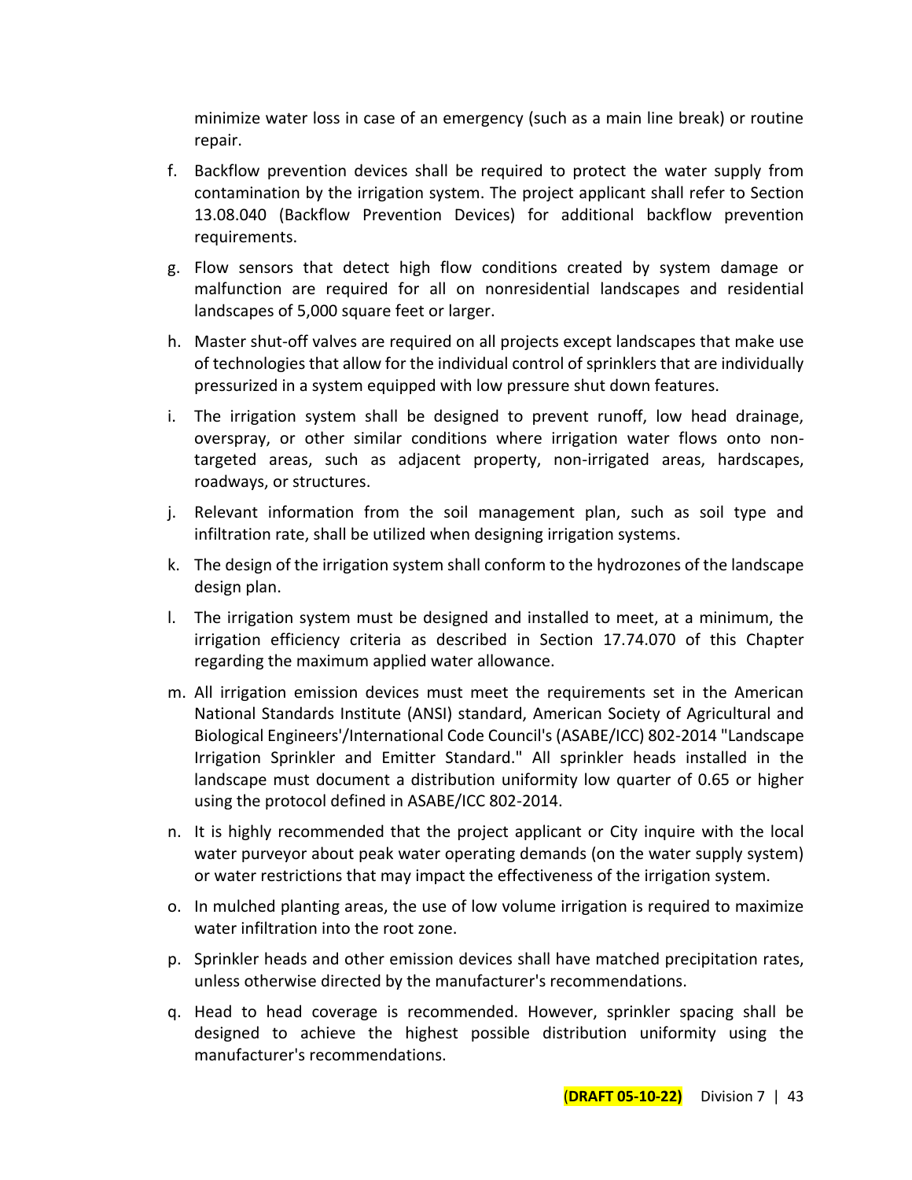minimize water loss in case of an emergency (such as a main line break) or routine repair.

f. Backflow prevention devices shall be required to protect the water supply from contamination by the irrigation system. The project applicant shall refer to Section 13.08.040 (Backflow Prevention Devices) for additional backflow prevention requirements.

g. Flow sensors that detect high flow conditions created by system damage or malfunction are required for all on nonresidential landscapes and residential landscapes of 5,000 square feet or larger.

h. Master shut-off valves are required on all projects except landscapes that make use of technologies that allow for the individual control of sprinklers that are individually pressurized in a system equipped with low pressure shut down features.

i. The irrigation system shall be designed to prevent runoff, low head drainage, overspray, or other similar conditions where irrigation water flows onto non-targeted areas, such as adjacent property, non-irrigated areas, hardscapes, roadways, or structures.

j. Relevant information from the soil management plan, such as soil type and infiltration rate, shall be utilized when designing irrigation systems.

k. The design of the irrigation system shall conform to the hydrozones of the landscape design plan.

l. The irrigation system must be designed and installed to meet, at a minimum, the irrigation efficiency criteria as described in Section 17.74.070 of this Chapter regarding the maximum applied water allowance.

m. All irrigation emission devices must meet the requirements set in the American National Standards Institute (ANSI) standard, American Society of Agricultural and Biological Engineers'/International Code Council's (ASABE/ICC) 802-2014 "Landscape Irrigation Sprinkler and Emitter Standard." All sprinkler heads installed in the landscape must document a distribution uniformity low quarter of 0.65 or higher using the protocol defined in ASABE/ICC 802-2014.

n. It is highly recommended that the project applicant or City inquire with the local water purveyor about peak water operating demands (on the water supply system) or water restrictions that may impact the effectiveness of the irrigation system.

o. In mulched planting areas, the use of low volume irrigation is required to maximize water infiltration into the root zone.

p. Sprinkler heads and other emission devices shall have matched precipitation rates, unless otherwise directed by the manufacturer's recommendations.

q. Head to head coverage is recommended. However, sprinkler spacing shall be designed to achieve the highest possible distribution uniformity using the manufacturer's recommendations.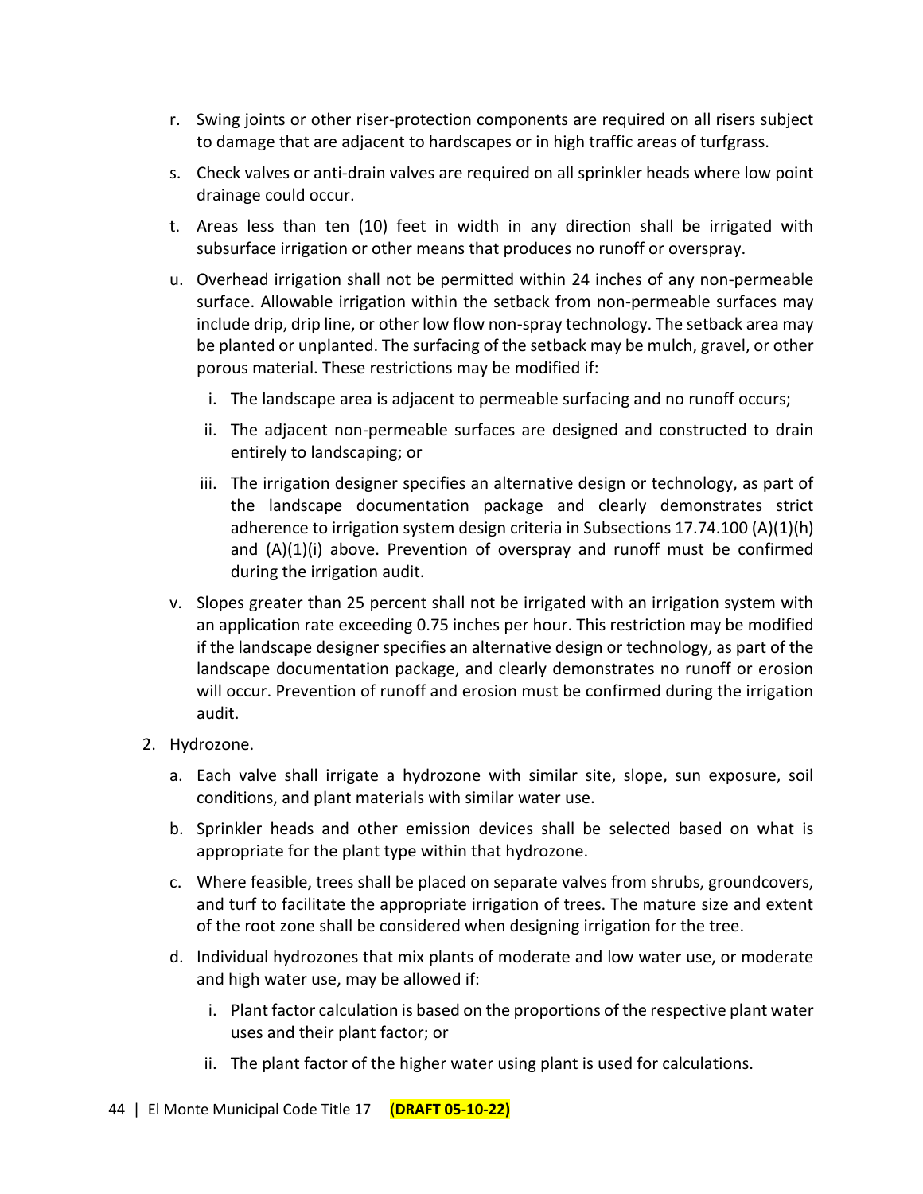r. Swing joints or other riser-protection components are required on all risers subject to damage that are adjacent to hardscapes or in high traffic areas of turfgrass.

s. Check valves or anti-drain valves are required on all sprinkler heads where low point drainage could occur.

t. Areas less than ten (10) feet in width in any direction shall be irrigated with subsurface irrigation or other means that produces no runoff or overspray.

u. Overhead irrigation shall not be permitted within 24 inches of any non-permeable surface. Allowable irrigation within the setback from non-permeable surfaces may include drip, drip line, or other low flow non-spray technology. The setback area may be planted or unplanted. The surfacing of the setback may be mulch, gravel, or other porous material. These restrictions may be modified if:

   i. The landscape area is adjacent to permeable surfacing and no runoff occurs;

   ii. The adjacent non-permeable surfaces are designed and constructed to drain entirely to landscaping; or

   iii. The irrigation designer specifies an alternative design or technology, as part of the landscape documentation package and clearly demonstrates strict adherence to irrigation system design criteria in Subsections 17.74.100 (A)(1)(h) and (A)(1)(i) above. Prevention of overspray and runoff must be confirmed during the irrigation audit.

v. Slopes greater than 25 percent shall not be irrigated with an irrigation system with an application rate exceeding 0.75 inches per hour. This restriction may be modified if the landscape designer specifies an alternative design or technology, as part of the landscape documentation package, and clearly demonstrates no runoff or erosion will occur. Prevention of runoff and erosion must be confirmed during the irrigation audit.

2. Hydrozone.

   a. Each valve shall irrigate a hydrozone with similar site, slope, sun exposure, soil conditions, and plant materials with similar water use.

   b. Sprinkler heads and other emission devices shall be selected based on what is appropriate for the plant type within that hydrozone.

   c. Where feasible, trees shall be placed on separate valves from shrubs, groundcovers, and turf to facilitate the appropriate irrigation of trees. The mature size and extent of the root zone shall be considered when designing irrigation for the tree.

   d. Individual hydrozones that mix plants of moderate and low water use, or moderate and high water use, may be allowed if:

      i. Plant factor calculation is based on the proportions of the respective plant water uses and their plant factor; or

      ii. The plant factor of the higher water using plant is used for calculations.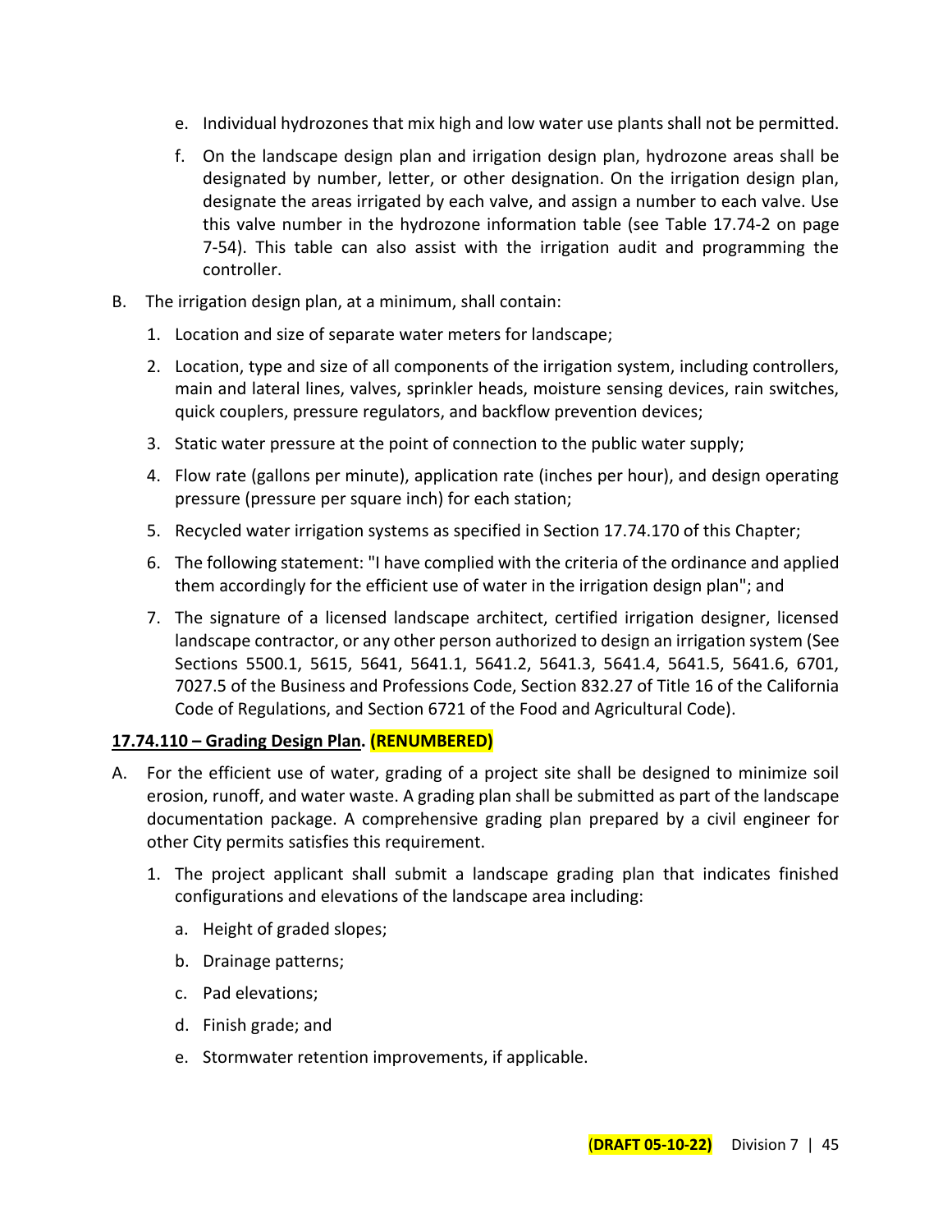e. Individual hydrozones that mix high and low water use plants shall not be permitted.

f. On the landscape design plan and irrigation design plan, hydrozone areas shall be designated by number, letter, or other designation. On the irrigation design plan, designate the areas irrigated by each valve, and assign a number to each valve. Use this valve number in the hydrozone information table (see Table 17.74-2 on page 7-54). This table can also assist with the irrigation audit and programming the controller.

B. The irrigation design plan, at a minimum, shall contain:

1. Location and size of separate water meters for landscape;
2. Location, type and size of all components of the irrigation system, including controllers, main and lateral lines, valves, sprinkler heads, moisture sensing devices, rain switches, quick couplers, pressure regulators, and backflow prevention devices;
3. Static water pressure at the point of connection to the public water supply;
4. Flow rate (gallons per minute), application rate (inches per hour), and design operating pressure (pressure per square inch) for each station;
5. Recycled water irrigation systems as specified in Section 17.74.170 of this Chapter;
6. The following statement: "I have complied with the criteria of the ordinance and applied them accordingly for the efficient use of water in the irrigation design plan"; and
7. The signature of a licensed landscape architect, certified irrigation designer, licensed landscape contractor, or any other person authorized to design an irrigation system (See Sections 5500.1, 5615, 5641, 5641.1, 5641.2, 5641.3, 5641.4, 5641.5, 5641.6, 6701, 7027.5 of the Business and Professions Code, Section 832.27 of Title 16 of the California Code of Regulations, and Section 6721 of the Food and Agricultural Code).

**17.74.110 – Grading Design Plan. (RENUMBERED)**

A. For the efficient use of water, grading of a project site shall be designed to minimize soil erosion, runoff, and water waste. A grading plan shall be submitted as part of the landscape documentation package. A comprehensive grading plan prepared by a civil engineer for other City permits satisfies this requirement.

1. The project applicant shall submit a landscape grading plan that indicates finished configurations and elevations of the landscape area including:

   a. Height of graded slopes;

   b. Drainage patterns;

   c. Pad elevations;

   d. Finish grade; and

   e. Stormwater retention improvements, if applicable.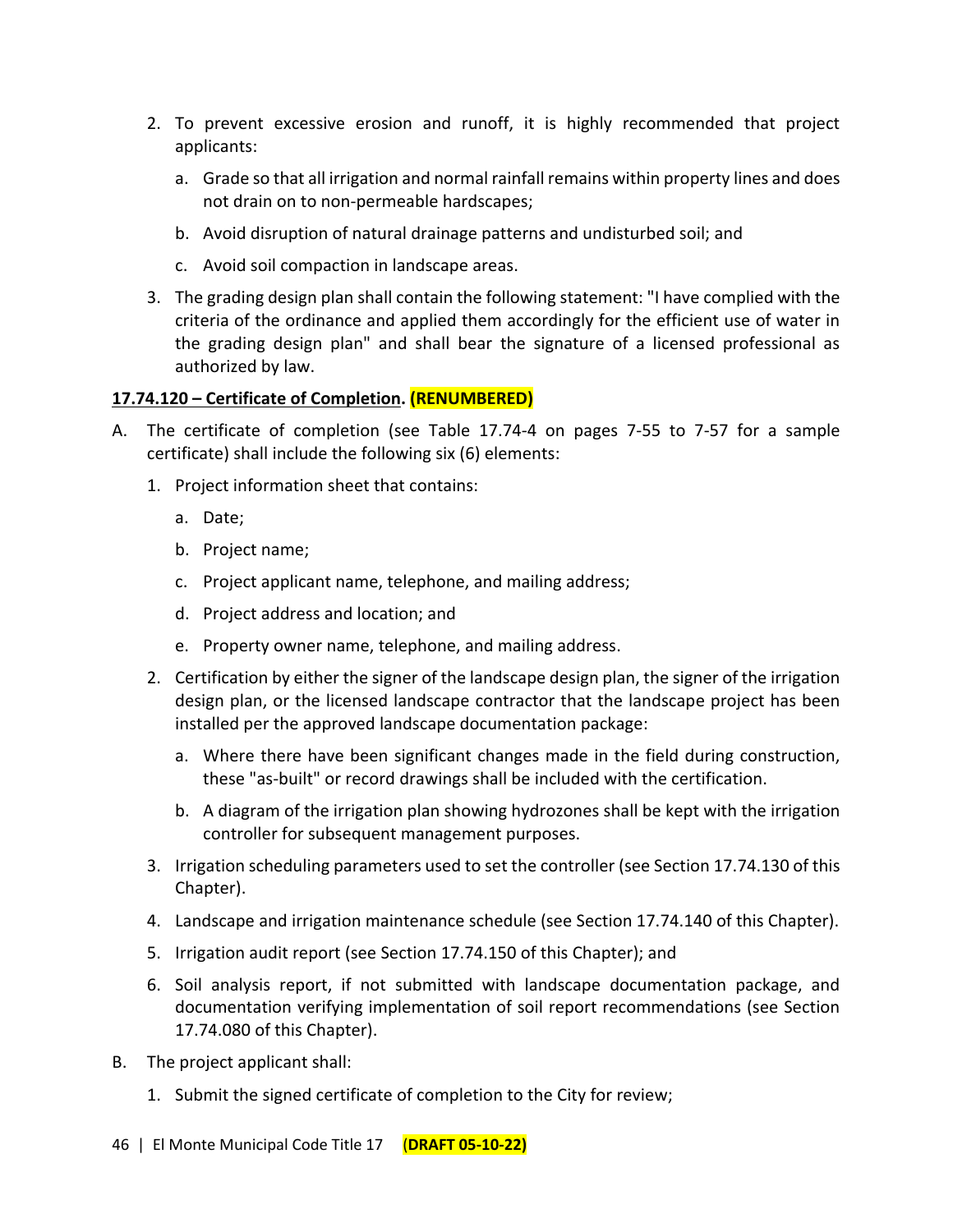2. To prevent excessive erosion and runoff, it is highly recommended that project applicants:

    a. Grade so that all irrigation and normal rainfall remains within property lines and does not drain on to non-permeable hardscapes;

    b. Avoid disruption of natural drainage patterns and undisturbed soil; and

    c. Avoid soil compaction in landscape areas.

3. The grading design plan shall contain the following statement: "I have complied with the criteria of the ordinance and applied them accordingly for the efficient use of water in the grading design plan" and shall bear the signature of a licensed professional as authorized by law.

**17.74.120 – Certificate of Completion. (RENUMBERED)**

A. The certificate of completion (see Table 17.74-4 on pages 7-55 to 7-57 for a sample certificate) shall include the following six (6) elements:

1. Project information sheet that contains:

    a. Date;

    b. Project name;

    c. Project applicant name, telephone, and mailing address;

    d. Project address and location; and

    e. Property owner name, telephone, and mailing address.

2. Certification by either the signer of the landscape design plan, the signer of the irrigation design plan, or the licensed landscape contractor that the landscape project has been installed per the approved landscape documentation package:

    a. Where there have been significant changes made in the field during construction, these "as-built" or record drawings shall be included with the certification.

    b. A diagram of the irrigation plan showing hydrozones shall be kept with the irrigation controller for subsequent management purposes.

3. Irrigation scheduling parameters used to set the controller (see Section 17.74.130 of this Chapter).

4. Landscape and irrigation maintenance schedule (see Section 17.74.140 of this Chapter).

5. Irrigation audit report (see Section 17.74.150 of this Chapter); and

6. Soil analysis report, if not submitted with landscape documentation package, and documentation verifying implementation of soil report recommendations (see Section 17.74.080 of this Chapter).

B. The project applicant shall:

1. Submit the signed certificate of completion to the City for review;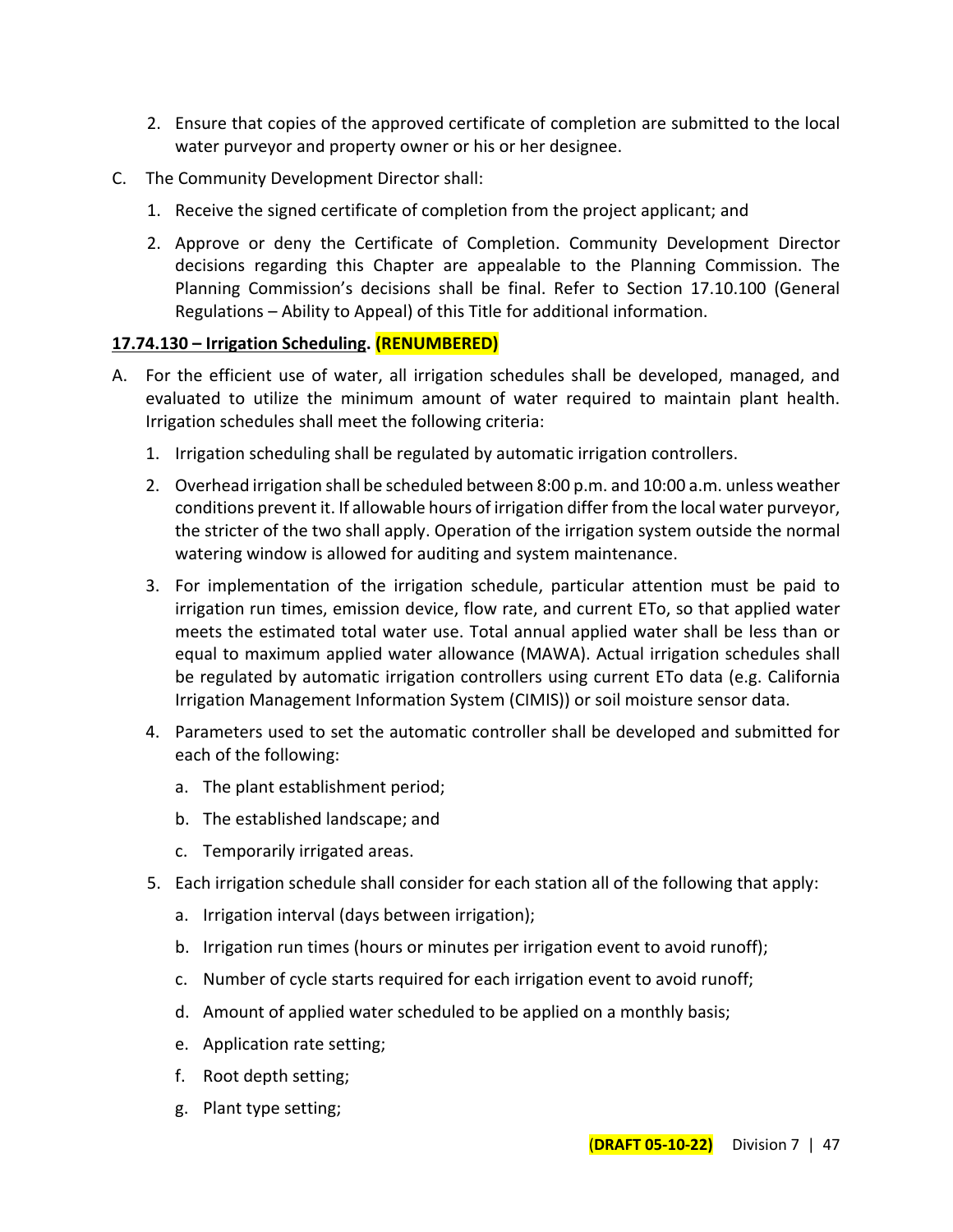2. Ensure that copies of the approved certificate of completion are submitted to the local water purveyor and property owner or his or her designee.

C. The Community Development Director shall:

1. Receive the signed certificate of completion from the project applicant; and

2. Approve or deny the Certificate of Completion. Community Development Director decisions regarding this Chapter are appealable to the Planning Commission. The Planning Commission's decisions shall be final. Refer to Section 17.10.100 (General Regulations – Ability to Appeal) of this Title for additional information.

**17.74.130 – Irrigation Scheduling. (RENUMBERED)**

A. For the efficient use of water, all irrigation schedules shall be developed, managed, and evaluated to utilize the minimum amount of water required to maintain plant health. Irrigation schedules shall meet the following criteria:

1. Irrigation scheduling shall be regulated by automatic irrigation controllers.

2. Overhead irrigation shall be scheduled between 8:00 p.m. and 10:00 a.m. unless weather conditions prevent it. If allowable hours of irrigation differ from the local water purveyor, the stricter of the two shall apply. Operation of the irrigation system outside the normal watering window is allowed for auditing and system maintenance.

3. For implementation of the irrigation schedule, particular attention must be paid to irrigation run times, emission device, flow rate, and current ETo, so that applied water meets the estimated total water use. Total annual applied water shall be less than or equal to maximum applied water allowance (MAWA). Actual irrigation schedules shall be regulated by automatic irrigation controllers using current ETo data (e.g. California Irrigation Management Information System (CIMIS)) or soil moisture sensor data.

4. Parameters used to set the automatic controller shall be developed and submitted for each of the following:

   a. The plant establishment period;

   b. The established landscape; and

   c. Temporarily irrigated areas.

5. Each irrigation schedule shall consider for each station all of the following that apply:

   a. Irrigation interval (days between irrigation);

   b. Irrigation run times (hours or minutes per irrigation event to avoid runoff);

   c. Number of cycle starts required for each irrigation event to avoid runoff;

   d. Amount of applied water scheduled to be applied on a monthly basis;

   e. Application rate setting;

   f. Root depth setting;

   g. Plant type setting;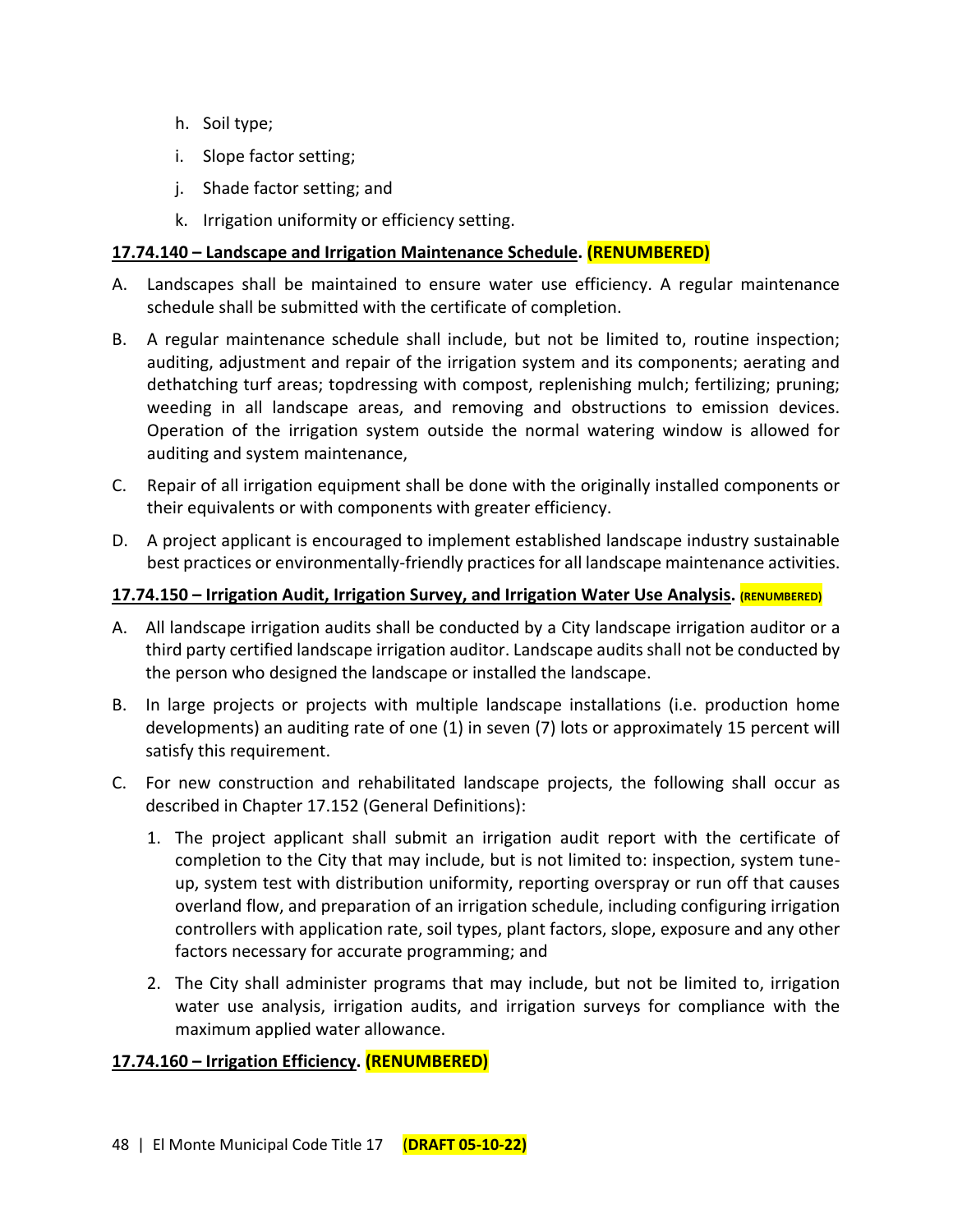h. Soil type;

i. Slope factor setting;

j. Shade factor setting; and

k. Irrigation uniformity or efficiency setting.

**17.74.140 – Landscape and Irrigation Maintenance Schedule. (RENUMBERED)**

A. Landscapes shall be maintained to ensure water use efficiency. A regular maintenance schedule shall be submitted with the certificate of completion.

B. A regular maintenance schedule shall include, but not be limited to, routine inspection; auditing, adjustment and repair of the irrigation system and its components; aerating and dethatching turf areas; topdressing with compost, replenishing mulch; fertilizing; pruning; weeding in all landscape areas, and removing and obstructions to emission devices. Operation of the irrigation system outside the normal watering window is allowed for auditing and system maintenance,

C. Repair of all irrigation equipment shall be done with the originally installed components or their equivalents or with components with greater efficiency.

D. A project applicant is encouraged to implement established landscape industry sustainable best practices or environmentally-friendly practices for all landscape maintenance activities.

**17.74.150 – Irrigation Audit, Irrigation Survey, and Irrigation Water Use Analysis. (RENUMBERED)**

A. All landscape irrigation audits shall be conducted by a City landscape irrigation auditor or a third party certified landscape irrigation auditor. Landscape audits shall not be conducted by the person who designed the landscape or installed the landscape.

B. In large projects or projects with multiple landscape installations (i.e. production home developments) an auditing rate of one (1) in seven (7) lots or approximately 15 percent will satisfy this requirement.

C. For new construction and rehabilitated landscape projects, the following shall occur as described in Chapter 17.152 (General Definitions):

1. The project applicant shall submit an irrigation audit report with the certificate of completion to the City that may include, but is not limited to: inspection, system tune-up, system test with distribution uniformity, reporting overspray or run off that causes overland flow, and preparation of an irrigation schedule, including configuring irrigation controllers with application rate, soil types, plant factors, slope, exposure and any other factors necessary for accurate programming; and

2. The City shall administer programs that may include, but not be limited to, irrigation water use analysis, irrigation audits, and irrigation surveys for compliance with the maximum applied water allowance.

**17.74.160 – Irrigation Efficiency. (RENUMBERED)**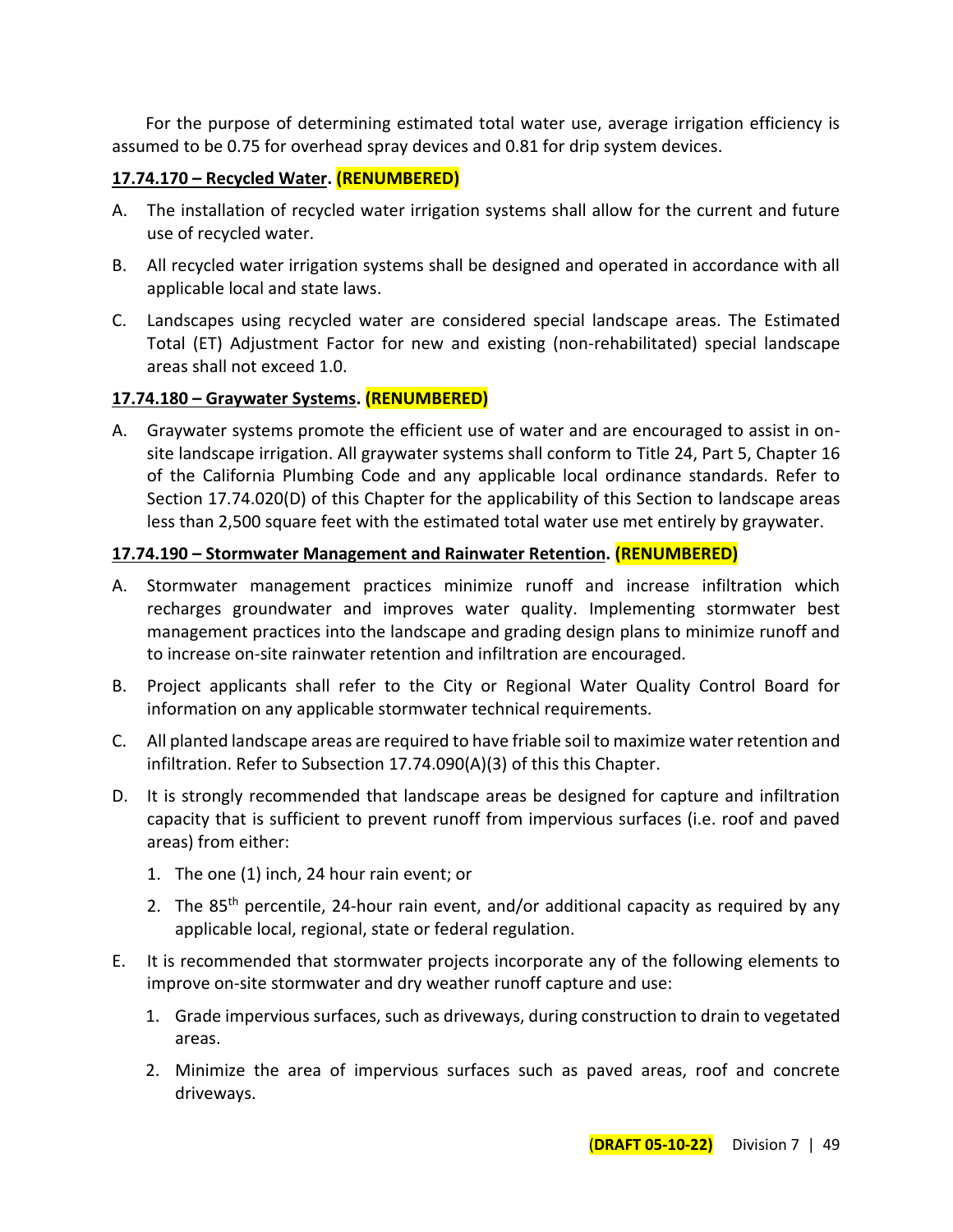For the purpose of determining estimated total water use, average irrigation efficiency is assumed to be 0.75 for overhead spray devices and 0.81 for drip system devices.

**17.74.170 – Recycled Water. (RENUMBERED)**

A. The installation of recycled water irrigation systems shall allow for the current and future use of recycled water.

B. All recycled water irrigation systems shall be designed and operated in accordance with all applicable local and state laws.

C. Landscapes using recycled water are considered special landscape areas. The Estimated Total (ET) Adjustment Factor for new and existing (non-rehabilitated) special landscape areas shall not exceed 1.0.

**17.74.180 – Graywater Systems. (RENUMBERED)**

A. Graywater systems promote the efficient use of water and are encouraged to assist in on-site landscape irrigation. All graywater systems shall conform to Title 24, Part 5, Chapter 16 of the California Plumbing Code and any applicable local ordinance standards. Refer to Section 17.74.020(D) of this Chapter for the applicability of this Section to landscape areas less than 2,500 square feet with the estimated total water use met entirely by graywater.

**17.74.190 – Stormwater Management and Rainwater Retention. (RENUMBERED)**

A. Stormwater management practices minimize runoff and increase infiltration which recharges groundwater and improves water quality. Implementing stormwater best management practices into the landscape and grading design plans to minimize runoff and to increase on-site rainwater retention and infiltration are encouraged.

B. Project applicants shall refer to the City or Regional Water Quality Control Board for information on any applicable stormwater technical requirements.

C. All planted landscape areas are required to have friable soil to maximize water retention and infiltration. Refer to Subsection 17.74.090(A)(3) of this this Chapter.

D. It is strongly recommended that landscape areas be designed for capture and infiltration capacity that is sufficient to prevent runoff from impervious surfaces (i.e. roof and paved areas) from either:

   1. The one (1) inch, 24 hour rain event; or

   2. The 85th percentile, 24-hour rain event, and/or additional capacity as required by any applicable local, regional, state or federal regulation.

E. It is recommended that stormwater projects incorporate any of the following elements to improve on-site stormwater and dry weather runoff capture and use:

   1. Grade impervious surfaces, such as driveways, during construction to drain to vegetated areas.

   2. Minimize the area of impervious surfaces such as paved areas, roof and concrete driveways.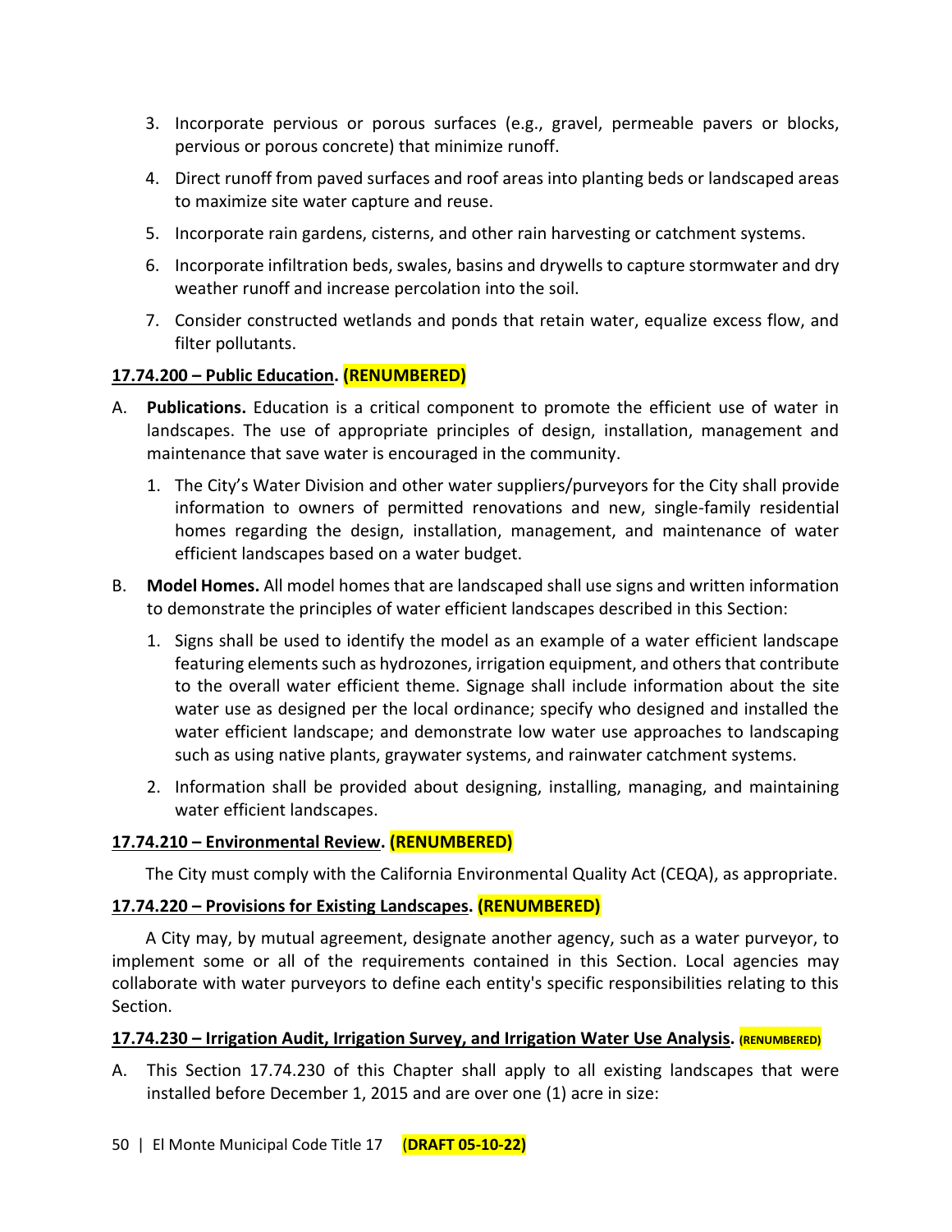3. Incorporate pervious or porous surfaces (e.g., gravel, permeable pavers or blocks, pervious or porous concrete) that minimize runoff.
4. Direct runoff from paved surfaces and roof areas into planting beds or landscaped areas to maximize site water capture and reuse.
5. Incorporate rain gardens, cisterns, and other rain harvesting or catchment systems.
6. Incorporate infiltration beds, swales, basins and drywells to capture stormwater and dry weather runoff and increase percolation into the soil.
7. Consider constructed wetlands and ponds that retain water, equalize excess flow, and filter pollutants.

**17.74.200 – Public Education. (RENUMBERED)**

A. **Publications.** Education is a critical component to promote the efficient use of water in landscapes. The use of appropriate principles of design, installation, management and maintenance that save water is encouraged in the community.

   1. The City's Water Division and other water suppliers/purveyors for the City shall provide information to owners of permitted renovations and new, single-family residential homes regarding the design, installation, management, and maintenance of water efficient landscapes based on a water budget.

B. **Model Homes.** All model homes that are landscaped shall use signs and written information to demonstrate the principles of water efficient landscapes described in this Section:

   1. Signs shall be used to identify the model as an example of a water efficient landscape featuring elements such as hydrozones, irrigation equipment, and others that contribute to the overall water efficient theme. Signage shall include information about the site water use as designed per the local ordinance; specify who designed and installed the water efficient landscape; and demonstrate low water use approaches to landscaping such as using native plants, graywater systems, and rainwater catchment systems.
   2. Information shall be provided about designing, installing, managing, and maintaining water efficient landscapes.

**17.74.210 – Environmental Review. (RENUMBERED)**

The City must comply with the California Environmental Quality Act (CEQA), as appropriate.

**17.74.220 – Provisions for Existing Landscapes. (RENUMBERED)**

A City may, by mutual agreement, designate another agency, such as a water purveyor, to implement some or all of the requirements contained in this Section. Local agencies may collaborate with water purveyors to define each entity's specific responsibilities relating to this Section.

**17.74.230 – Irrigation Audit, Irrigation Survey, and Irrigation Water Use Analysis. (RENUMBERED)**

A. This Section 17.74.230 of this Chapter shall apply to all existing landscapes that were installed before December 1, 2015 and are over one (1) acre in size: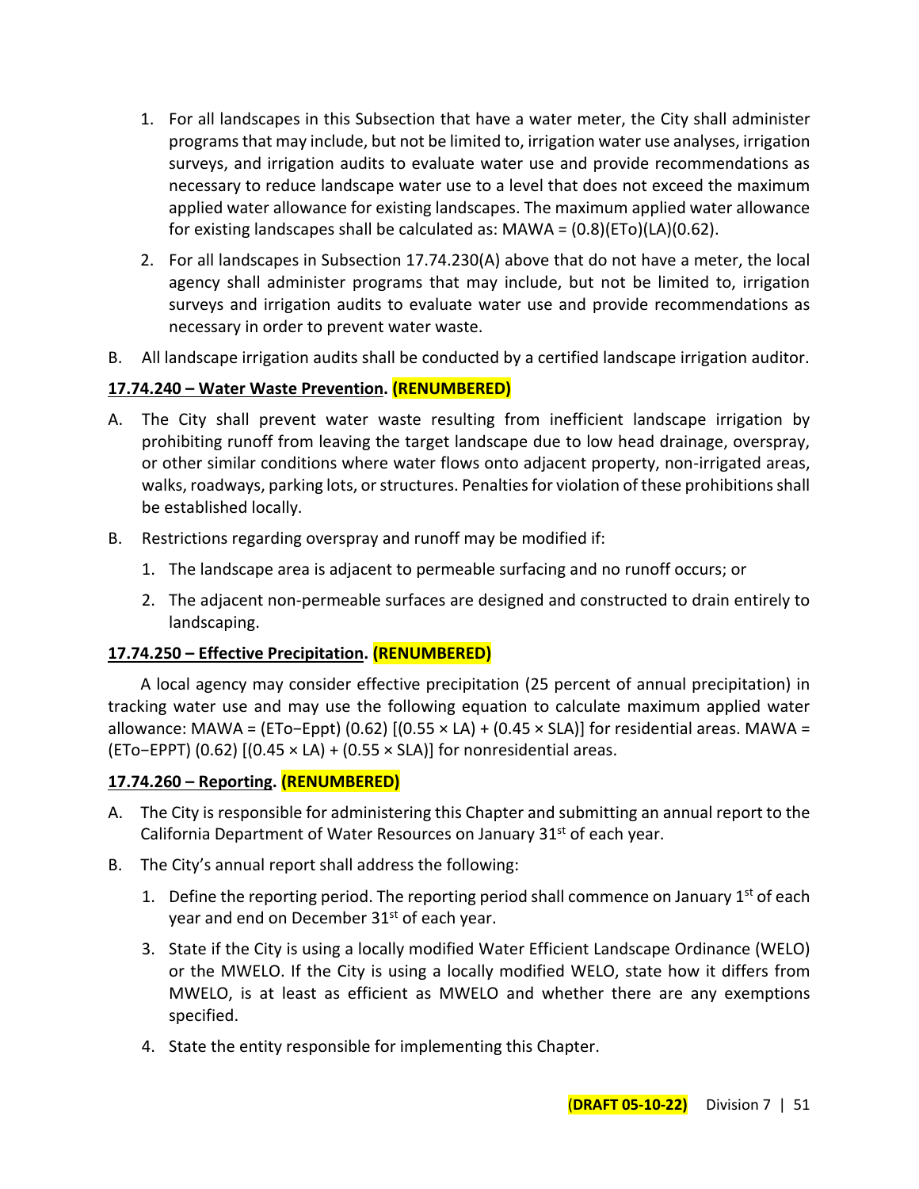1. For all landscapes in this Subsection that have a water meter, the City shall administer programs that may include, but not be limited to, irrigation water use analyses, irrigation surveys, and irrigation audits to evaluate water use and provide recommendations as necessary to reduce landscape water use to a level that does not exceed the maximum applied water allowance for existing landscapes. The maximum applied water allowance for existing landscapes shall be calculated as: $MAWA = (0.8)(ETo)(LA)(0.62)$.

2. For all landscapes in Subsection 17.74.230(A) above that do not have a meter, the local agency shall administer programs that may include, but not be limited to, irrigation surveys and irrigation audits to evaluate water use and provide recommendations as necessary in order to prevent water waste.

B. All landscape irrigation audits shall be conducted by a certified landscape irrigation auditor.

**17.74.240 – Water Waste Prevention. (RENUMBERED)**

A. The City shall prevent water waste resulting from inefficient landscape irrigation by prohibiting runoff from leaving the target landscape due to low head drainage, overspray, or other similar conditions where water flows onto adjacent property, non-irrigated areas, walks, roadways, parking lots, or structures. Penalties for violation of these prohibitions shall be established locally.

B. Restrictions regarding overspray and runoff may be modified if:

1. The landscape area is adjacent to permeable surfacing and no runoff occurs; or

2. The adjacent non-permeable surfaces are designed and constructed to drain entirely to landscaping.

**17.74.250 – Effective Precipitation. (RENUMBERED)**

A local agency may consider effective precipitation (25 percent of annual precipitation) in tracking water use and may use the following equation to calculate maximum applied water allowance: $MAWA = (ETo - Eppt)\ (0.62)\ [(0.55 \times LA) + (0.45 \times SLA)]$ for residential areas. $MAWA = (ETo - EPPT)\ (0.62)\ [(0.45 \times LA) + (0.55 \times SLA)]$ for nonresidential areas.

**17.74.260 – Reporting. (RENUMBERED)**

A. The City is responsible for administering this Chapter and submitting an annual report to the California Department of Water Resources on January 31st of each year.

B. The City's annual report shall address the following:

1. Define the reporting period. The reporting period shall commence on January 1st of each year and end on December 31st of each year.

3. State if the City is using a locally modified Water Efficient Landscape Ordinance (WELO) or the MWELO. If the City is using a locally modified WELO, state how it differs from MWELO, is at least as efficient as MWELO and whether there are any exemptions specified.

4. State the entity responsible for implementing this Chapter.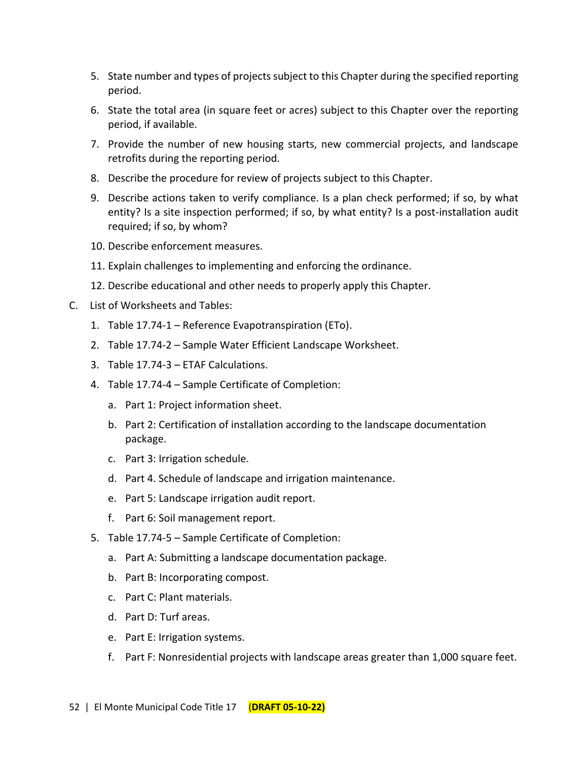5. State number and types of projects subject to this Chapter during the specified reporting period.
6. State the total area (in square feet or acres) subject to this Chapter over the reporting period, if available.
7. Provide the number of new housing starts, new commercial projects, and landscape retrofits during the reporting period.
8. Describe the procedure for review of projects subject to this Chapter.
9. Describe actions taken to verify compliance. Is a plan check performed; if so, by what entity? Is a site inspection performed; if so, by what entity? Is a post-installation audit required; if so, by whom?
10. Describe enforcement measures.
11. Explain challenges to implementing and enforcing the ordinance.
12. Describe educational and other needs to properly apply this Chapter.

C. List of Worksheets and Tables:

1. Table 17.74-1 – Reference Evapotranspiration (ETo).
2. Table 17.74-2 – Sample Water Efficient Landscape Worksheet.
3. Table 17.74-3 – ETAF Calculations.
4. Table 17.74-4 – Sample Certificate of Completion:
   a. Part 1: Project information sheet.
   b. Part 2: Certification of installation according to the landscape documentation package.
   c. Part 3: Irrigation schedule.
   d. Part 4. Schedule of landscape and irrigation maintenance.
   e. Part 5: Landscape irrigation audit report.
   f. Part 6: Soil management report.
5. Table 17.74-5 – Sample Certificate of Completion:
   a. Part A: Submitting a landscape documentation package.
   b. Part B: Incorporating compost.
   c. Part C: Plant materials.
   d. Part D: Turf areas.
   e. Part E: Irrigation systems.
   f. Part F: Nonresidential projects with landscape areas greater than 1,000 square feet.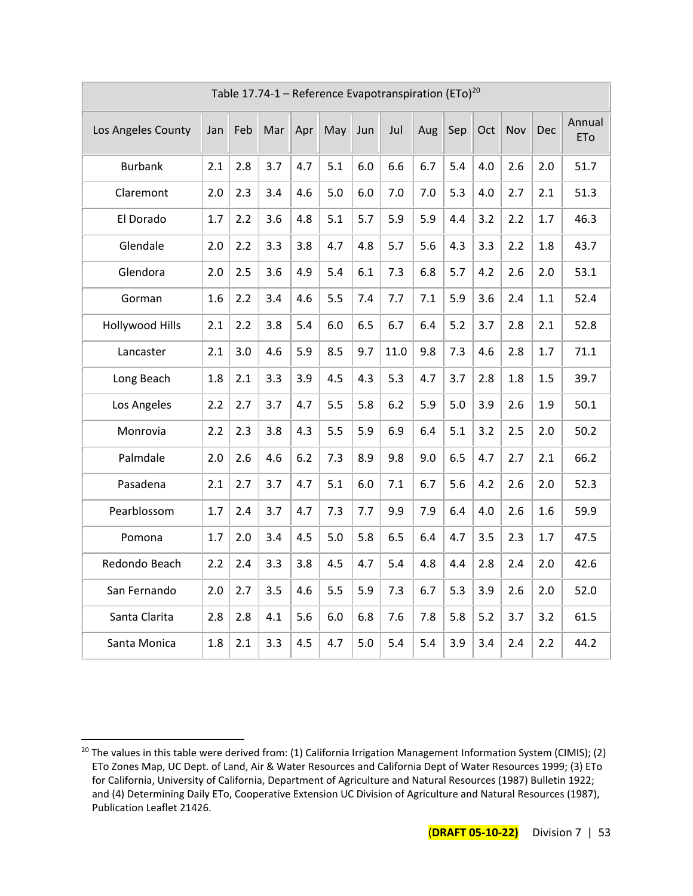| Table 17.74-1 – Reference Evapotranspiration (ETo)[20] | | | | | | | | | | | | | |
|---|---|---|---|---|---|---|---|---|---|---|---|---|---|
| Los Angeles County | Jan | Feb | Mar | Apr | May | Jun | Jul | Aug | Sep | Oct | Nov | Dec | Annual ETo |
| Burbank | 2.1 | 2.8 | 3.7 | 4.7 | 5.1 | 6.0 | 6.6 | 6.7 | 5.4 | 4.0 | 2.6 | 2.0 | 51.7 |
| Claremont | 2.0 | 2.3 | 3.4 | 4.6 | 5.0 | 6.0 | 7.0 | 7.0 | 5.3 | 4.0 | 2.7 | 2.1 | 51.3 |
| El Dorado | 1.7 | 2.2 | 3.6 | 4.8 | 5.1 | 5.7 | 5.9 | 5.9 | 4.4 | 3.2 | 2.2 | 1.7 | 46.3 |
| Glendale | 2.0 | 2.2 | 3.3 | 3.8 | 4.7 | 4.8 | 5.7 | 5.6 | 4.3 | 3.3 | 2.2 | 1.8 | 43.7 |
| Glendora | 2.0 | 2.5 | 3.6 | 4.9 | 5.4 | 6.1 | 7.3 | 6.8 | 5.7 | 4.2 | 2.6 | 2.0 | 53.1 |
| Gorman | 1.6 | 2.2 | 3.4 | 4.6 | 5.5 | 7.4 | 7.7 | 7.1 | 5.9 | 3.6 | 2.4 | 1.1 | 52.4 |
| Hollywood Hills | 2.1 | 2.2 | 3.8 | 5.4 | 6.0 | 6.5 | 6.7 | 6.4 | 5.2 | 3.7 | 2.8 | 2.1 | 52.8 |
| Lancaster | 2.1 | 3.0 | 4.6 | 5.9 | 8.5 | 9.7 | 11.0 | 9.8 | 7.3 | 4.6 | 2.8 | 1.7 | 71.1 |
| Long Beach | 1.8 | 2.1 | 3.3 | 3.9 | 4.5 | 4.3 | 5.3 | 4.7 | 3.7 | 2.8 | 1.8 | 1.5 | 39.7 |
| Los Angeles | 2.2 | 2.7 | 3.7 | 4.7 | 5.5 | 5.8 | 6.2 | 5.9 | 5.0 | 3.9 | 2.6 | 1.9 | 50.1 |
| Monrovia | 2.2 | 2.3 | 3.8 | 4.3 | 5.5 | 5.9 | 6.9 | 6.4 | 5.1 | 3.2 | 2.5 | 2.0 | 50.2 |
| Palmdale | 2.0 | 2.6 | 4.6 | 6.2 | 7.3 | 8.9 | 9.8 | 9.0 | 6.5 | 4.7 | 2.7 | 2.1 | 66.2 |
| Pasadena | 2.1 | 2.7 | 3.7 | 4.7 | 5.1 | 6.0 | 7.1 | 6.7 | 5.6 | 4.2 | 2.6 | 2.0 | 52.3 |
| Pearblossom | 1.7 | 2.4 | 3.7 | 4.7 | 7.3 | 7.7 | 9.9 | 7.9 | 6.4 | 4.0 | 2.6 | 1.6 | 59.9 |
| Pomona | 1.7 | 2.0 | 3.4 | 4.5 | 5.0 | 5.8 | 6.5 | 6.4 | 4.7 | 3.5 | 2.3 | 1.7 | 47.5 |
| Redondo Beach | 2.2 | 2.4 | 3.3 | 3.8 | 4.5 | 4.7 | 5.4 | 4.8 | 4.4 | 2.8 | 2.4 | 2.0 | 42.6 |
| San Fernando | 2.0 | 2.7 | 3.5 | 4.6 | 5.5 | 5.9 | 7.3 | 6.7 | 5.3 | 3.9 | 2.6 | 2.0 | 52.0 |
| Santa Clarita | 2.8 | 2.8 | 4.1 | 5.6 | 6.0 | 6.8 | 7.6 | 7.8 | 5.8 | 5.2 | 3.7 | 3.2 | 61.5 |
| Santa Monica | 1.8 | 2.1 | 3.3 | 4.5 | 4.7 | 5.0 | 5.4 | 5.4 | 3.9 | 3.4 | 2.4 | 2.2 | 44.2 |

[20] The values in this table were derived from: (1) California Irrigation Management Information System (CIMIS); (2) ETo Zones Map, UC Dept. of Land, Air & Water Resources and California Dept of Water Resources 1999; (3) ETo for California, University of California, Department of Agriculture and Natural Resources (1987) Bulletin 1922; and (4) Determining Daily ETo, Cooperative Extension UC Division of Agriculture and Natural Resources (1987), Publication Leaflet 21426.

**(DRAFT 05-10-22)**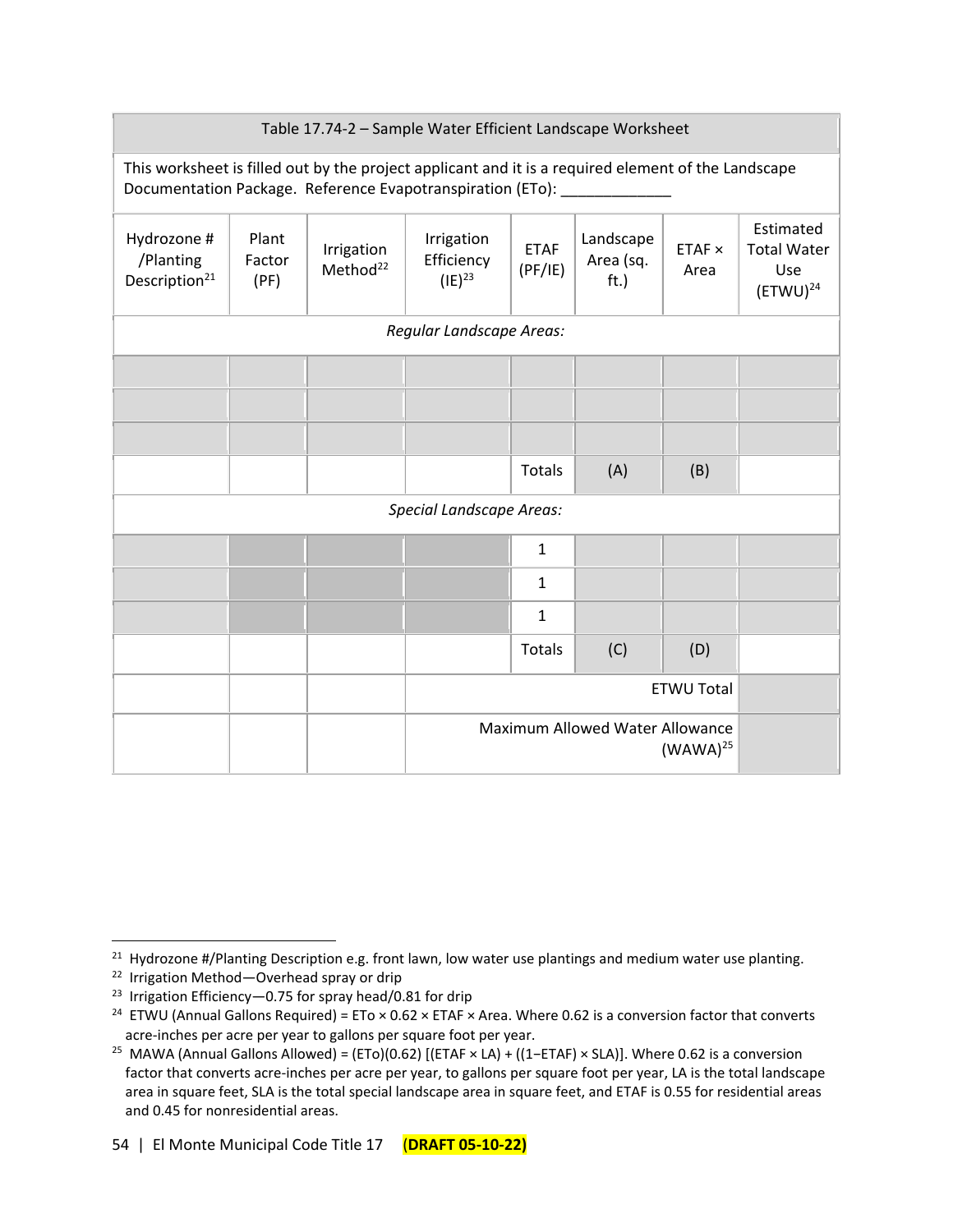Table 17.74-2 – Sample Water Efficient Landscape Worksheet

This worksheet is filled out by the project applicant and it is a required element of the Landscape Documentation Package. Reference Evapotranspiration (ETo): _____________

| Hydrozone # /Planting Description[21] | Plant Factor (PF) | Irrigation Method[22] | Irrigation Efficiency (IE)[23] | ETAF (PF/IE) | Landscape Area (sq. ft.) | ETAF × Area | Estimated Total Water Use (ETWU)[24] |
|---|---|---|---|---|---|---|---|
| *Regular Landscape Areas:* | | | | | | | |
| | | | | | | | |
| | | | | | | | |
| | | | | | | | |
| | | | | Totals | (A) | (B) | |
| *Special Landscape Areas:* | | | | | | | |
| | | | | 1 | | | |
| | | | | 1 | | | |
| | | | | 1 | | | |
| | | | | Totals | (C) | (D) | |
| | | | ETWU Total | | | | |
| | | | Maximum Allowed Water Allowance (WAWA)[25] | | | | |

[21] Hydrozone #/Planting Description e.g. front lawn, low water use plantings and medium water use planting.

[22] Irrigation Method—Overhead spray or drip

[23] Irrigation Efficiency—0.75 for spray head/0.81 for drip

[24] ETWU (Annual Gallons Required) = ETo × 0.62 × ETAF × Area. Where 0.62 is a conversion factor that converts acre-inches per acre per year to gallons per square foot per year.

[25] MAWA (Annual Gallons Allowed) = (ETo)(0.62) [(ETAF × LA) + ((1−ETAF) × SLA)]. Where 0.62 is a conversion factor that converts acre-inches per acre per year, to gallons per square foot per year, LA is the total landscape area in square feet, SLA is the total special landscape area in square feet, and ETAF is 0.55 for residential areas and 0.45 for nonresidential areas.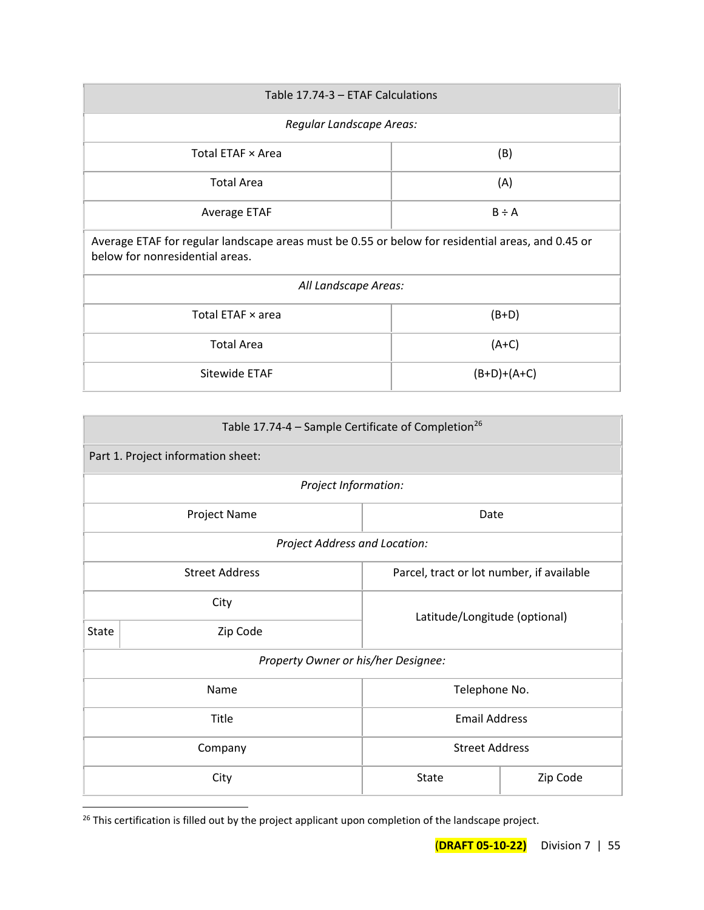| Table 17.74-3 – ETAF Calculations | |
|---|---|
| *Regular Landscape Areas:* | |
| Total ETAF × Area | (B) |
| Total Area | (A) |
| Average ETAF | B ÷ A |
| Average ETAF for regular landscape areas must be 0.55 or below for residential areas, and 0.45 or below for nonresidential areas. | |
| *All Landscape Areas:* | |
| Total ETAF × area | (B+D) |
| Total Area | (A+C) |
| Sitewide ETAF | (B+D)+(A+C) |

| Table 17.74-4 – Sample Certificate of Completion[26] | | | |
|---|---|---|---|
| Part 1. Project information sheet: | | | |
| *Project Information:* | | | |
| Project Name | | Date | |
| *Project Address and Location:* | | | |
| Street Address | | Parcel, tract or lot number, if available | |
| City | | Latitude/Longitude (optional) | |
| State | Zip Code | | |
| *Property Owner or his/her Designee:* | | | |
| Name | | Telephone No. | |
| Title | | Email Address | |
| Company | | Street Address | |
| City | | State | Zip Code |

[26] This certification is filled out by the project applicant upon completion of the landscape project.

**(DRAFT 05-10-22)** Division 7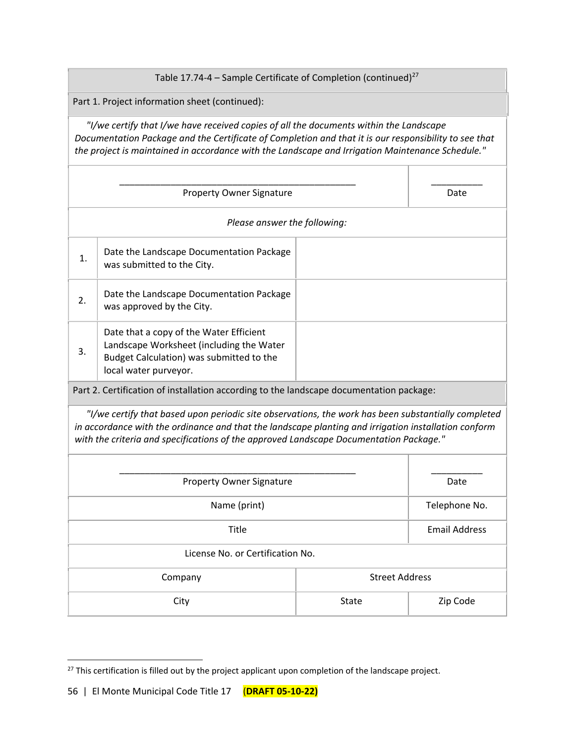| Table 17.74-4 – Sample Certificate of Completion (continued)[27] | | |
|---|---|---|
| Part 1. Project information sheet (continued): | | |
| *"I/we certify that I/we have received copies of all the documents within the Landscape Documentation Package and the Certificate of Completion and that it is our responsibility to see that the project is maintained in accordance with the Landscape and Irrigation Maintenance Schedule."* | | |
| ______________________________ Property Owner Signature | | __________ Date |
| *Please answer the following:* | | |
| 1. | Date the Landscape Documentation Package was submitted to the City. | |
| 2. | Date the Landscape Documentation Package was approved by the City. | |
| 3. | Date that a copy of the Water Efficient Landscape Worksheet (including the Water Budget Calculation) was submitted to the local water purveyor. | |
| Part 2. Certification of installation according to the landscape documentation package: | | |
| *"I/we certify that based upon periodic site observations, the work has been substantially completed in accordance with the ordinance and that the landscape planting and irrigation installation conform with the criteria and specifications of the approved Landscape Documentation Package."* | | |
| ______________________________ Property Owner Signature | | __________ Date |
| Name (print) | | Telephone No. |
| Title | | Email Address |
| License No. or Certification No. | | |
| Company | Street Address | |
| City | State | Zip Code |

[27] This certification is filled out by the project applicant upon completion of the landscape project.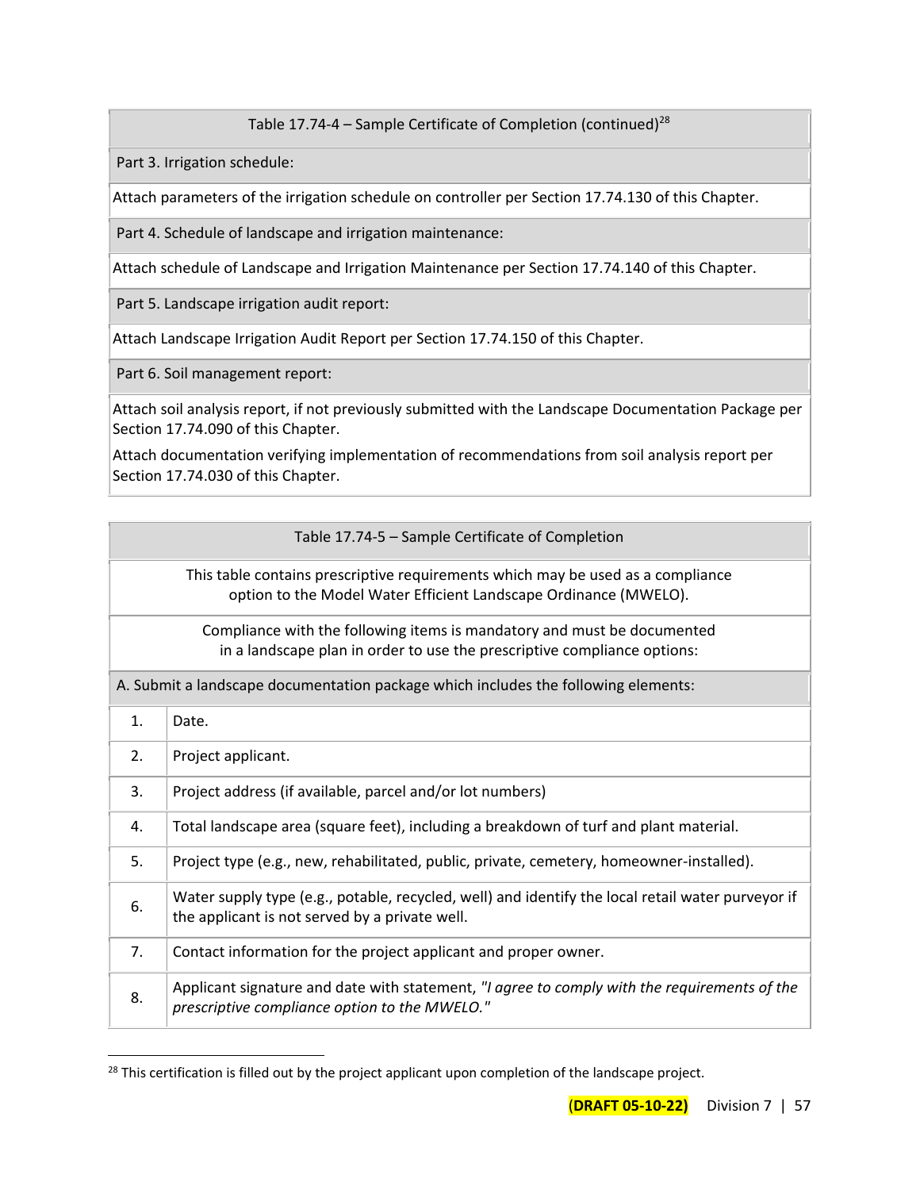| Table 17.74-4 – Sample Certificate of Completion (continued)[28] |
|---|
| Part 3. Irrigation schedule: |
| Attach parameters of the irrigation schedule on controller per Section 17.74.130 of this Chapter. |
| Part 4. Schedule of landscape and irrigation maintenance: |
| Attach schedule of Landscape and Irrigation Maintenance per Section 17.74.140 of this Chapter. |
| Part 5. Landscape irrigation audit report: |
| Attach Landscape Irrigation Audit Report per Section 17.74.150 of this Chapter. |
| Part 6. Soil management report: |
| Attach soil analysis report, if not previously submitted with the Landscape Documentation Package per Section 17.74.090 of this Chapter.<br><br>Attach documentation verifying implementation of recommendations from soil analysis report per Section 17.74.030 of this Chapter. |

| Table 17.74-5 – Sample Certificate of Completion | |
|---|---|
| This table contains prescriptive requirements which may be used as a compliance option to the Model Water Efficient Landscape Ordinance (MWELO). | |
| Compliance with the following items is mandatory and must be documented in a landscape plan in order to use the prescriptive compliance options: | |
| A. Submit a landscape documentation package which includes the following elements: | |
| 1. | Date. |
| 2. | Project applicant. |
| 3. | Project address (if available, parcel and/or lot numbers) |
| 4. | Total landscape area (square feet), including a breakdown of turf and plant material. |
| 5. | Project type (e.g., new, rehabilitated, public, private, cemetery, homeowner-installed). |
| 6. | Water supply type (e.g., potable, recycled, well) and identify the local retail water purveyor if the applicant is not served by a private well. |
| 7. | Contact information for the project applicant and proper owner. |
| 8. | Applicant signature and date with statement, *"I agree to comply with the requirements of the prescriptive compliance option to the MWELO."* |

[28] This certification is filled out by the project applicant upon completion of the landscape project.

**(DRAFT 05-10-22)** Division 7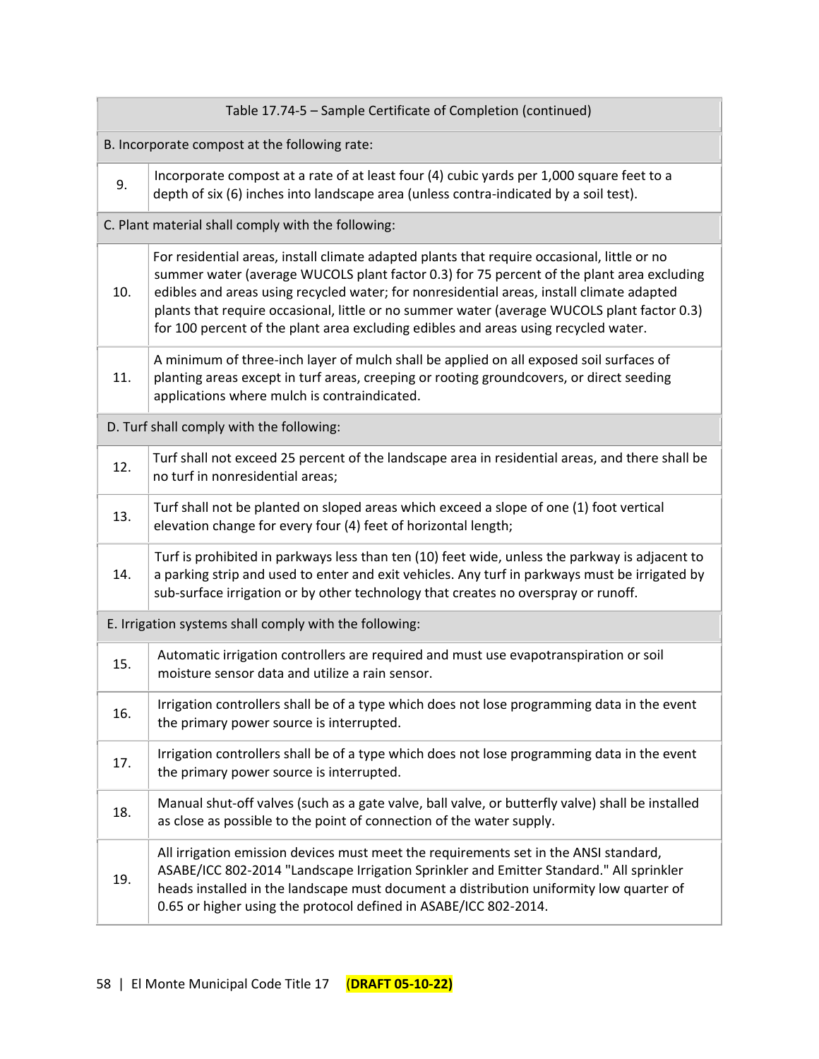| Table 17.74-5 – Sample Certificate of Completion (continued) | |
|---|---|
| B. Incorporate compost at the following rate: | |
| 9. | Incorporate compost at a rate of at least four (4) cubic yards per 1,000 square feet to a depth of six (6) inches into landscape area (unless contra-indicated by a soil test). |
| C. Plant material shall comply with the following: | |
| 10. | For residential areas, install climate adapted plants that require occasional, little or no summer water (average WUCOLS plant factor 0.3) for 75 percent of the plant area excluding edibles and areas using recycled water; for nonresidential areas, install climate adapted plants that require occasional, little or no summer water (average WUCOLS plant factor 0.3) for 100 percent of the plant area excluding edibles and areas using recycled water. |
| 11. | A minimum of three-inch layer of mulch shall be applied on all exposed soil surfaces of planting areas except in turf areas, creeping or rooting groundcovers, or direct seeding applications where mulch is contraindicated. |
| D. Turf shall comply with the following: | |
| 12. | Turf shall not exceed 25 percent of the landscape area in residential areas, and there shall be no turf in nonresidential areas; |
| 13. | Turf shall not be planted on sloped areas which exceed a slope of one (1) foot vertical elevation change for every four (4) feet of horizontal length; |
| 14. | Turf is prohibited in parkways less than ten (10) feet wide, unless the parkway is adjacent to a parking strip and used to enter and exit vehicles. Any turf in parkways must be irrigated by sub-surface irrigation or by other technology that creates no overspray or runoff. |
| E. Irrigation systems shall comply with the following: | |
| 15. | Automatic irrigation controllers are required and must use evapotranspiration or soil moisture sensor data and utilize a rain sensor. |
| 16. | Irrigation controllers shall be of a type which does not lose programming data in the event the primary power source is interrupted. |
| 17. | Irrigation controllers shall be of a type which does not lose programming data in the event the primary power source is interrupted. |
| 18. | Manual shut-off valves (such as a gate valve, ball valve, or butterfly valve) shall be installed as close as possible to the point of connection of the water supply. |
| 19. | All irrigation emission devices must meet the requirements set in the ANSI standard, ASABE/ICC 802-2014 "Landscape Irrigation Sprinkler and Emitter Standard." All sprinkler heads installed in the landscape must document a distribution uniformity low quarter of 0.65 or higher using the protocol defined in ASABE/ICC 802-2014. |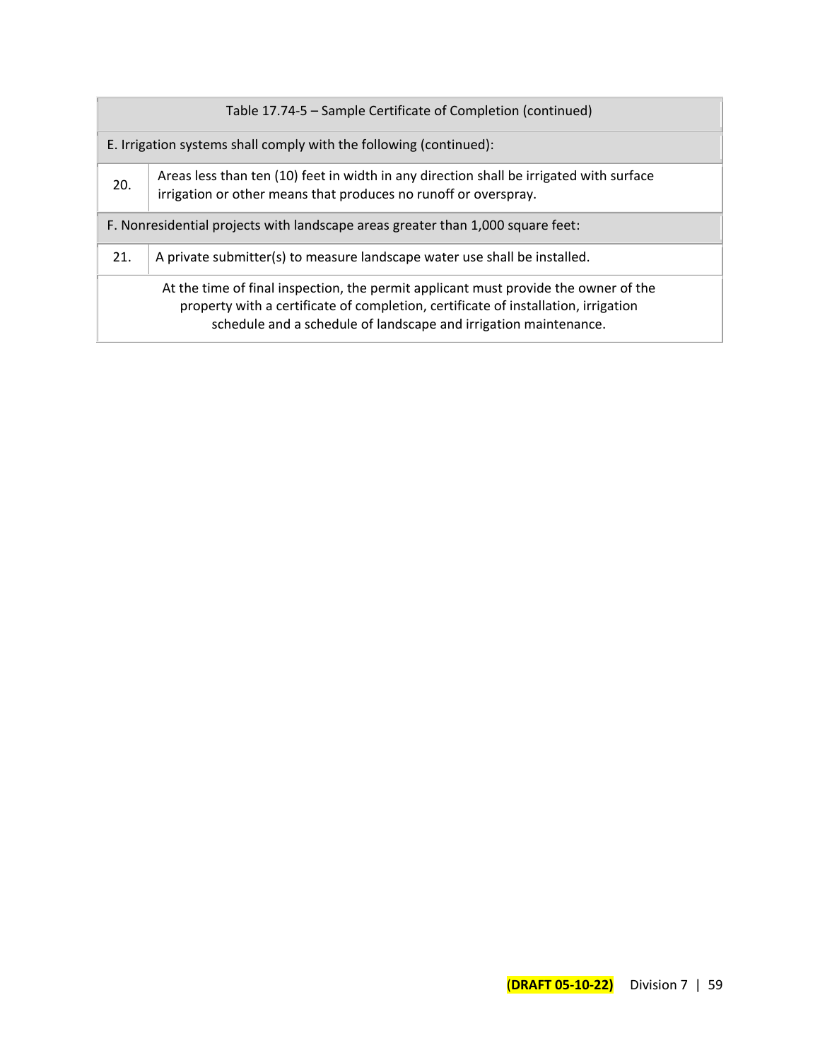| Table 17.74-5 – Sample Certificate of Completion (continued) | |
|---|---|
| E. Irrigation systems shall comply with the following (continued): | |
| 20. | Areas less than ten (10) feet in width in any direction shall be irrigated with surface irrigation or other means that produces no runoff or overspray. |
| F. Nonresidential projects with landscape areas greater than 1,000 square feet: | |
| 21. | A private submitter(s) to measure landscape water use shall be installed. |
| At the time of final inspection, the permit applicant must provide the owner of the property with a certificate of completion, certificate of installation, irrigation schedule and a schedule of landscape and irrigation maintenance. | |